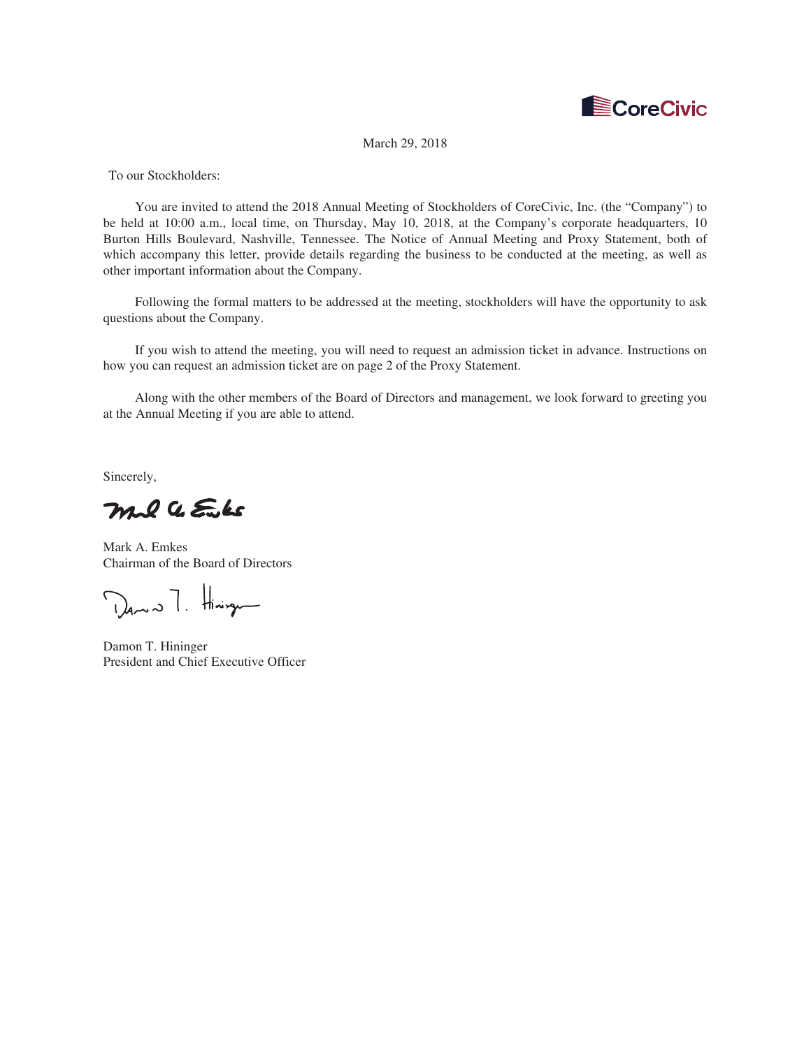March 29, 2018

To our Stockholders:

You are invited to attend the 2018 Annual Meeting of Stockholders of CoreCivic, Inc. (the "Company") to be held at 10:00 a.m., local time, on Thursday, May 10, 2018, at the Company's corporate headquarters, 10 Burton Hills Boulevard, Nashville, Tennessee. The Notice of Annual Meeting and Proxy Statement, both of which accompany this letter, provide details regarding the business to be conducted at the meeting, as well as other important information about the Company.

Following the formal matters to be addressed at the meeting, stockholders will have the opportunity to ask questions about the Company.

If you wish to attend the meeting, you will need to request an admission ticket in advance. Instructions on how you can request an admission ticket are on page 2 of the Proxy Statement.

Along with the other members of the Board of Directors and management, we look forward to greeting you at the Annual Meeting if you are able to attend.

Sincerely,

Mark A. Emkes
Chairman of the Board of Directors

Damon T. Hininger
President and Chief Executive Officer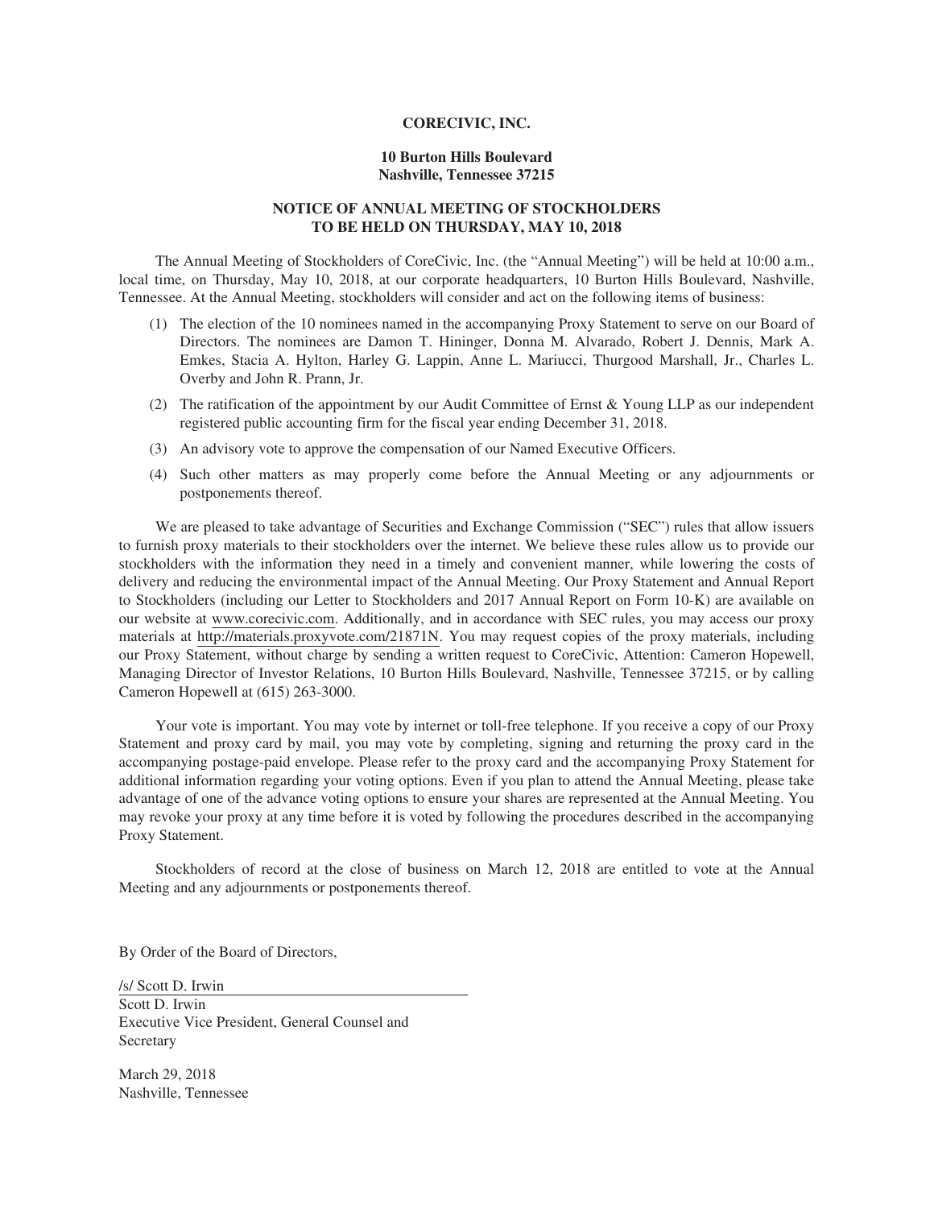**CORECIVIC, INC.**

**10 Burton Hills Boulevard**
**Nashville, Tennessee 37215**

**NOTICE OF ANNUAL MEETING OF STOCKHOLDERS**
**TO BE HELD ON THURSDAY, MAY 10, 2018**

The Annual Meeting of Stockholders of CoreCivic, Inc. (the "Annual Meeting") will be held at 10:00 a.m., local time, on Thursday, May 10, 2018, at our corporate headquarters, 10 Burton Hills Boulevard, Nashville, Tennessee. At the Annual Meeting, stockholders will consider and act on the following items of business:

(1) The election of the 10 nominees named in the accompanying Proxy Statement to serve on our Board of Directors. The nominees are Damon T. Hininger, Donna M. Alvarado, Robert J. Dennis, Mark A. Emkes, Stacia A. Hylton, Harley G. Lappin, Anne L. Mariucci, Thurgood Marshall, Jr., Charles L. Overby and John R. Prann, Jr.

(2) The ratification of the appointment by our Audit Committee of Ernst & Young LLP as our independent registered public accounting firm for the fiscal year ending December 31, 2018.

(3) An advisory vote to approve the compensation of our Named Executive Officers.

(4) Such other matters as may properly come before the Annual Meeting or any adjournments or postponements thereof.

We are pleased to take advantage of Securities and Exchange Commission ("SEC") rules that allow issuers to furnish proxy materials to their stockholders over the internet. We believe these rules allow us to provide our stockholders with the information they need in a timely and convenient manner, while lowering the costs of delivery and reducing the environmental impact of the Annual Meeting. Our Proxy Statement and Annual Report to Stockholders (including our Letter to Stockholders and 2017 Annual Report on Form 10-K) are available on our website at www.corecivic.com. Additionally, and in accordance with SEC rules, you may access our proxy materials at http://materials.proxyvote.com/21871N. You may request copies of the proxy materials, including our Proxy Statement, without charge by sending a written request to CoreCivic, Attention: Cameron Hopewell, Managing Director of Investor Relations, 10 Burton Hills Boulevard, Nashville, Tennessee 37215, or by calling Cameron Hopewell at (615) 263-3000.

Your vote is important. You may vote by internet or toll-free telephone. If you receive a copy of our Proxy Statement and proxy card by mail, you may vote by completing, signing and returning the proxy card in the accompanying postage-paid envelope. Please refer to the proxy card and the accompanying Proxy Statement for additional information regarding your voting options. Even if you plan to attend the Annual Meeting, please take advantage of one of the advance voting options to ensure your shares are represented at the Annual Meeting. You may revoke your proxy at any time before it is voted by following the procedures described in the accompanying Proxy Statement.

Stockholders of record at the close of business on March 12, 2018 are entitled to vote at the Annual Meeting and any adjournments or postponements thereof.

By Order of the Board of Directors,

/s/ Scott D. Irwin
Scott D. Irwin
Executive Vice President, General Counsel and Secretary

March 29, 2018
Nashville, Tennessee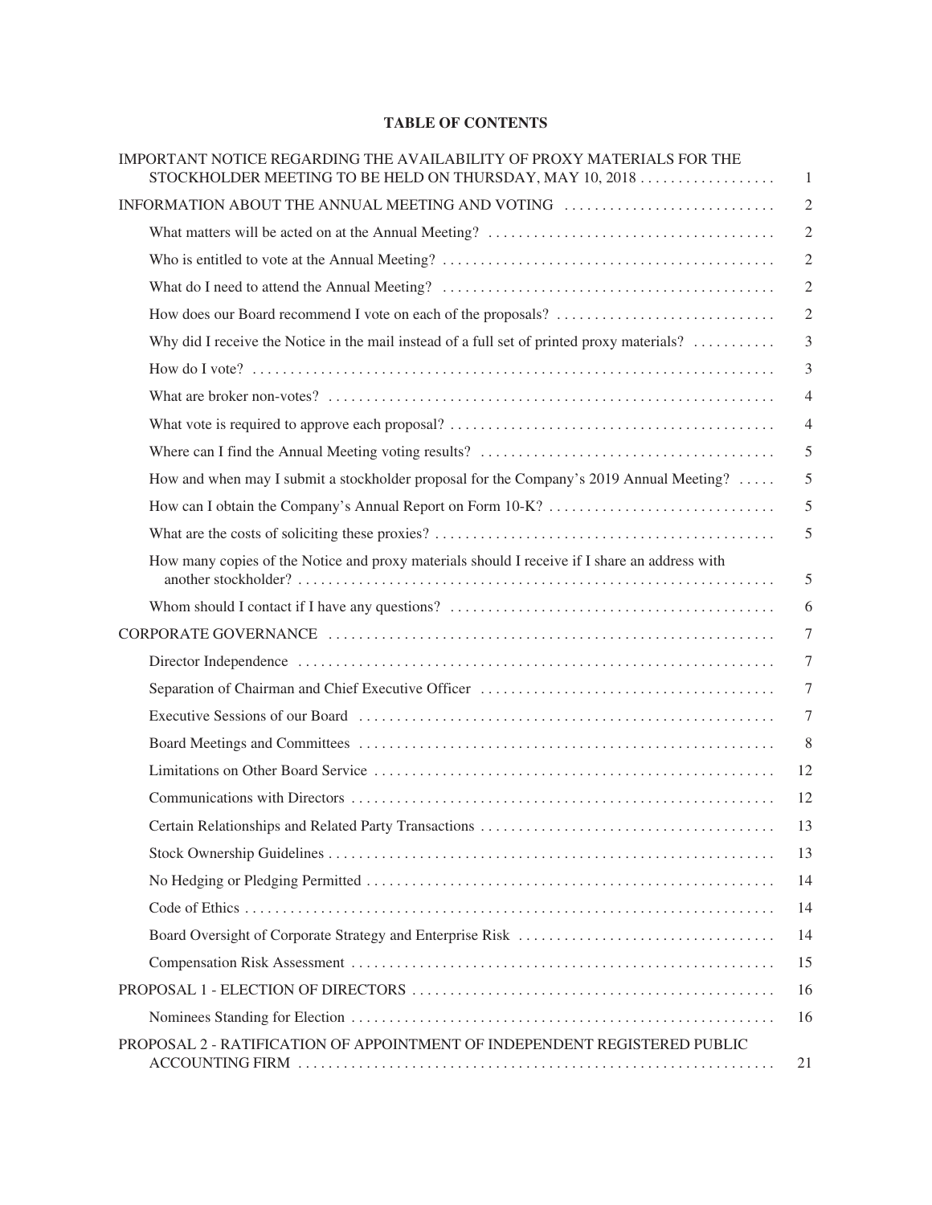# TABLE OF CONTENTS

| | |
|---|---|
| IMPORTANT NOTICE REGARDING THE AVAILABILITY OF PROXY MATERIALS FOR THE STOCKHOLDER MEETING TO BE HELD ON THURSDAY, MAY 10, 2018 | 1 |
| INFORMATION ABOUT THE ANNUAL MEETING AND VOTING | 2 |
| What matters will be acted on at the Annual Meeting? | 2 |
| Who is entitled to vote at the Annual Meeting? | 2 |
| What do I need to attend the Annual Meeting? | 2 |
| How does our Board recommend I vote on each of the proposals? | 2 |
| Why did I receive the Notice in the mail instead of a full set of printed proxy materials? | 3 |
| How do I vote? | 3 |
| What are broker non-votes? | 4 |
| What vote is required to approve each proposal? | 4 |
| Where can I find the Annual Meeting voting results? | 5 |
| How and when may I submit a stockholder proposal for the Company's 2019 Annual Meeting? | 5 |
| How can I obtain the Company's Annual Report on Form 10-K? | 5 |
| What are the costs of soliciting these proxies? | 5 |
| How many copies of the Notice and proxy materials should I receive if I share an address with another stockholder? | 5 |
| Whom should I contact if I have any questions? | 6 |
| CORPORATE GOVERNANCE | 7 |
| Director Independence | 7 |
| Separation of Chairman and Chief Executive Officer | 7 |
| Executive Sessions of our Board | 7 |
| Board Meetings and Committees | 8 |
| Limitations on Other Board Service | 12 |
| Communications with Directors | 12 |
| Certain Relationships and Related Party Transactions | 13 |
| Stock Ownership Guidelines | 13 |
| No Hedging or Pledging Permitted | 14 |
| Code of Ethics | 14 |
| Board Oversight of Corporate Strategy and Enterprise Risk | 14 |
| Compensation Risk Assessment | 15 |
| PROPOSAL 1 - ELECTION OF DIRECTORS | 16 |
| Nominees Standing for Election | 16 |
| PROPOSAL 2 - RATIFICATION OF APPOINTMENT OF INDEPENDENT REGISTERED PUBLIC ACCOUNTING FIRM | 21 |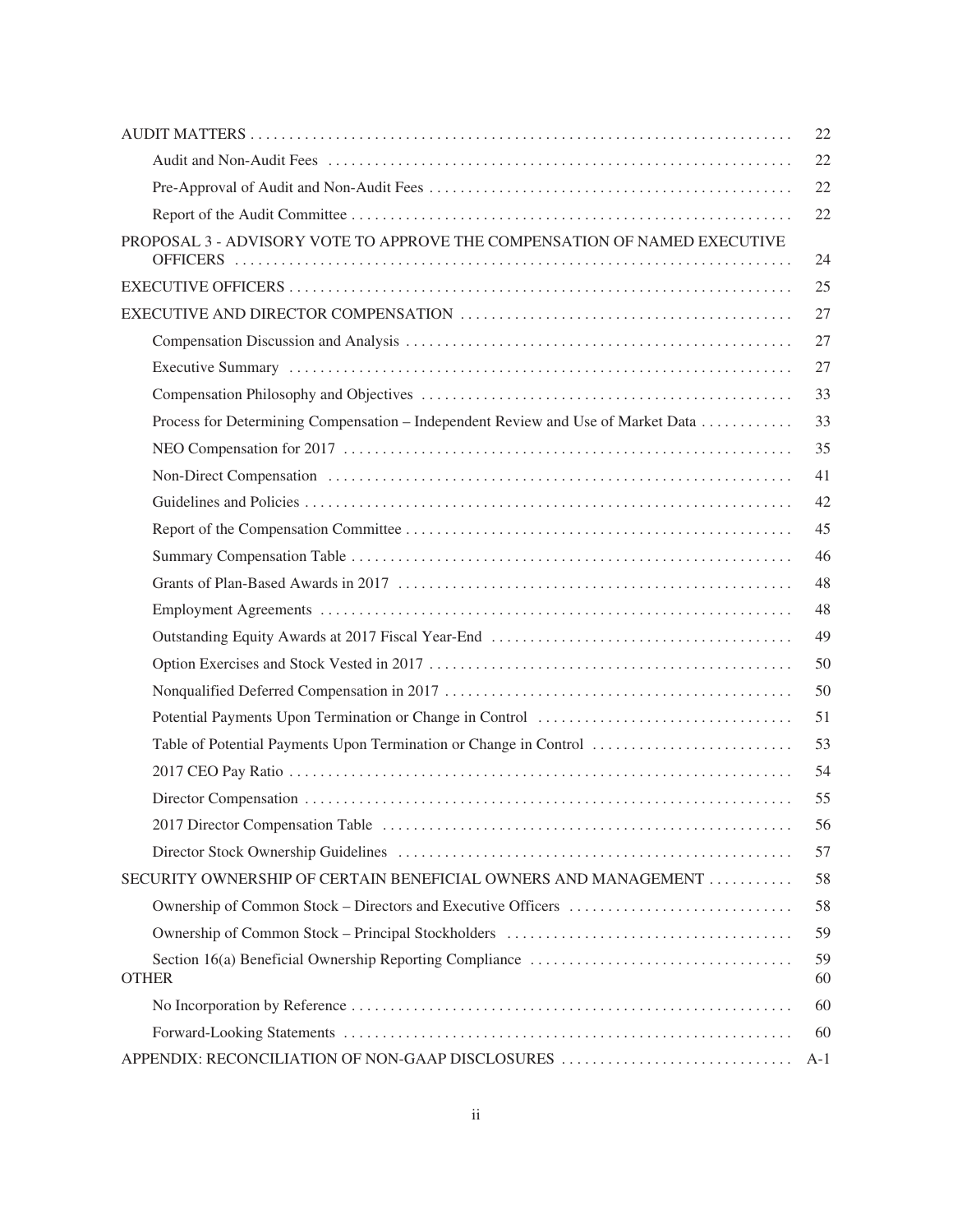| | |
|---|---|
| AUDIT MATTERS | 22 |
| Audit and Non-Audit Fees | 22 |
| Pre-Approval of Audit and Non-Audit Fees | 22 |
| Report of the Audit Committee | 22 |
| PROPOSAL 3 - ADVISORY VOTE TO APPROVE THE COMPENSATION OF NAMED EXECUTIVE OFFICERS | 24 |
| EXECUTIVE OFFICERS | 25 |
| EXECUTIVE AND DIRECTOR COMPENSATION | 27 |
| Compensation Discussion and Analysis | 27 |
| Executive Summary | 27 |
| Compensation Philosophy and Objectives | 33 |
| Process for Determining Compensation – Independent Review and Use of Market Data | 33 |
| NEO Compensation for 2017 | 35 |
| Non-Direct Compensation | 41 |
| Guidelines and Policies | 42 |
| Report of the Compensation Committee | 45 |
| Summary Compensation Table | 46 |
| Grants of Plan-Based Awards in 2017 | 48 |
| Employment Agreements | 48 |
| Outstanding Equity Awards at 2017 Fiscal Year-End | 49 |
| Option Exercises and Stock Vested in 2017 | 50 |
| Nonqualified Deferred Compensation in 2017 | 50 |
| Potential Payments Upon Termination or Change in Control | 51 |
| Table of Potential Payments Upon Termination or Change in Control | 53 |
| 2017 CEO Pay Ratio | 54 |
| Director Compensation | 55 |
| 2017 Director Compensation Table | 56 |
| Director Stock Ownership Guidelines | 57 |
| SECURITY OWNERSHIP OF CERTAIN BENEFICIAL OWNERS AND MANAGEMENT | 58 |
| Ownership of Common Stock – Directors and Executive Officers | 58 |
| Ownership of Common Stock – Principal Stockholders | 59 |
| Section 16(a) Beneficial Ownership Reporting Compliance | 59 |
| OTHER | 60 |
| No Incorporation by Reference | 60 |
| Forward-Looking Statements | 60 |
| APPENDIX: RECONCILIATION OF NON-GAAP DISCLOSURES | A-1 |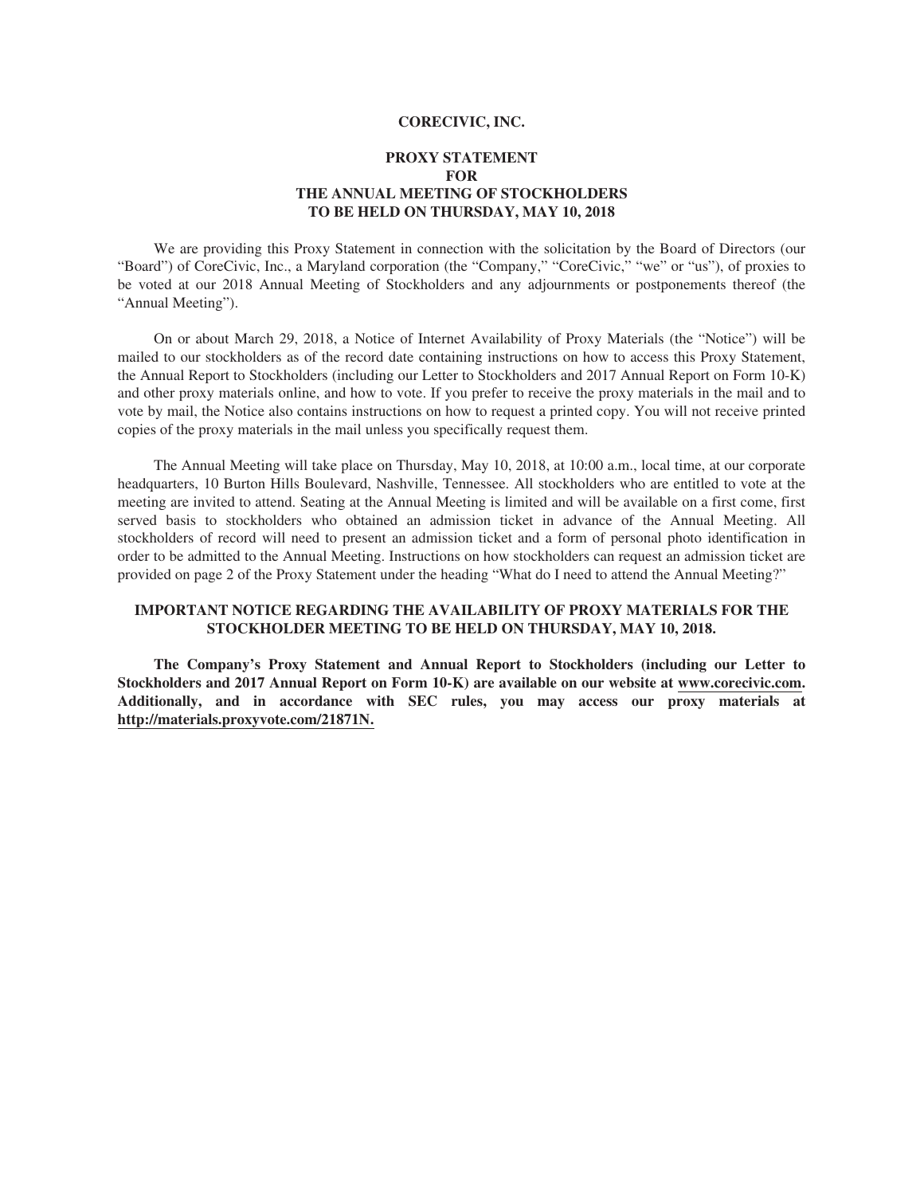# CORECIVIC, INC.

## PROXY STATEMENT
## FOR
## THE ANNUAL MEETING OF STOCKHOLDERS
## TO BE HELD ON THURSDAY, MAY 10, 2018

We are providing this Proxy Statement in connection with the solicitation by the Board of Directors (our "Board") of CoreCivic, Inc., a Maryland corporation (the "Company," "CoreCivic," "we" or "us"), of proxies to be voted at our 2018 Annual Meeting of Stockholders and any adjournments or postponements thereof (the "Annual Meeting").

On or about March 29, 2018, a Notice of Internet Availability of Proxy Materials (the "Notice") will be mailed to our stockholders as of the record date containing instructions on how to access this Proxy Statement, the Annual Report to Stockholders (including our Letter to Stockholders and 2017 Annual Report on Form 10-K) and other proxy materials online, and how to vote. If you prefer to receive the proxy materials in the mail and to vote by mail, the Notice also contains instructions on how to request a printed copy. You will not receive printed copies of the proxy materials in the mail unless you specifically request them.

The Annual Meeting will take place on Thursday, May 10, 2018, at 10:00 a.m., local time, at our corporate headquarters, 10 Burton Hills Boulevard, Nashville, Tennessee. All stockholders who are entitled to vote at the meeting are invited to attend. Seating at the Annual Meeting is limited and will be available on a first come, first served basis to stockholders who obtained an admission ticket in advance of the Annual Meeting. All stockholders of record will need to present an admission ticket and a form of personal photo identification in order to be admitted to the Annual Meeting. Instructions on how stockholders can request an admission ticket are provided on page 2 of the Proxy Statement under the heading "What do I need to attend the Annual Meeting?"

### IMPORTANT NOTICE REGARDING THE AVAILABILITY OF PROXY MATERIALS FOR THE STOCKHOLDER MEETING TO BE HELD ON THURSDAY, MAY 10, 2018.

**The Company's Proxy Statement and Annual Report to Stockholders (including our Letter to Stockholders and 2017 Annual Report on Form 10-K) are available on our website at www.corecivic.com. Additionally, and in accordance with SEC rules, you may access our proxy materials at http://materials.proxyvote.com/21871N.**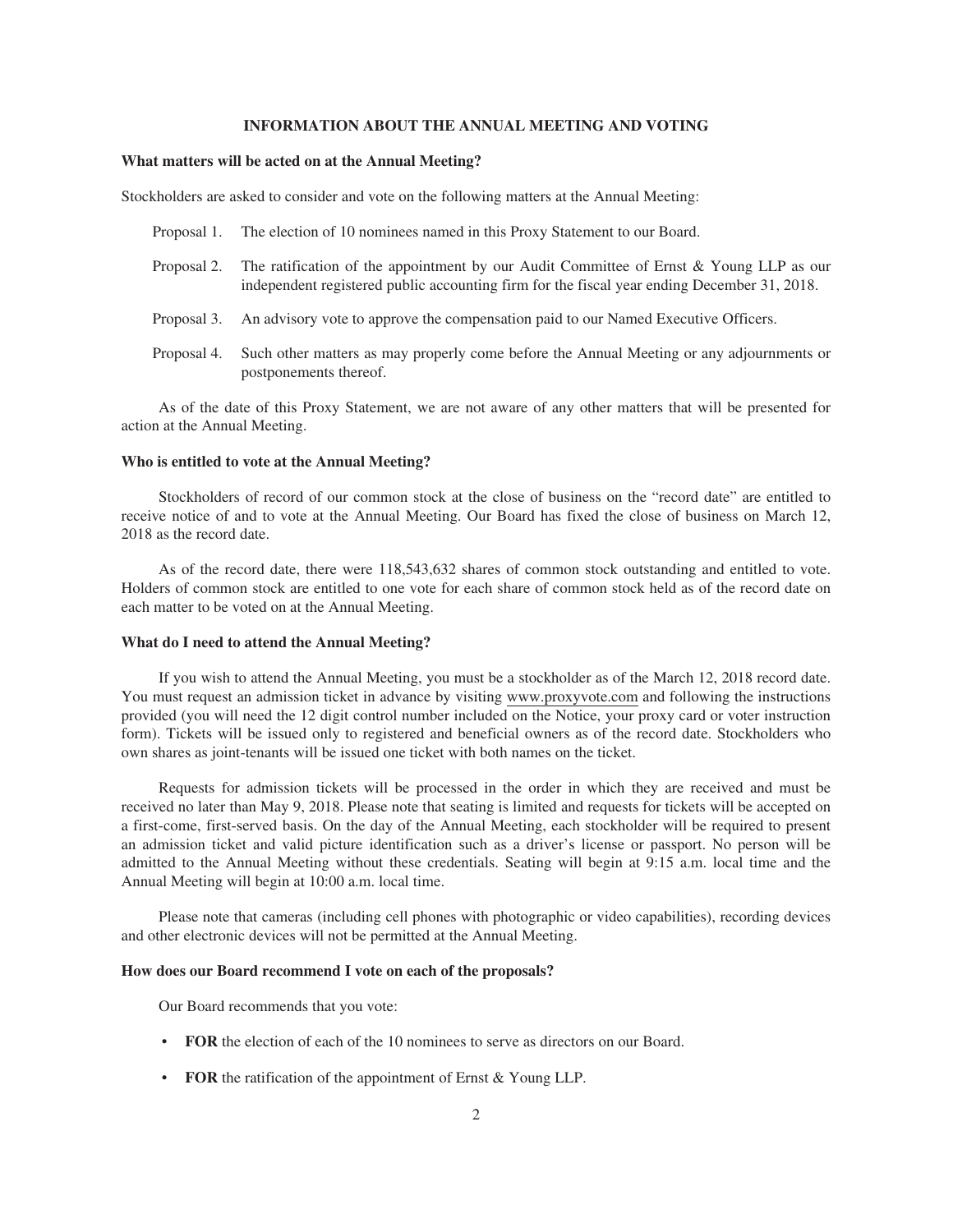## INFORMATION ABOUT THE ANNUAL MEETING AND VOTING

**What matters will be acted on at the Annual Meeting?**

Stockholders are asked to consider and vote on the following matters at the Annual Meeting:

Proposal 1. The election of 10 nominees named in this Proxy Statement to our Board.

Proposal 2. The ratification of the appointment by our Audit Committee of Ernst & Young LLP as our independent registered public accounting firm for the fiscal year ending December 31, 2018.

Proposal 3. An advisory vote to approve the compensation paid to our Named Executive Officers.

Proposal 4. Such other matters as may properly come before the Annual Meeting or any adjournments or postponements thereof.

As of the date of this Proxy Statement, we are not aware of any other matters that will be presented for action at the Annual Meeting.

**Who is entitled to vote at the Annual Meeting?**

Stockholders of record of our common stock at the close of business on the "record date" are entitled to receive notice of and to vote at the Annual Meeting. Our Board has fixed the close of business on March 12, 2018 as the record date.

As of the record date, there were 118,543,632 shares of common stock outstanding and entitled to vote. Holders of common stock are entitled to one vote for each share of common stock held as of the record date on each matter to be voted on at the Annual Meeting.

**What do I need to attend the Annual Meeting?**

If you wish to attend the Annual Meeting, you must be a stockholder as of the March 12, 2018 record date. You must request an admission ticket in advance by visiting www.proxyvote.com and following the instructions provided (you will need the 12 digit control number included on the Notice, your proxy card or voter instruction form). Tickets will be issued only to registered and beneficial owners as of the record date. Stockholders who own shares as joint-tenants will be issued one ticket with both names on the ticket.

Requests for admission tickets will be processed in the order in which they are received and must be received no later than May 9, 2018. Please note that seating is limited and requests for tickets will be accepted on a first-come, first-served basis. On the day of the Annual Meeting, each stockholder will be required to present an admission ticket and valid picture identification such as a driver's license or passport. No person will be admitted to the Annual Meeting without these credentials. Seating will begin at 9:15 a.m. local time and the Annual Meeting will begin at 10:00 a.m. local time.

Please note that cameras (including cell phones with photographic or video capabilities), recording devices and other electronic devices will not be permitted at the Annual Meeting.

**How does our Board recommend I vote on each of the proposals?**

Our Board recommends that you vote:

- **FOR** the election of each of the 10 nominees to serve as directors on our Board.
- **FOR** the ratification of the appointment of Ernst & Young LLP.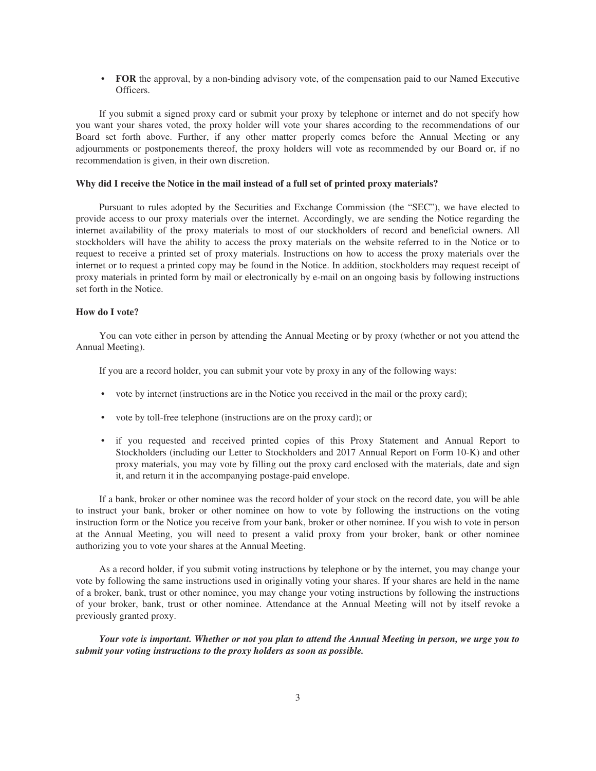- **FOR** the approval, by a non-binding advisory vote, of the compensation paid to our Named Executive Officers.

If you submit a signed proxy card or submit your proxy by telephone or internet and do not specify how you want your shares voted, the proxy holder will vote your shares according to the recommendations of our Board set forth above. Further, if any other matter properly comes before the Annual Meeting or any adjournments or postponements thereof, the proxy holders will vote as recommended by our Board or, if no recommendation is given, in their own discretion.

**Why did I receive the Notice in the mail instead of a full set of printed proxy materials?**

Pursuant to rules adopted by the Securities and Exchange Commission (the "SEC"), we have elected to provide access to our proxy materials over the internet. Accordingly, we are sending the Notice regarding the internet availability of the proxy materials to most of our stockholders of record and beneficial owners. All stockholders will have the ability to access the proxy materials on the website referred to in the Notice or to request to receive a printed set of proxy materials. Instructions on how to access the proxy materials over the internet or to request a printed copy may be found in the Notice. In addition, stockholders may request receipt of proxy materials in printed form by mail or electronically by e-mail on an ongoing basis by following instructions set forth in the Notice.

**How do I vote?**

You can vote either in person by attending the Annual Meeting or by proxy (whether or not you attend the Annual Meeting).

If you are a record holder, you can submit your vote by proxy in any of the following ways:

- vote by internet (instructions are in the Notice you received in the mail or the proxy card);
- vote by toll-free telephone (instructions are on the proxy card); or
- if you requested and received printed copies of this Proxy Statement and Annual Report to Stockholders (including our Letter to Stockholders and 2017 Annual Report on Form 10-K) and other proxy materials, you may vote by filling out the proxy card enclosed with the materials, date and sign it, and return it in the accompanying postage-paid envelope.

If a bank, broker or other nominee was the record holder of your stock on the record date, you will be able to instruct your bank, broker or other nominee on how to vote by following the instructions on the voting instruction form or the Notice you receive from your bank, broker or other nominee. If you wish to vote in person at the Annual Meeting, you will need to present a valid proxy from your broker, bank or other nominee authorizing you to vote your shares at the Annual Meeting.

As a record holder, if you submit voting instructions by telephone or by the internet, you may change your vote by following the same instructions used in originally voting your shares. If your shares are held in the name of a broker, bank, trust or other nominee, you may change your voting instructions by following the instructions of your broker, bank, trust or other nominee. Attendance at the Annual Meeting will not by itself revoke a previously granted proxy.

***Your vote is important. Whether or not you plan to attend the Annual Meeting in person, we urge you to submit your voting instructions to the proxy holders as soon as possible.***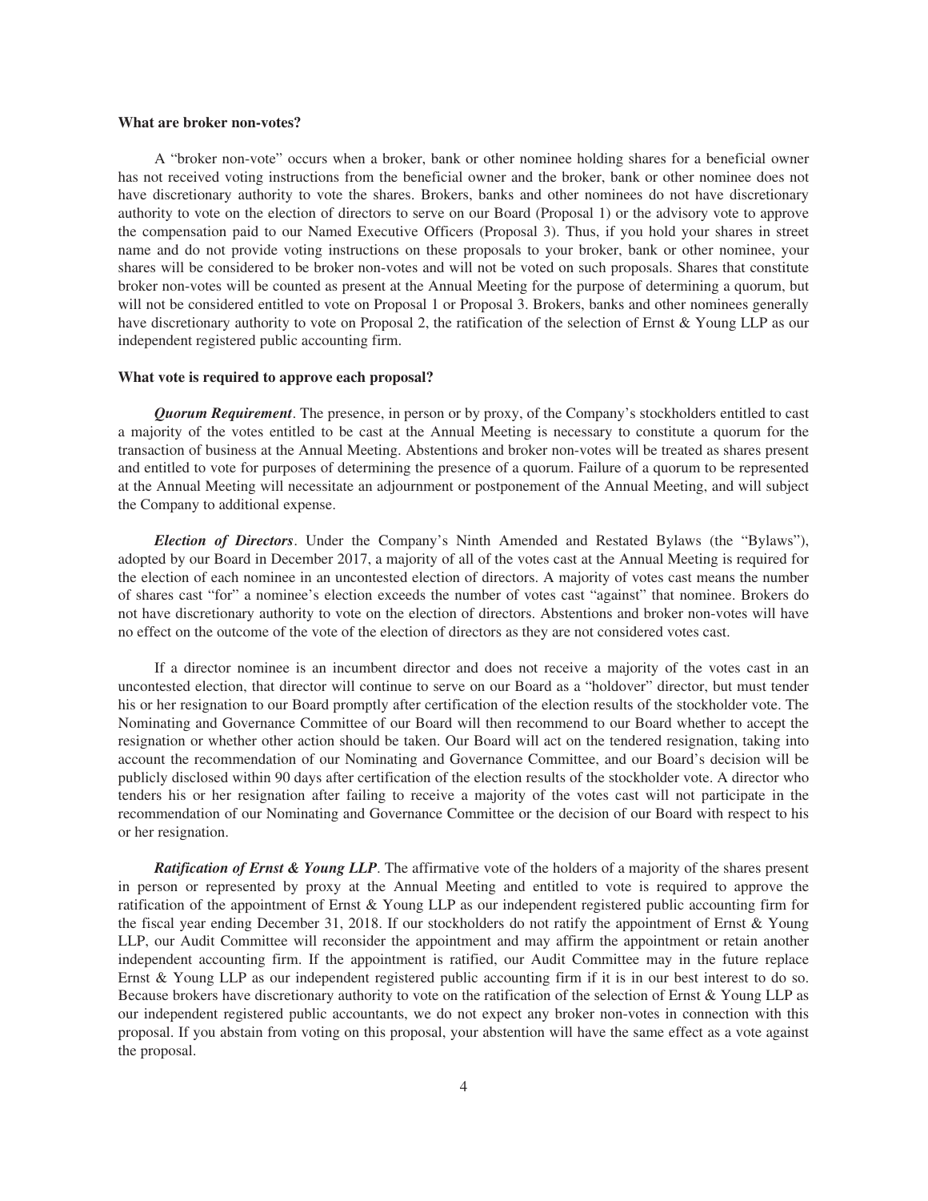**What are broker non-votes?**

A "broker non-vote" occurs when a broker, bank or other nominee holding shares for a beneficial owner has not received voting instructions from the beneficial owner and the broker, bank or other nominee does not have discretionary authority to vote the shares. Brokers, banks and other nominees do not have discretionary authority to vote on the election of directors to serve on our Board (Proposal 1) or the advisory vote to approve the compensation paid to our Named Executive Officers (Proposal 3). Thus, if you hold your shares in street name and do not provide voting instructions on these proposals to your broker, bank or other nominee, your shares will be considered to be broker non-votes and will not be voted on such proposals. Shares that constitute broker non-votes will be counted as present at the Annual Meeting for the purpose of determining a quorum, but will not be considered entitled to vote on Proposal 1 or Proposal 3. Brokers, banks and other nominees generally have discretionary authority to vote on Proposal 2, the ratification of the selection of Ernst & Young LLP as our independent registered public accounting firm.

**What vote is required to approve each proposal?**

***Quorum Requirement***. The presence, in person or by proxy, of the Company's stockholders entitled to cast a majority of the votes entitled to be cast at the Annual Meeting is necessary to constitute a quorum for the transaction of business at the Annual Meeting. Abstentions and broker non-votes will be treated as shares present and entitled to vote for purposes of determining the presence of a quorum. Failure of a quorum to be represented at the Annual Meeting will necessitate an adjournment or postponement of the Annual Meeting, and will subject the Company to additional expense.

***Election of Directors***. Under the Company's Ninth Amended and Restated Bylaws (the "Bylaws"), adopted by our Board in December 2017, a majority of all of the votes cast at the Annual Meeting is required for the election of each nominee in an uncontested election of directors. A majority of votes cast means the number of shares cast "for" a nominee's election exceeds the number of votes cast "against" that nominee. Brokers do not have discretionary authority to vote on the election of directors. Abstentions and broker non-votes will have no effect on the outcome of the vote of the election of directors as they are not considered votes cast.

If a director nominee is an incumbent director and does not receive a majority of the votes cast in an uncontested election, that director will continue to serve on our Board as a "holdover" director, but must tender his or her resignation to our Board promptly after certification of the election results of the stockholder vote. The Nominating and Governance Committee of our Board will then recommend to our Board whether to accept the resignation or whether other action should be taken. Our Board will act on the tendered resignation, taking into account the recommendation of our Nominating and Governance Committee, and our Board's decision will be publicly disclosed within 90 days after certification of the election results of the stockholder vote. A director who tenders his or her resignation after failing to receive a majority of the votes cast will not participate in the recommendation of our Nominating and Governance Committee or the decision of our Board with respect to his or her resignation.

***Ratification of Ernst & Young LLP***. The affirmative vote of the holders of a majority of the shares present in person or represented by proxy at the Annual Meeting and entitled to vote is required to approve the ratification of the appointment of Ernst & Young LLP as our independent registered public accounting firm for the fiscal year ending December 31, 2018. If our stockholders do not ratify the appointment of Ernst & Young LLP, our Audit Committee will reconsider the appointment and may affirm the appointment or retain another independent accounting firm. If the appointment is ratified, our Audit Committee may in the future replace Ernst & Young LLP as our independent registered public accounting firm if it is in our best interest to do so. Because brokers have discretionary authority to vote on the ratification of the selection of Ernst & Young LLP as our independent registered public accountants, we do not expect any broker non-votes in connection with this proposal. If you abstain from voting on this proposal, your abstention will have the same effect as a vote against the proposal.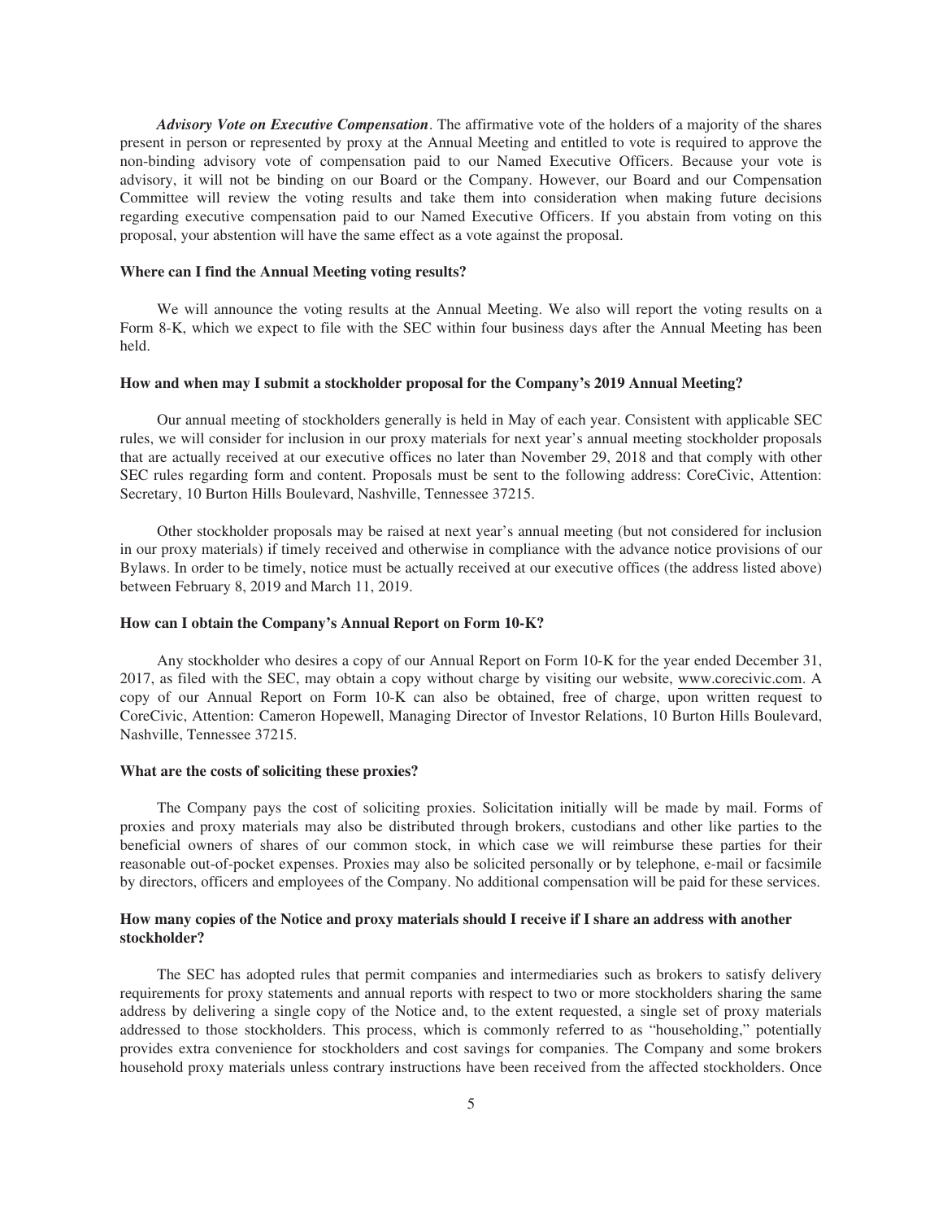***Advisory Vote on Executive Compensation***. The affirmative vote of the holders of a majority of the shares present in person or represented by proxy at the Annual Meeting and entitled to vote is required to approve the non-binding advisory vote of compensation paid to our Named Executive Officers. Because your vote is advisory, it will not be binding on our Board or the Company. However, our Board and our Compensation Committee will review the voting results and take them into consideration when making future decisions regarding executive compensation paid to our Named Executive Officers. If you abstain from voting on this proposal, your abstention will have the same effect as a vote against the proposal.

**Where can I find the Annual Meeting voting results?**

We will announce the voting results at the Annual Meeting. We also will report the voting results on a Form 8-K, which we expect to file with the SEC within four business days after the Annual Meeting has been held.

**How and when may I submit a stockholder proposal for the Company's 2019 Annual Meeting?**

Our annual meeting of stockholders generally is held in May of each year. Consistent with applicable SEC rules, we will consider for inclusion in our proxy materials for next year's annual meeting stockholder proposals that are actually received at our executive offices no later than November 29, 2018 and that comply with other SEC rules regarding form and content. Proposals must be sent to the following address: CoreCivic, Attention: Secretary, 10 Burton Hills Boulevard, Nashville, Tennessee 37215.

Other stockholder proposals may be raised at next year's annual meeting (but not considered for inclusion in our proxy materials) if timely received and otherwise in compliance with the advance notice provisions of our Bylaws. In order to be timely, notice must be actually received at our executive offices (the address listed above) between February 8, 2019 and March 11, 2019.

**How can I obtain the Company's Annual Report on Form 10-K?**

Any stockholder who desires a copy of our Annual Report on Form 10-K for the year ended December 31, 2017, as filed with the SEC, may obtain a copy without charge by visiting our website, www.corecivic.com. A copy of our Annual Report on Form 10-K can also be obtained, free of charge, upon written request to CoreCivic, Attention: Cameron Hopewell, Managing Director of Investor Relations, 10 Burton Hills Boulevard, Nashville, Tennessee 37215.

**What are the costs of soliciting these proxies?**

The Company pays the cost of soliciting proxies. Solicitation initially will be made by mail. Forms of proxies and proxy materials may also be distributed through brokers, custodians and other like parties to the beneficial owners of shares of our common stock, in which case we will reimburse these parties for their reasonable out-of-pocket expenses. Proxies may also be solicited personally or by telephone, e-mail or facsimile by directors, officers and employees of the Company. No additional compensation will be paid for these services.

**How many copies of the Notice and proxy materials should I receive if I share an address with another stockholder?**

The SEC has adopted rules that permit companies and intermediaries such as brokers to satisfy delivery requirements for proxy statements and annual reports with respect to two or more stockholders sharing the same address by delivering a single copy of the Notice and, to the extent requested, a single set of proxy materials addressed to those stockholders. This process, which is commonly referred to as "householding," potentially provides extra convenience for stockholders and cost savings for companies. The Company and some brokers household proxy materials unless contrary instructions have been received from the affected stockholders. Once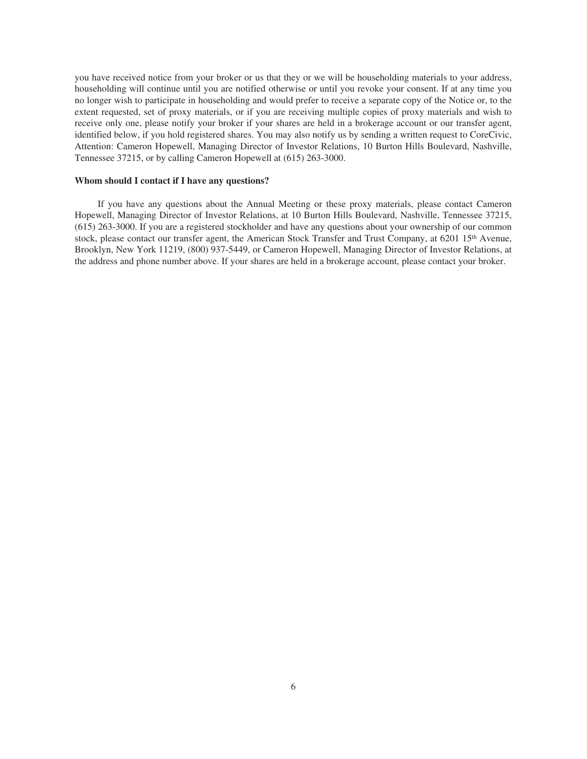you have received notice from your broker or us that they or we will be householding materials to your address, householding will continue until you are notified otherwise or until you revoke your consent. If at any time you no longer wish to participate in householding and would prefer to receive a separate copy of the Notice or, to the extent requested, set of proxy materials, or if you are receiving multiple copies of proxy materials and wish to receive only one, please notify your broker if your shares are held in a brokerage account or our transfer agent, identified below, if you hold registered shares. You may also notify us by sending a written request to CoreCivic, Attention: Cameron Hopewell, Managing Director of Investor Relations, 10 Burton Hills Boulevard, Nashville, Tennessee 37215, or by calling Cameron Hopewell at (615) 263-3000.

**Whom should I contact if I have any questions?**

If you have any questions about the Annual Meeting or these proxy materials, please contact Cameron Hopewell, Managing Director of Investor Relations, at 10 Burton Hills Boulevard, Nashville, Tennessee 37215, (615) 263-3000. If you are a registered stockholder and have any questions about your ownership of our common stock, please contact our transfer agent, the American Stock Transfer and Trust Company, at 6201 15th Avenue, Brooklyn, New York 11219, (800) 937-5449, or Cameron Hopewell, Managing Director of Investor Relations, at the address and phone number above. If your shares are held in a brokerage account, please contact your broker.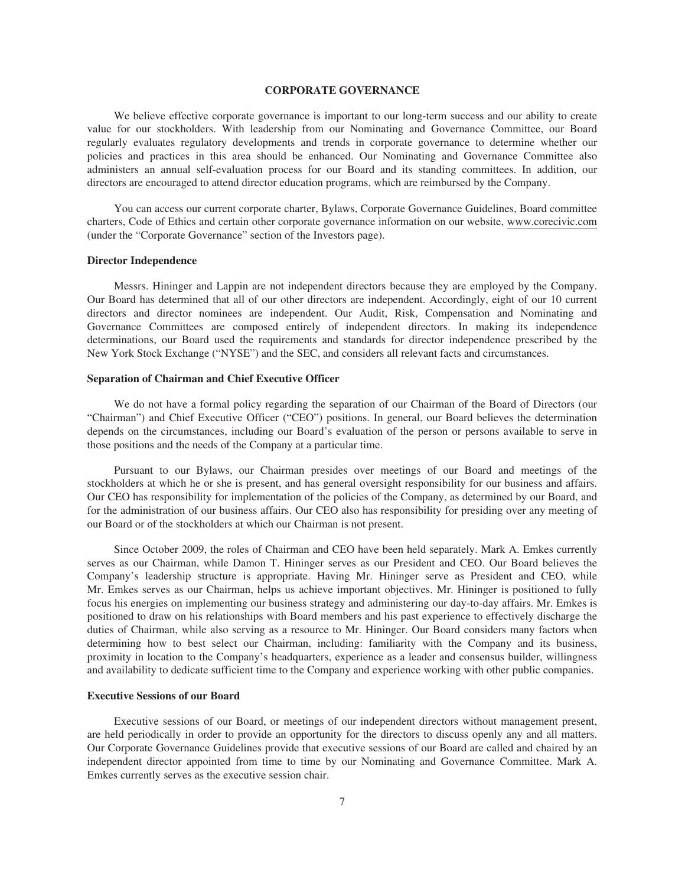## CORPORATE GOVERNANCE

We believe effective corporate governance is important to our long-term success and our ability to create value for our stockholders. With leadership from our Nominating and Governance Committee, our Board regularly evaluates regulatory developments and trends in corporate governance to determine whether our policies and practices in this area should be enhanced. Our Nominating and Governance Committee also administers an annual self-evaluation process for our Board and its standing committees. In addition, our directors are encouraged to attend director education programs, which are reimbursed by the Company.

You can access our current corporate charter, Bylaws, Corporate Governance Guidelines, Board committee charters, Code of Ethics and certain other corporate governance information on our website, www.corecivic.com (under the "Corporate Governance" section of the Investors page).

### Director Independence

Messrs. Hininger and Lappin are not independent directors because they are employed by the Company. Our Board has determined that all of our other directors are independent. Accordingly, eight of our 10 current directors and director nominees are independent. Our Audit, Risk, Compensation and Nominating and Governance Committees are composed entirely of independent directors. In making its independence determinations, our Board used the requirements and standards for director independence prescribed by the New York Stock Exchange ("NYSE") and the SEC, and considers all relevant facts and circumstances.

### Separation of Chairman and Chief Executive Officer

We do not have a formal policy regarding the separation of our Chairman of the Board of Directors (our "Chairman") and Chief Executive Officer ("CEO") positions. In general, our Board believes the determination depends on the circumstances, including our Board's evaluation of the person or persons available to serve in those positions and the needs of the Company at a particular time.

Pursuant to our Bylaws, our Chairman presides over meetings of our Board and meetings of the stockholders at which he or she is present, and has general oversight responsibility for our business and affairs. Our CEO has responsibility for implementation of the policies of the Company, as determined by our Board, and for the administration of our business affairs. Our CEO also has responsibility for presiding over any meeting of our Board or of the stockholders at which our Chairman is not present.

Since October 2009, the roles of Chairman and CEO have been held separately. Mark A. Emkes currently serves as our Chairman, while Damon T. Hininger serves as our President and CEO. Our Board believes the Company's leadership structure is appropriate. Having Mr. Hininger serve as President and CEO, while Mr. Emkes serves as our Chairman, helps us achieve important objectives. Mr. Hininger is positioned to fully focus his energies on implementing our business strategy and administering our day-to-day affairs. Mr. Emkes is positioned to draw on his relationships with Board members and his past experience to effectively discharge the duties of Chairman, while also serving as a resource to Mr. Hininger. Our Board considers many factors when determining how to best select our Chairman, including: familiarity with the Company and its business, proximity in location to the Company's headquarters, experience as a leader and consensus builder, willingness and availability to dedicate sufficient time to the Company and experience working with other public companies.

### Executive Sessions of our Board

Executive sessions of our Board, or meetings of our independent directors without management present, are held periodically in order to provide an opportunity for the directors to discuss openly any and all matters. Our Corporate Governance Guidelines provide that executive sessions of our Board are called and chaired by an independent director appointed from time to time by our Nominating and Governance Committee. Mark A. Emkes currently serves as the executive session chair.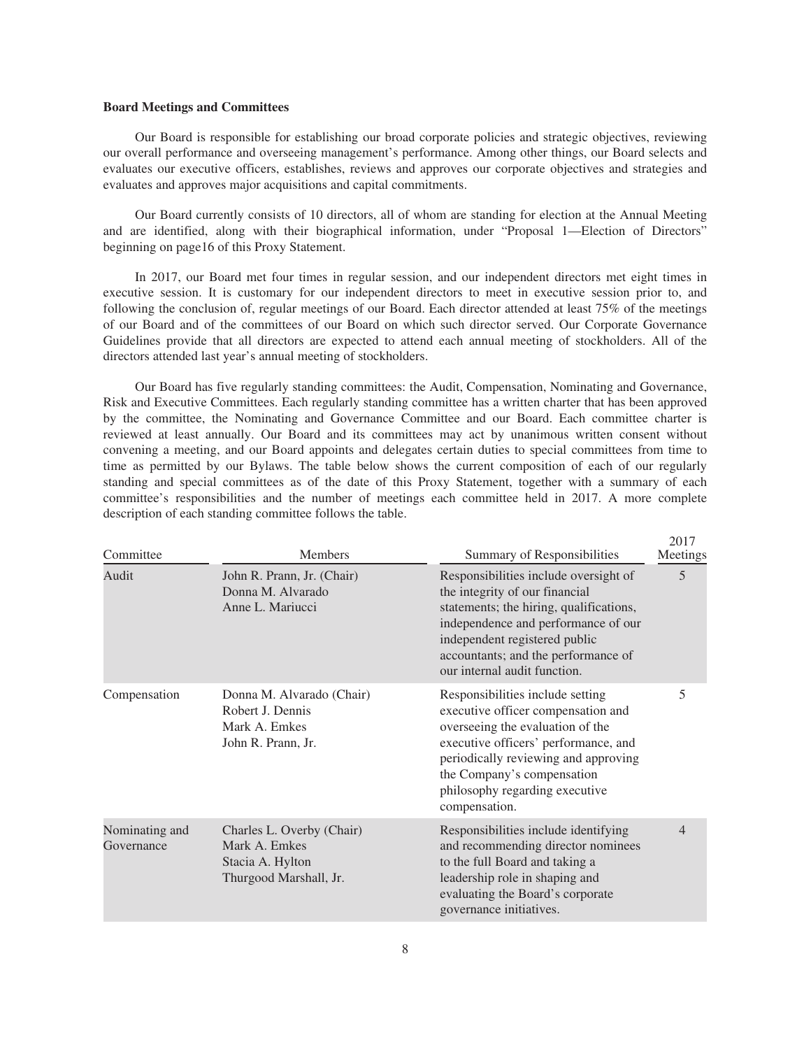**Board Meetings and Committees**

Our Board is responsible for establishing our broad corporate policies and strategic objectives, reviewing our overall performance and overseeing management's performance. Among other things, our Board selects and evaluates our executive officers, establishes, reviews and approves our corporate objectives and strategies and evaluates and approves major acquisitions and capital commitments.

Our Board currently consists of 10 directors, all of whom are standing for election at the Annual Meeting and are identified, along with their biographical information, under "Proposal 1—Election of Directors" beginning on page16 of this Proxy Statement.

In 2017, our Board met four times in regular session, and our independent directors met eight times in executive session. It is customary for our independent directors to meet in executive session prior to, and following the conclusion of, regular meetings of our Board. Each director attended at least 75% of the meetings of our Board and of the committees of our Board on which such director served. Our Corporate Governance Guidelines provide that all directors are expected to attend each annual meeting of stockholders. All of the directors attended last year's annual meeting of stockholders.

Our Board has five regularly standing committees: the Audit, Compensation, Nominating and Governance, Risk and Executive Committees. Each regularly standing committee has a written charter that has been approved by the committee, the Nominating and Governance Committee and our Board. Each committee charter is reviewed at least annually. Our Board and its committees may act by unanimous written consent without convening a meeting, and our Board appoints and delegates certain duties to special committees from time to time as permitted by our Bylaws. The table below shows the current composition of each of our regularly standing and special committees as of the date of this Proxy Statement, together with a summary of each committee's responsibilities and the number of meetings each committee held in 2017. A more complete description of each standing committee follows the table.

| Committee | Members | Summary of Responsibilities | 2017 Meetings |
|---|---|---|---|
| Audit | John R. Prann, Jr. (Chair)<br>Donna M. Alvarado<br>Anne L. Mariucci | Responsibilities include oversight of the integrity of our financial statements; the hiring, qualifications, independence and performance of our independent registered public accountants; and the performance of our internal audit function. | 5 |
| Compensation | Donna M. Alvarado (Chair)<br>Robert J. Dennis<br>Mark A. Emkes<br>John R. Prann, Jr. | Responsibilities include setting executive officer compensation and overseeing the evaluation of the executive officers' performance, and periodically reviewing and approving the Company's compensation philosophy regarding executive compensation. | 5 |
| Nominating and Governance | Charles L. Overby (Chair)<br>Mark A. Emkes<br>Stacia A. Hylton<br>Thurgood Marshall, Jr. | Responsibilities include identifying and recommending director nominees to the full Board and taking a leadership role in shaping and evaluating the Board's corporate governance initiatives. | 4 |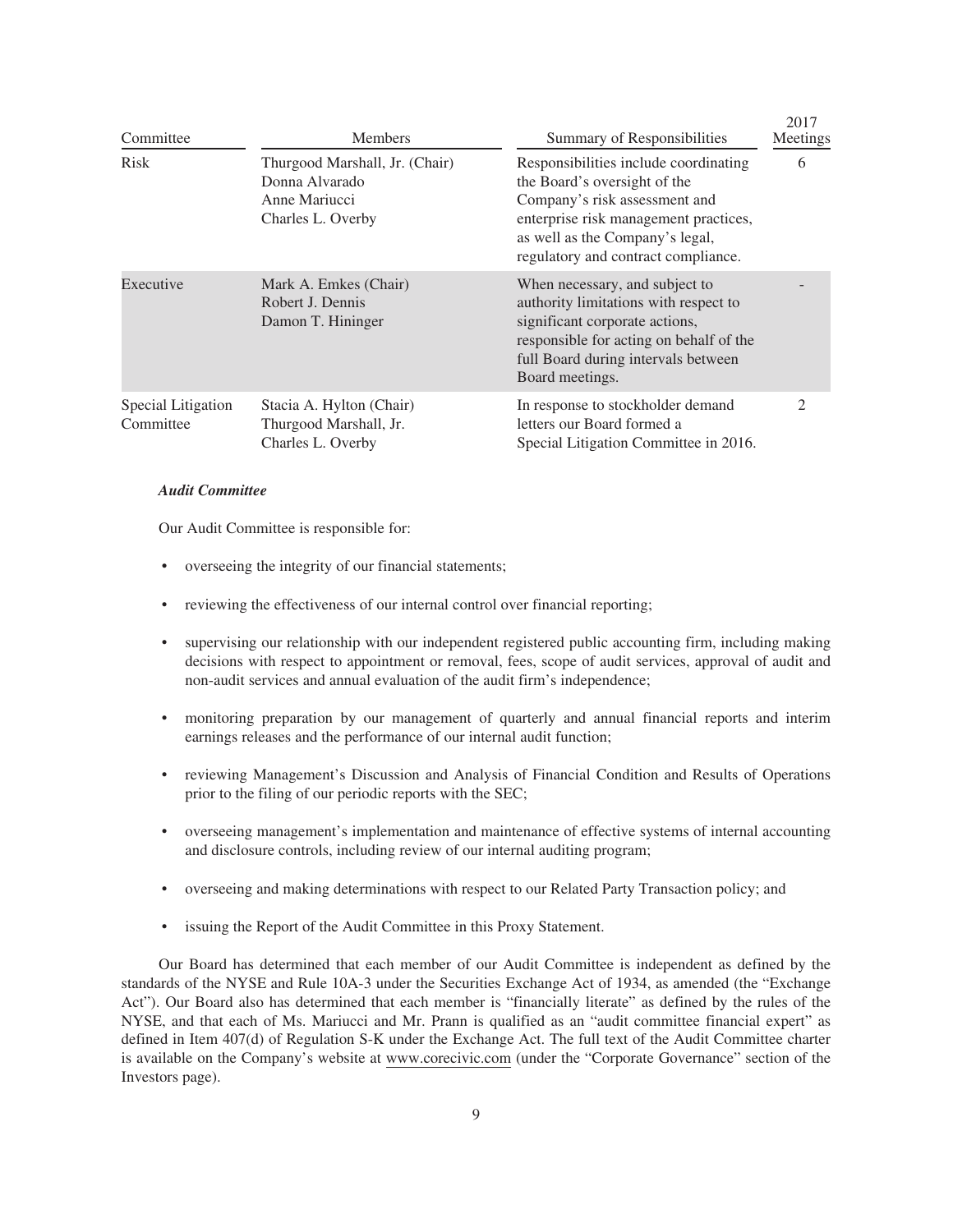| Committee | Members | Summary of Responsibilities | 2017 Meetings |
| --- | --- | --- | --- |
| Risk | Thurgood Marshall, Jr. (Chair)<br>Donna Alvarado<br>Anne Mariucci<br>Charles L. Overby | Responsibilities include coordinating the Board's oversight of the Company's risk assessment and enterprise risk management practices, as well as the Company's legal, regulatory and contract compliance. | 6 |
| Executive | Mark A. Emkes (Chair)<br>Robert J. Dennis<br>Damon T. Hininger | When necessary, and subject to authority limitations with respect to significant corporate actions, responsible for acting on behalf of the full Board during intervals between Board meetings. | - |
| Special Litigation Committee | Stacia A. Hylton (Chair)<br>Thurgood Marshall, Jr.<br>Charles L. Overby | In response to stockholder demand letters our Board formed a Special Litigation Committee in 2016. | 2 |

***Audit Committee***

Our Audit Committee is responsible for:

- overseeing the integrity of our financial statements;
- reviewing the effectiveness of our internal control over financial reporting;
- supervising our relationship with our independent registered public accounting firm, including making decisions with respect to appointment or removal, fees, scope of audit services, approval of audit and non-audit services and annual evaluation of the audit firm's independence;
- monitoring preparation by our management of quarterly and annual financial reports and interim earnings releases and the performance of our internal audit function;
- reviewing Management's Discussion and Analysis of Financial Condition and Results of Operations prior to the filing of our periodic reports with the SEC;
- overseeing management's implementation and maintenance of effective systems of internal accounting and disclosure controls, including review of our internal auditing program;
- overseeing and making determinations with respect to our Related Party Transaction policy; and
- issuing the Report of the Audit Committee in this Proxy Statement.

Our Board has determined that each member of our Audit Committee is independent as defined by the standards of the NYSE and Rule 10A-3 under the Securities Exchange Act of 1934, as amended (the "Exchange Act"). Our Board also has determined that each member is "financially literate" as defined by the rules of the NYSE, and that each of Ms. Mariucci and Mr. Prann is qualified as an "audit committee financial expert" as defined in Item 407(d) of Regulation S-K under the Exchange Act. The full text of the Audit Committee charter is available on the Company's website at www.corecivic.com (under the "Corporate Governance" section of the Investors page).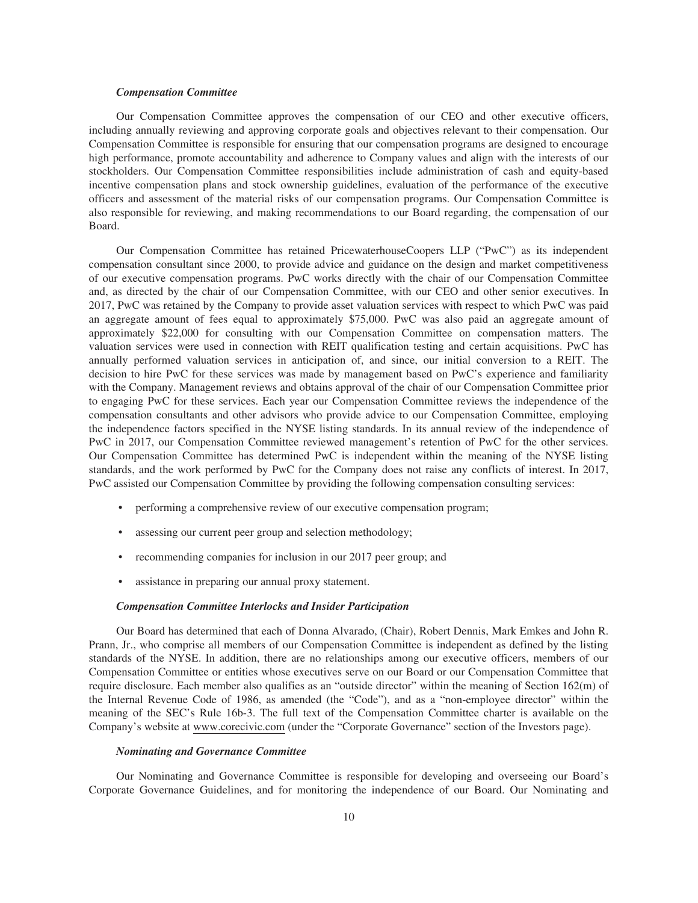***Compensation Committee***

Our Compensation Committee approves the compensation of our CEO and other executive officers, including annually reviewing and approving corporate goals and objectives relevant to their compensation. Our Compensation Committee is responsible for ensuring that our compensation programs are designed to encourage high performance, promote accountability and adherence to Company values and align with the interests of our stockholders. Our Compensation Committee responsibilities include administration of cash and equity-based incentive compensation plans and stock ownership guidelines, evaluation of the performance of the executive officers and assessment of the material risks of our compensation programs. Our Compensation Committee is also responsible for reviewing, and making recommendations to our Board regarding, the compensation of our Board.

Our Compensation Committee has retained PricewaterhouseCoopers LLP ("PwC") as its independent compensation consultant since 2000, to provide advice and guidance on the design and market competitiveness of our executive compensation programs. PwC works directly with the chair of our Compensation Committee and, as directed by the chair of our Compensation Committee, with our CEO and other senior executives. In 2017, PwC was retained by the Company to provide asset valuation services with respect to which PwC was paid an aggregate amount of fees equal to approximately $75,000. PwC was also paid an aggregate amount of approximately $22,000 for consulting with our Compensation Committee on compensation matters. The valuation services were used in connection with REIT qualification testing and certain acquisitions. PwC has annually performed valuation services in anticipation of, and since, our initial conversion to a REIT. The decision to hire PwC for these services was made by management based on PwC's experience and familiarity with the Company. Management reviews and obtains approval of the chair of our Compensation Committee prior to engaging PwC for these services. Each year our Compensation Committee reviews the independence of the compensation consultants and other advisors who provide advice to our Compensation Committee, employing the independence factors specified in the NYSE listing standards. In its annual review of the independence of PwC in 2017, our Compensation Committee reviewed management's retention of PwC for the other services. Our Compensation Committee has determined PwC is independent within the meaning of the NYSE listing standards, and the work performed by PwC for the Company does not raise any conflicts of interest. In 2017, PwC assisted our Compensation Committee by providing the following compensation consulting services:

- performing a comprehensive review of our executive compensation program;
- assessing our current peer group and selection methodology;
- recommending companies for inclusion in our 2017 peer group; and
- assistance in preparing our annual proxy statement.

***Compensation Committee Interlocks and Insider Participation***

Our Board has determined that each of Donna Alvarado, (Chair), Robert Dennis, Mark Emkes and John R. Prann, Jr., who comprise all members of our Compensation Committee is independent as defined by the listing standards of the NYSE. In addition, there are no relationships among our executive officers, members of our Compensation Committee or entities whose executives serve on our Board or our Compensation Committee that require disclosure. Each member also qualifies as an "outside director" within the meaning of Section 162(m) of the Internal Revenue Code of 1986, as amended (the "Code"), and as a "non-employee director" within the meaning of the SEC's Rule 16b-3. The full text of the Compensation Committee charter is available on the Company's website at www.corecivic.com (under the "Corporate Governance" section of the Investors page).

***Nominating and Governance Committee***

Our Nominating and Governance Committee is responsible for developing and overseeing our Board's Corporate Governance Guidelines, and for monitoring the independence of our Board. Our Nominating and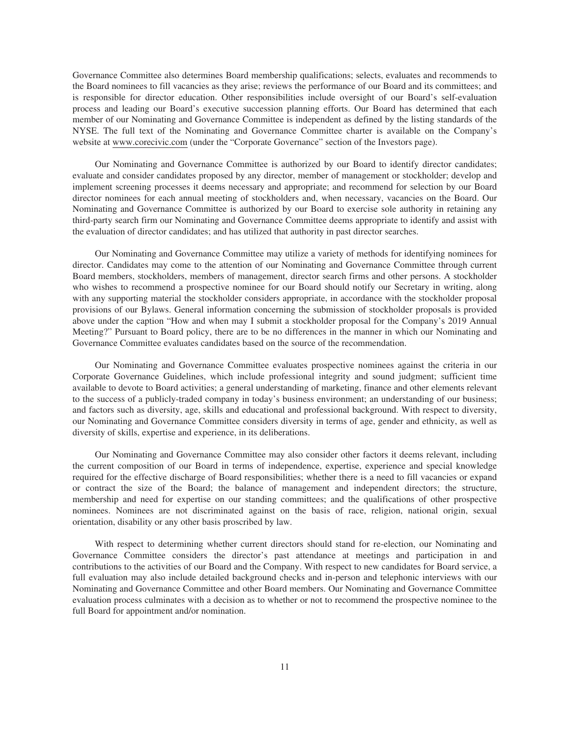Governance Committee also determines Board membership qualifications; selects, evaluates and recommends to the Board nominees to fill vacancies as they arise; reviews the performance of our Board and its committees; and is responsible for director education. Other responsibilities include oversight of our Board's self-evaluation process and leading our Board's executive succession planning efforts. Our Board has determined that each member of our Nominating and Governance Committee is independent as defined by the listing standards of the NYSE. The full text of the Nominating and Governance Committee charter is available on the Company's website at www.corecivic.com (under the "Corporate Governance" section of the Investors page).

Our Nominating and Governance Committee is authorized by our Board to identify director candidates; evaluate and consider candidates proposed by any director, member of management or stockholder; develop and implement screening processes it deems necessary and appropriate; and recommend for selection by our Board director nominees for each annual meeting of stockholders and, when necessary, vacancies on the Board. Our Nominating and Governance Committee is authorized by our Board to exercise sole authority in retaining any third-party search firm our Nominating and Governance Committee deems appropriate to identify and assist with the evaluation of director candidates; and has utilized that authority in past director searches.

Our Nominating and Governance Committee may utilize a variety of methods for identifying nominees for director. Candidates may come to the attention of our Nominating and Governance Committee through current Board members, stockholders, members of management, director search firms and other persons. A stockholder who wishes to recommend a prospective nominee for our Board should notify our Secretary in writing, along with any supporting material the stockholder considers appropriate, in accordance with the stockholder proposal provisions of our Bylaws. General information concerning the submission of stockholder proposals is provided above under the caption "How and when may I submit a stockholder proposal for the Company's 2019 Annual Meeting?" Pursuant to Board policy, there are to be no differences in the manner in which our Nominating and Governance Committee evaluates candidates based on the source of the recommendation.

Our Nominating and Governance Committee evaluates prospective nominees against the criteria in our Corporate Governance Guidelines, which include professional integrity and sound judgment; sufficient time available to devote to Board activities; a general understanding of marketing, finance and other elements relevant to the success of a publicly-traded company in today's business environment; an understanding of our business; and factors such as diversity, age, skills and educational and professional background. With respect to diversity, our Nominating and Governance Committee considers diversity in terms of age, gender and ethnicity, as well as diversity of skills, expertise and experience, in its deliberations.

Our Nominating and Governance Committee may also consider other factors it deems relevant, including the current composition of our Board in terms of independence, expertise, experience and special knowledge required for the effective discharge of Board responsibilities; whether there is a need to fill vacancies or expand or contract the size of the Board; the balance of management and independent directors; the structure, membership and need for expertise on our standing committees; and the qualifications of other prospective nominees. Nominees are not discriminated against on the basis of race, religion, national origin, sexual orientation, disability or any other basis proscribed by law.

With respect to determining whether current directors should stand for re-election, our Nominating and Governance Committee considers the director's past attendance at meetings and participation in and contributions to the activities of our Board and the Company. With respect to new candidates for Board service, a full evaluation may also include detailed background checks and in-person and telephonic interviews with our Nominating and Governance Committee and other Board members. Our Nominating and Governance Committee evaluation process culminates with a decision as to whether or not to recommend the prospective nominee to the full Board for appointment and/or nomination.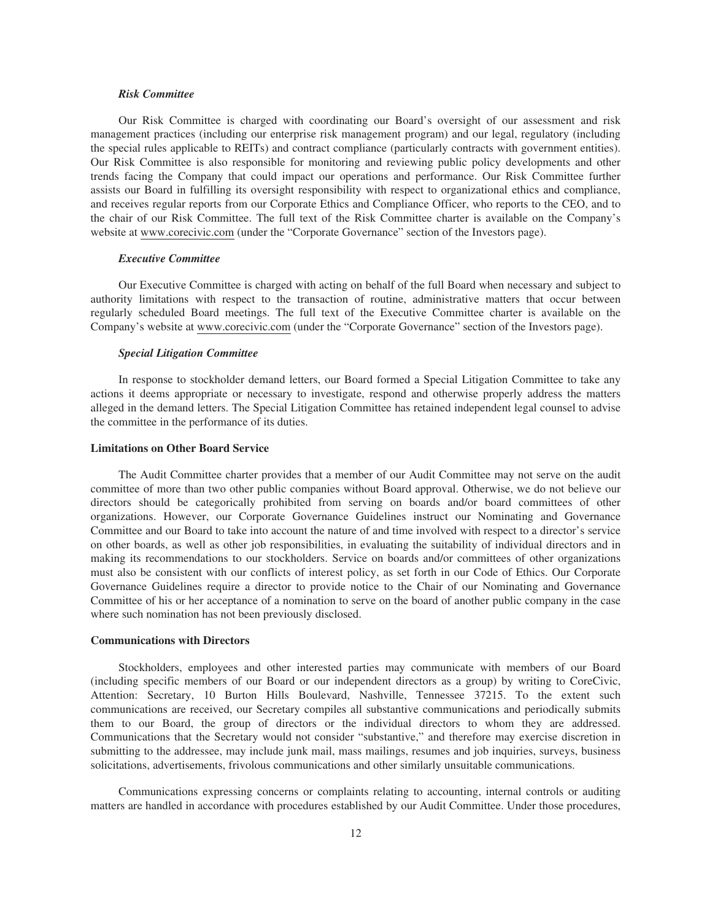#### *Risk Committee*

Our Risk Committee is charged with coordinating our Board's oversight of our assessment and risk management practices (including our enterprise risk management program) and our legal, regulatory (including the special rules applicable to REITs) and contract compliance (particularly contracts with government entities). Our Risk Committee is also responsible for monitoring and reviewing public policy developments and other trends facing the Company that could impact our operations and performance. Our Risk Committee further assists our Board in fulfilling its oversight responsibility with respect to organizational ethics and compliance, and receives regular reports from our Corporate Ethics and Compliance Officer, who reports to the CEO, and to the chair of our Risk Committee. The full text of the Risk Committee charter is available on the Company's website at www.corecivic.com (under the "Corporate Governance" section of the Investors page).

#### *Executive Committee*

Our Executive Committee is charged with acting on behalf of the full Board when necessary and subject to authority limitations with respect to the transaction of routine, administrative matters that occur between regularly scheduled Board meetings. The full text of the Executive Committee charter is available on the Company's website at www.corecivic.com (under the "Corporate Governance" section of the Investors page).

#### *Special Litigation Committee*

In response to stockholder demand letters, our Board formed a Special Litigation Committee to take any actions it deems appropriate or necessary to investigate, respond and otherwise properly address the matters alleged in the demand letters. The Special Litigation Committee has retained independent legal counsel to advise the committee in the performance of its duties.

### Limitations on Other Board Service

The Audit Committee charter provides that a member of our Audit Committee may not serve on the audit committee of more than two other public companies without Board approval. Otherwise, we do not believe our directors should be categorically prohibited from serving on boards and/or board committees of other organizations. However, our Corporate Governance Guidelines instruct our Nominating and Governance Committee and our Board to take into account the nature of and time involved with respect to a director's service on other boards, as well as other job responsibilities, in evaluating the suitability of individual directors and in making its recommendations to our stockholders. Service on boards and/or committees of other organizations must also be consistent with our conflicts of interest policy, as set forth in our Code of Ethics. Our Corporate Governance Guidelines require a director to provide notice to the Chair of our Nominating and Governance Committee of his or her acceptance of a nomination to serve on the board of another public company in the case where such nomination has not been previously disclosed.

### Communications with Directors

Stockholders, employees and other interested parties may communicate with members of our Board (including specific members of our Board or our independent directors as a group) by writing to CoreCivic, Attention: Secretary, 10 Burton Hills Boulevard, Nashville, Tennessee 37215. To the extent such communications are received, our Secretary compiles all substantive communications and periodically submits them to our Board, the group of directors or the individual directors to whom they are addressed. Communications that the Secretary would not consider "substantive," and therefore may exercise discretion in submitting to the addressee, may include junk mail, mass mailings, resumes and job inquiries, surveys, business solicitations, advertisements, frivolous communications and other similarly unsuitable communications.

Communications expressing concerns or complaints relating to accounting, internal controls or auditing matters are handled in accordance with procedures established by our Audit Committee. Under those procedures,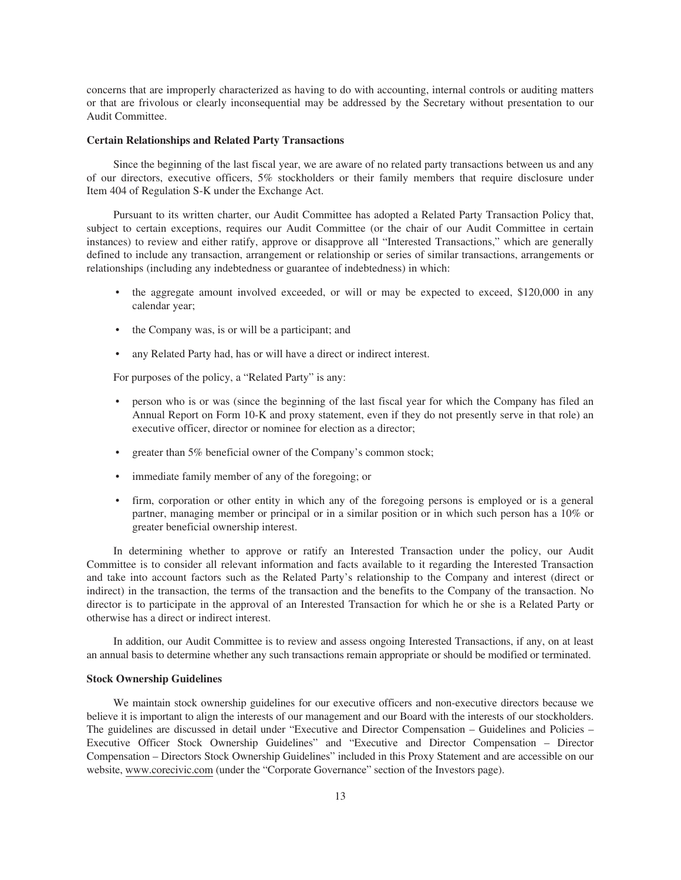concerns that are improperly characterized as having to do with accounting, internal controls or auditing matters or that are frivolous or clearly inconsequential may be addressed by the Secretary without presentation to our Audit Committee.

**Certain Relationships and Related Party Transactions**

Since the beginning of the last fiscal year, we are aware of no related party transactions between us and any of our directors, executive officers, 5% stockholders or their family members that require disclosure under Item 404 of Regulation S-K under the Exchange Act.

Pursuant to its written charter, our Audit Committee has adopted a Related Party Transaction Policy that, subject to certain exceptions, requires our Audit Committee (or the chair of our Audit Committee in certain instances) to review and either ratify, approve or disapprove all "Interested Transactions," which are generally defined to include any transaction, arrangement or relationship or series of similar transactions, arrangements or relationships (including any indebtedness or guarantee of indebtedness) in which:

- the aggregate amount involved exceeded, or will or may be expected to exceed, $120,000 in any calendar year;
- the Company was, is or will be a participant; and
- any Related Party had, has or will have a direct or indirect interest.

For purposes of the policy, a "Related Party" is any:

- person who is or was (since the beginning of the last fiscal year for which the Company has filed an Annual Report on Form 10-K and proxy statement, even if they do not presently serve in that role) an executive officer, director or nominee for election as a director;
- greater than 5% beneficial owner of the Company's common stock;
- immediate family member of any of the foregoing; or
- firm, corporation or other entity in which any of the foregoing persons is employed or is a general partner, managing member or principal or in a similar position or in which such person has a 10% or greater beneficial ownership interest.

In determining whether to approve or ratify an Interested Transaction under the policy, our Audit Committee is to consider all relevant information and facts available to it regarding the Interested Transaction and take into account factors such as the Related Party's relationship to the Company and interest (direct or indirect) in the transaction, the terms of the transaction and the benefits to the Company of the transaction. No director is to participate in the approval of an Interested Transaction for which he or she is a Related Party or otherwise has a direct or indirect interest.

In addition, our Audit Committee is to review and assess ongoing Interested Transactions, if any, on at least an annual basis to determine whether any such transactions remain appropriate or should be modified or terminated.

**Stock Ownership Guidelines**

We maintain stock ownership guidelines for our executive officers and non-executive directors because we believe it is important to align the interests of our management and our Board with the interests of our stockholders. The guidelines are discussed in detail under "Executive and Director Compensation – Guidelines and Policies – Executive Officer Stock Ownership Guidelines" and "Executive and Director Compensation – Director Compensation – Directors Stock Ownership Guidelines" included in this Proxy Statement and are accessible on our website, www.corecivic.com (under the "Corporate Governance" section of the Investors page).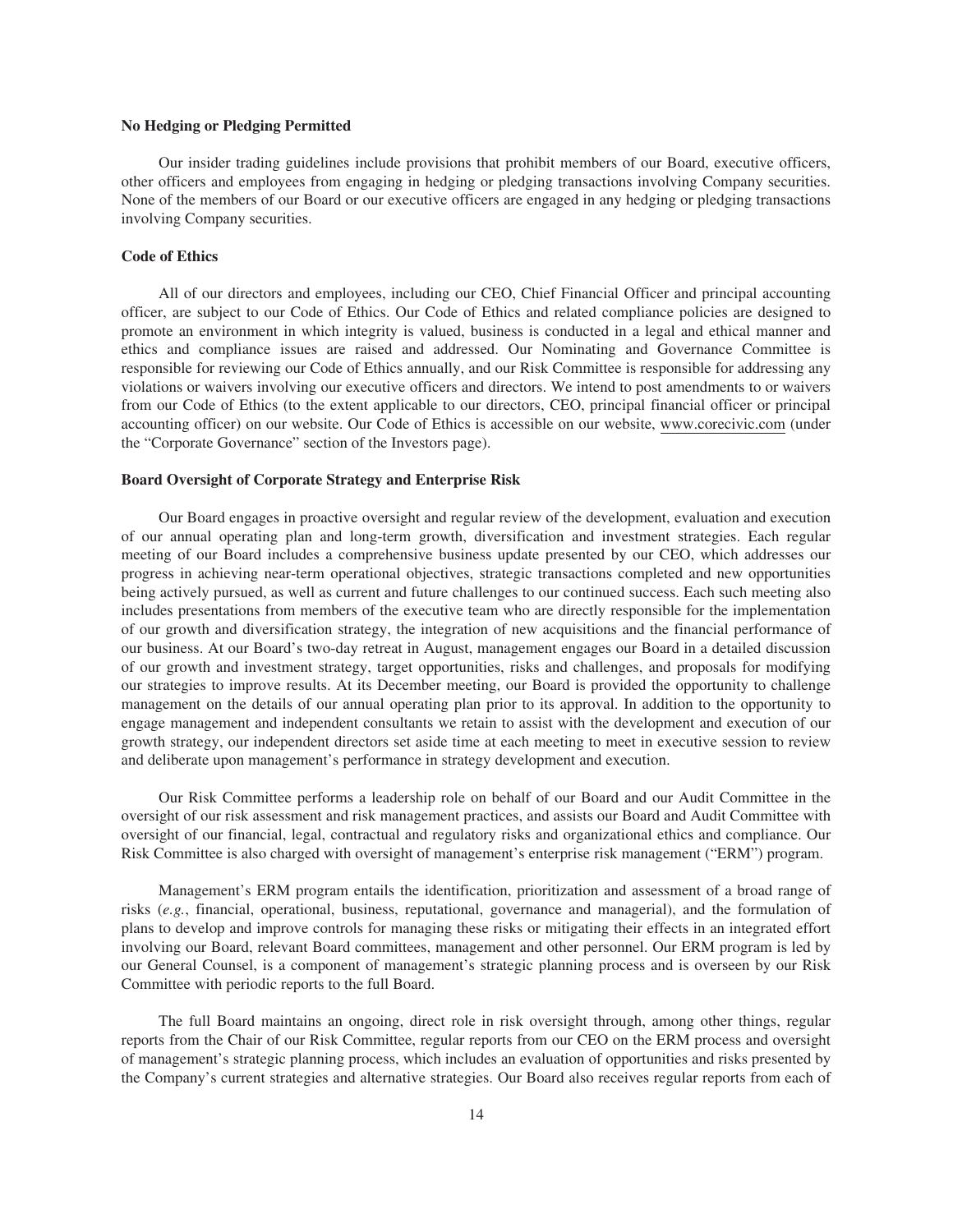### No Hedging or Pledging Permitted

Our insider trading guidelines include provisions that prohibit members of our Board, executive officers, other officers and employees from engaging in hedging or pledging transactions involving Company securities. None of the members of our Board or our executive officers are engaged in any hedging or pledging transactions involving Company securities.

### Code of Ethics

All of our directors and employees, including our CEO, Chief Financial Officer and principal accounting officer, are subject to our Code of Ethics. Our Code of Ethics and related compliance policies are designed to promote an environment in which integrity is valued, business is conducted in a legal and ethical manner and ethics and compliance issues are raised and addressed. Our Nominating and Governance Committee is responsible for reviewing our Code of Ethics annually, and our Risk Committee is responsible for addressing any violations or waivers involving our executive officers and directors. We intend to post amendments to or waivers from our Code of Ethics (to the extent applicable to our directors, CEO, principal financial officer or principal accounting officer) on our website. Our Code of Ethics is accessible on our website, www.corecivic.com (under the "Corporate Governance" section of the Investors page).

### Board Oversight of Corporate Strategy and Enterprise Risk

Our Board engages in proactive oversight and regular review of the development, evaluation and execution of our annual operating plan and long-term growth, diversification and investment strategies. Each regular meeting of our Board includes a comprehensive business update presented by our CEO, which addresses our progress in achieving near-term operational objectives, strategic transactions completed and new opportunities being actively pursued, as well as current and future challenges to our continued success. Each such meeting also includes presentations from members of the executive team who are directly responsible for the implementation of our growth and diversification strategy, the integration of new acquisitions and the financial performance of our business. At our Board's two-day retreat in August, management engages our Board in a detailed discussion of our growth and investment strategy, target opportunities, risks and challenges, and proposals for modifying our strategies to improve results. At its December meeting, our Board is provided the opportunity to challenge management on the details of our annual operating plan prior to its approval. In addition to the opportunity to engage management and independent consultants we retain to assist with the development and execution of our growth strategy, our independent directors set aside time at each meeting to meet in executive session to review and deliberate upon management's performance in strategy development and execution.

Our Risk Committee performs a leadership role on behalf of our Board and our Audit Committee in the oversight of our risk assessment and risk management practices, and assists our Board and Audit Committee with oversight of our financial, legal, contractual and regulatory risks and organizational ethics and compliance. Our Risk Committee is also charged with oversight of management's enterprise risk management ("ERM") program.

Management's ERM program entails the identification, prioritization and assessment of a broad range of risks (*e.g.*, financial, operational, business, reputational, governance and managerial), and the formulation of plans to develop and improve controls for managing these risks or mitigating their effects in an integrated effort involving our Board, relevant Board committees, management and other personnel. Our ERM program is led by our General Counsel, is a component of management's strategic planning process and is overseen by our Risk Committee with periodic reports to the full Board.

The full Board maintains an ongoing, direct role in risk oversight through, among other things, regular reports from the Chair of our Risk Committee, regular reports from our CEO on the ERM process and oversight of management's strategic planning process, which includes an evaluation of opportunities and risks presented by the Company's current strategies and alternative strategies. Our Board also receives regular reports from each of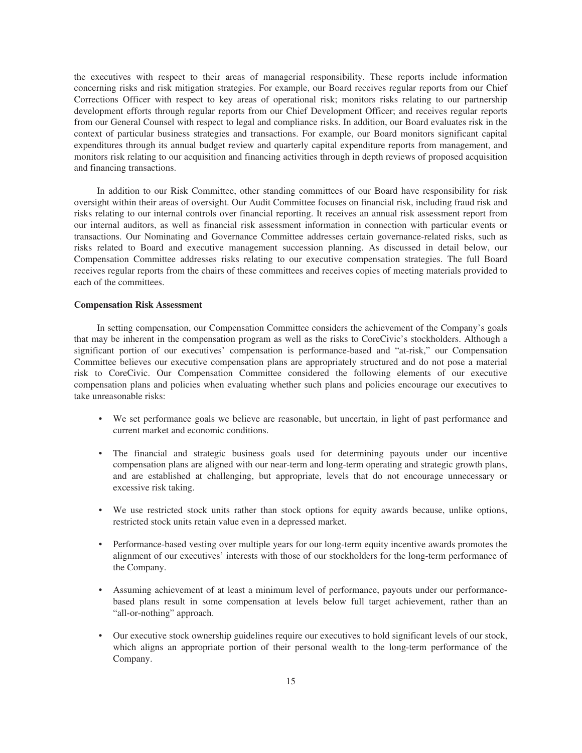the executives with respect to their areas of managerial responsibility. These reports include information concerning risks and risk mitigation strategies. For example, our Board receives regular reports from our Chief Corrections Officer with respect to key areas of operational risk; monitors risks relating to our partnership development efforts through regular reports from our Chief Development Officer; and receives regular reports from our General Counsel with respect to legal and compliance risks. In addition, our Board evaluates risk in the context of particular business strategies and transactions. For example, our Board monitors significant capital expenditures through its annual budget review and quarterly capital expenditure reports from management, and monitors risk relating to our acquisition and financing activities through in depth reviews of proposed acquisition and financing transactions.

In addition to our Risk Committee, other standing committees of our Board have responsibility for risk oversight within their areas of oversight. Our Audit Committee focuses on financial risk, including fraud risk and risks relating to our internal controls over financial reporting. It receives an annual risk assessment report from our internal auditors, as well as financial risk assessment information in connection with particular events or transactions. Our Nominating and Governance Committee addresses certain governance-related risks, such as risks related to Board and executive management succession planning. As discussed in detail below, our Compensation Committee addresses risks relating to our executive compensation strategies. The full Board receives regular reports from the chairs of these committees and receives copies of meeting materials provided to each of the committees.

**Compensation Risk Assessment**

In setting compensation, our Compensation Committee considers the achievement of the Company's goals that may be inherent in the compensation program as well as the risks to CoreCivic's stockholders. Although a significant portion of our executives' compensation is performance-based and "at-risk," our Compensation Committee believes our executive compensation plans are appropriately structured and do not pose a material risk to CoreCivic. Our Compensation Committee considered the following elements of our executive compensation plans and policies when evaluating whether such plans and policies encourage our executives to take unreasonable risks:

- We set performance goals we believe are reasonable, but uncertain, in light of past performance and current market and economic conditions.
- The financial and strategic business goals used for determining payouts under our incentive compensation plans are aligned with our near-term and long-term operating and strategic growth plans, and are established at challenging, but appropriate, levels that do not encourage unnecessary or excessive risk taking.
- We use restricted stock units rather than stock options for equity awards because, unlike options, restricted stock units retain value even in a depressed market.
- Performance-based vesting over multiple years for our long-term equity incentive awards promotes the alignment of our executives' interests with those of our stockholders for the long-term performance of the Company.
- Assuming achievement of at least a minimum level of performance, payouts under our performance-based plans result in some compensation at levels below full target achievement, rather than an "all-or-nothing" approach.
- Our executive stock ownership guidelines require our executives to hold significant levels of our stock, which aligns an appropriate portion of their personal wealth to the long-term performance of the Company.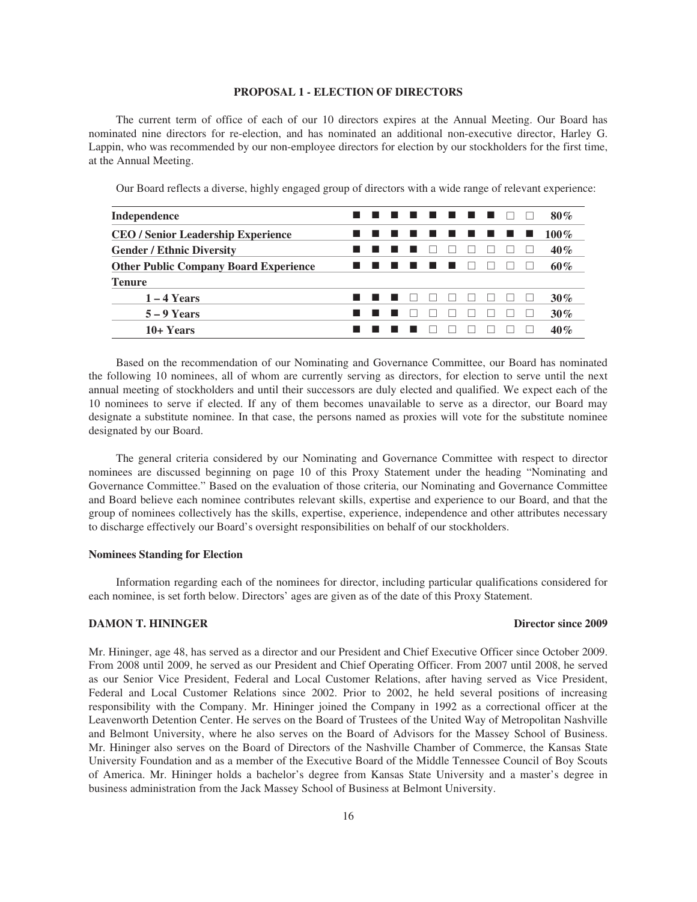## PROPOSAL 1 - ELECTION OF DIRECTORS

The current term of office of each of our 10 directors expires at the Annual Meeting. Our Board has nominated nine directors for re-election, and has nominated an additional non-executive director, Harley G. Lappin, who was recommended by our non-employee directors for election by our stockholders for the first time, at the Annual Meeting.

Our Board reflects a diverse, highly engaged group of directors with a wide range of relevant experience:

| | | | | | | | | | | | |
|---|---|---|---|---|---|---|---|---|---|---|---|
| **Independence** | ■ | ■ | ■ | ■ | ■ | ■ | ■ | ■ | □ | □ | **80%** |
| **CEO / Senior Leadership Experience** | ■ | ■ | ■ | ■ | ■ | ■ | ■ | ■ | ■ | ■ | **100%** |
| **Gender / Ethnic Diversity** | ■ | ■ | ■ | ■ | □ | □ | □ | □ | □ | □ | **40%** |
| **Other Public Company Board Experience** | ■ | ■ | ■ | ■ | ■ | ■ | □ | □ | □ | □ | **60%** |
| **Tenure** | | | | | | | | | | | |
| **1 – 4 Years** | ■ | ■ | ■ | □ | □ | □ | □ | □ | □ | □ | **30%** |
| **5 – 9 Years** | ■ | ■ | ■ | □ | □ | □ | □ | □ | □ | □ | **30%** |
| **10+ Years** | ■ | ■ | ■ | ■ | □ | □ | □ | □ | □ | □ | **40%** |

Based on the recommendation of our Nominating and Governance Committee, our Board has nominated the following 10 nominees, all of whom are currently serving as directors, for election to serve until the next annual meeting of stockholders and until their successors are duly elected and qualified. We expect each of the 10 nominees to serve if elected. If any of them becomes unavailable to serve as a director, our Board may designate a substitute nominee. In that case, the persons named as proxies will vote for the substitute nominee designated by our Board.

The general criteria considered by our Nominating and Governance Committee with respect to director nominees are discussed beginning on page 10 of this Proxy Statement under the heading "Nominating and Governance Committee." Based on the evaluation of those criteria, our Nominating and Governance Committee and Board believe each nominee contributes relevant skills, expertise and experience to our Board, and that the group of nominees collectively has the skills, expertise, experience, independence and other attributes necessary to discharge effectively our Board's oversight responsibilities on behalf of our stockholders.

### Nominees Standing for Election

Information regarding each of the nominees for director, including particular qualifications considered for each nominee, is set forth below. Directors' ages are given as of the date of this Proxy Statement.

**DAMON T. HININGER** **Director since 2009**

Mr. Hininger, age 48, has served as a director and our President and Chief Executive Officer since October 2009. From 2008 until 2009, he served as our President and Chief Operating Officer. From 2007 until 2008, he served as our Senior Vice President, Federal and Local Customer Relations, after having served as Vice President, Federal and Local Customer Relations since 2002. Prior to 2002, he held several positions of increasing responsibility with the Company. Mr. Hininger joined the Company in 1992 as a correctional officer at the Leavenworth Detention Center. He serves on the Board of Trustees of the United Way of Metropolitan Nashville and Belmont University, where he also serves on the Board of Advisors for the Massey School of Business. Mr. Hininger also serves on the Board of Directors of the Nashville Chamber of Commerce, the Kansas State University Foundation and as a member of the Executive Board of the Middle Tennessee Council of Boy Scouts of America. Mr. Hininger holds a bachelor's degree from Kansas State University and a master's degree in business administration from the Jack Massey School of Business at Belmont University.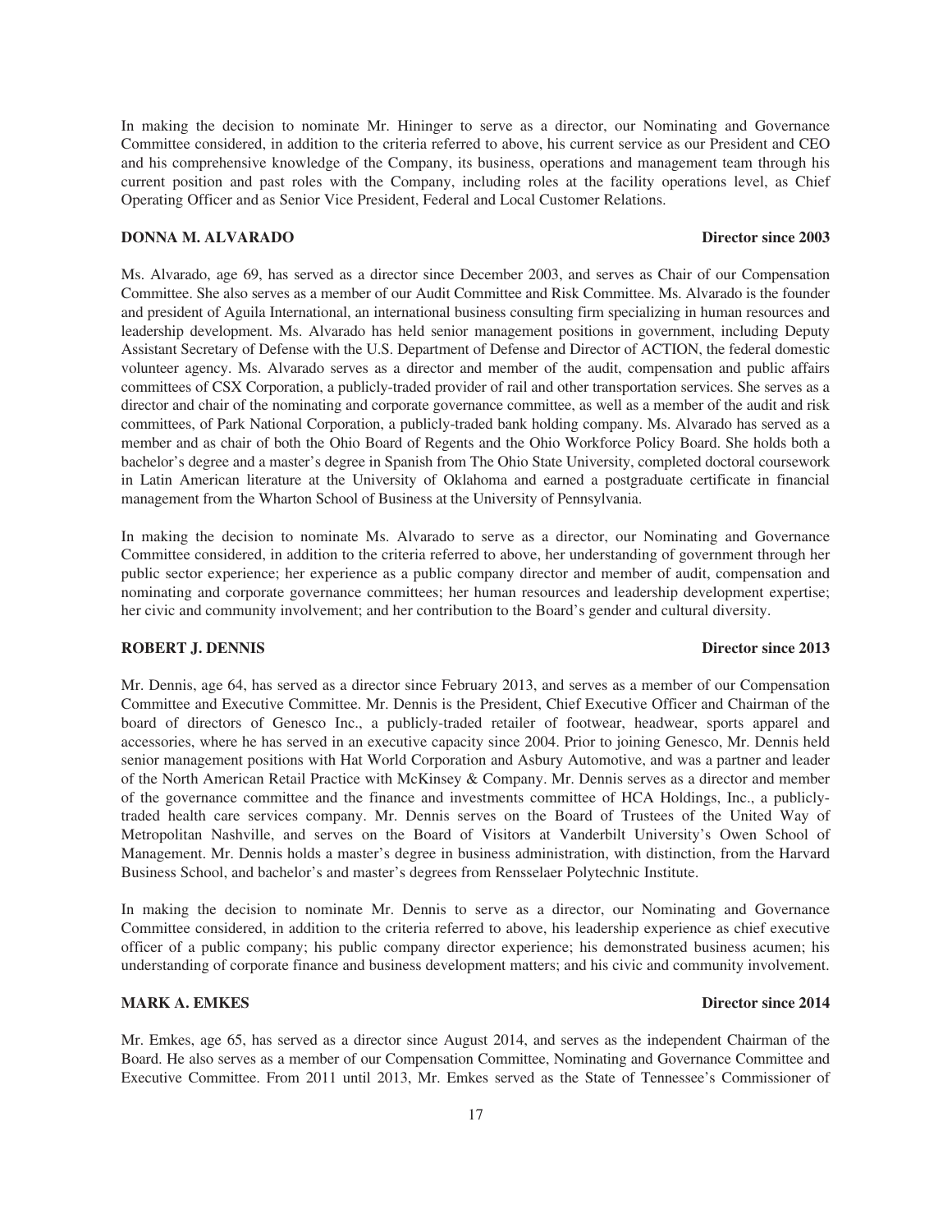In making the decision to nominate Mr. Hininger to serve as a director, our Nominating and Governance Committee considered, in addition to the criteria referred to above, his current service as our President and CEO and his comprehensive knowledge of the Company, its business, operations and management team through his current position and past roles with the Company, including roles at the facility operations level, as Chief Operating Officer and as Senior Vice President, Federal and Local Customer Relations.

**DONNA M. ALVARADO** **Director since 2003**

Ms. Alvarado, age 69, has served as a director since December 2003, and serves as Chair of our Compensation Committee. She also serves as a member of our Audit Committee and Risk Committee. Ms. Alvarado is the founder and president of Aguila International, an international business consulting firm specializing in human resources and leadership development. Ms. Alvarado has held senior management positions in government, including Deputy Assistant Secretary of Defense with the U.S. Department of Defense and Director of ACTION, the federal domestic volunteer agency. Ms. Alvarado serves as a director and member of the audit, compensation and public affairs committees of CSX Corporation, a publicly-traded provider of rail and other transportation services. She serves as a director and chair of the nominating and corporate governance committee, as well as a member of the audit and risk committees, of Park National Corporation, a publicly-traded bank holding company. Ms. Alvarado has served as a member and as chair of both the Ohio Board of Regents and the Ohio Workforce Policy Board. She holds both a bachelor's degree and a master's degree in Spanish from The Ohio State University, completed doctoral coursework in Latin American literature at the University of Oklahoma and earned a postgraduate certificate in financial management from the Wharton School of Business at the University of Pennsylvania.

In making the decision to nominate Ms. Alvarado to serve as a director, our Nominating and Governance Committee considered, in addition to the criteria referred to above, her understanding of government through her public sector experience; her experience as a public company director and member of audit, compensation and nominating and corporate governance committees; her human resources and leadership development expertise; her civic and community involvement; and her contribution to the Board's gender and cultural diversity.

**ROBERT J. DENNIS** **Director since 2013**

Mr. Dennis, age 64, has served as a director since February 2013, and serves as a member of our Compensation Committee and Executive Committee. Mr. Dennis is the President, Chief Executive Officer and Chairman of the board of directors of Genesco Inc., a publicly-traded retailer of footwear, headwear, sports apparel and accessories, where he has served in an executive capacity since 2004. Prior to joining Genesco, Mr. Dennis held senior management positions with Hat World Corporation and Asbury Automotive, and was a partner and leader of the North American Retail Practice with McKinsey & Company. Mr. Dennis serves as a director and member of the governance committee and the finance and investments committee of HCA Holdings, Inc., a publicly-traded health care services company. Mr. Dennis serves on the Board of Trustees of the United Way of Metropolitan Nashville, and serves on the Board of Visitors at Vanderbilt University's Owen School of Management. Mr. Dennis holds a master's degree in business administration, with distinction, from the Harvard Business School, and bachelor's and master's degrees from Rensselaer Polytechnic Institute.

In making the decision to nominate Mr. Dennis to serve as a director, our Nominating and Governance Committee considered, in addition to the criteria referred to above, his leadership experience as chief executive officer of a public company; his public company director experience; his demonstrated business acumen; his understanding of corporate finance and business development matters; and his civic and community involvement.

**MARK A. EMKES** **Director since 2014**

Mr. Emkes, age 65, has served as a director since August 2014, and serves as the independent Chairman of the Board. He also serves as a member of our Compensation Committee, Nominating and Governance Committee and Executive Committee. From 2011 until 2013, Mr. Emkes served as the State of Tennessee's Commissioner of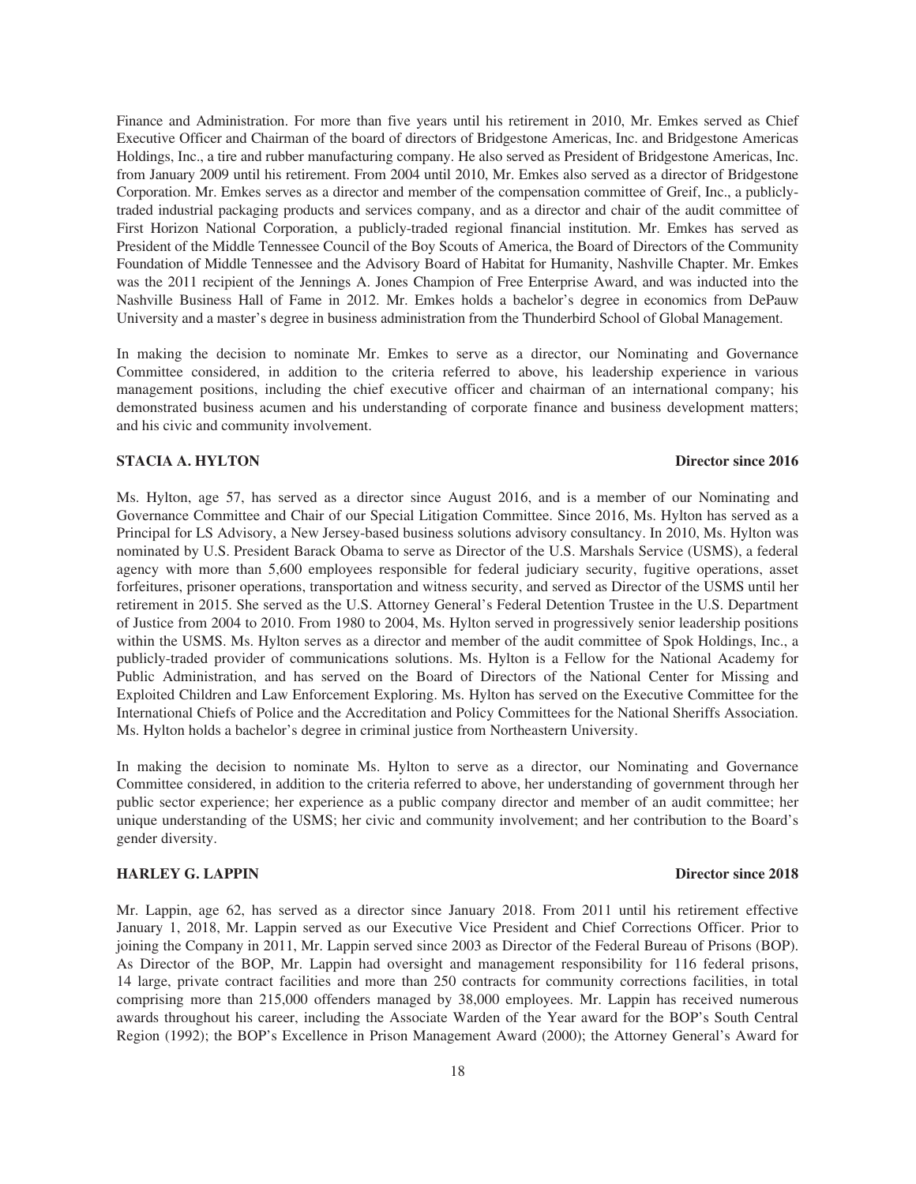Finance and Administration. For more than five years until his retirement in 2010, Mr. Emkes served as Chief Executive Officer and Chairman of the board of directors of Bridgestone Americas, Inc. and Bridgestone Americas Holdings, Inc., a tire and rubber manufacturing company. He also served as President of Bridgestone Americas, Inc. from January 2009 until his retirement. From 2004 until 2010, Mr. Emkes also served as a director of Bridgestone Corporation. Mr. Emkes serves as a director and member of the compensation committee of Greif, Inc., a publicly-traded industrial packaging products and services company, and as a director and chair of the audit committee of First Horizon National Corporation, a publicly-traded regional financial institution. Mr. Emkes has served as President of the Middle Tennessee Council of the Boy Scouts of America, the Board of Directors of the Community Foundation of Middle Tennessee and the Advisory Board of Habitat for Humanity, Nashville Chapter. Mr. Emkes was the 2011 recipient of the Jennings A. Jones Champion of Free Enterprise Award, and was inducted into the Nashville Business Hall of Fame in 2012. Mr. Emkes holds a bachelor's degree in economics from DePauw University and a master's degree in business administration from the Thunderbird School of Global Management.

In making the decision to nominate Mr. Emkes to serve as a director, our Nominating and Governance Committee considered, in addition to the criteria referred to above, his leadership experience in various management positions, including the chief executive officer and chairman of an international company; his demonstrated business acumen and his understanding of corporate finance and business development matters; and his civic and community involvement.

**STACIA A. HYLTON** **Director since 2016**

Ms. Hylton, age 57, has served as a director since August 2016, and is a member of our Nominating and Governance Committee and Chair of our Special Litigation Committee. Since 2016, Ms. Hylton has served as a Principal for LS Advisory, a New Jersey-based business solutions advisory consultancy. In 2010, Ms. Hylton was nominated by U.S. President Barack Obama to serve as Director of the U.S. Marshals Service (USMS), a federal agency with more than 5,600 employees responsible for federal judiciary security, fugitive operations, asset forfeitures, prisoner operations, transportation and witness security, and served as Director of the USMS until her retirement in 2015. She served as the U.S. Attorney General's Federal Detention Trustee in the U.S. Department of Justice from 2004 to 2010. From 1980 to 2004, Ms. Hylton served in progressively senior leadership positions within the USMS. Ms. Hylton serves as a director and member of the audit committee of Spok Holdings, Inc., a publicly-traded provider of communications solutions. Ms. Hylton is a Fellow for the National Academy for Public Administration, and has served on the Board of Directors of the National Center for Missing and Exploited Children and Law Enforcement Exploring. Ms. Hylton has served on the Executive Committee for the International Chiefs of Police and the Accreditation and Policy Committees for the National Sheriffs Association. Ms. Hylton holds a bachelor's degree in criminal justice from Northeastern University.

In making the decision to nominate Ms. Hylton to serve as a director, our Nominating and Governance Committee considered, in addition to the criteria referred to above, her understanding of government through her public sector experience; her experience as a public company director and member of an audit committee; her unique understanding of the USMS; her civic and community involvement; and her contribution to the Board's gender diversity.

**HARLEY G. LAPPIN** **Director since 2018**

Mr. Lappin, age 62, has served as a director since January 2018. From 2011 until his retirement effective January 1, 2018, Mr. Lappin served as our Executive Vice President and Chief Corrections Officer. Prior to joining the Company in 2011, Mr. Lappin served since 2003 as Director of the Federal Bureau of Prisons (BOP). As Director of the BOP, Mr. Lappin had oversight and management responsibility for 116 federal prisons, 14 large, private contract facilities and more than 250 contracts for community corrections facilities, in total comprising more than 215,000 offenders managed by 38,000 employees. Mr. Lappin has received numerous awards throughout his career, including the Associate Warden of the Year award for the BOP's South Central Region (1992); the BOP's Excellence in Prison Management Award (2000); the Attorney General's Award for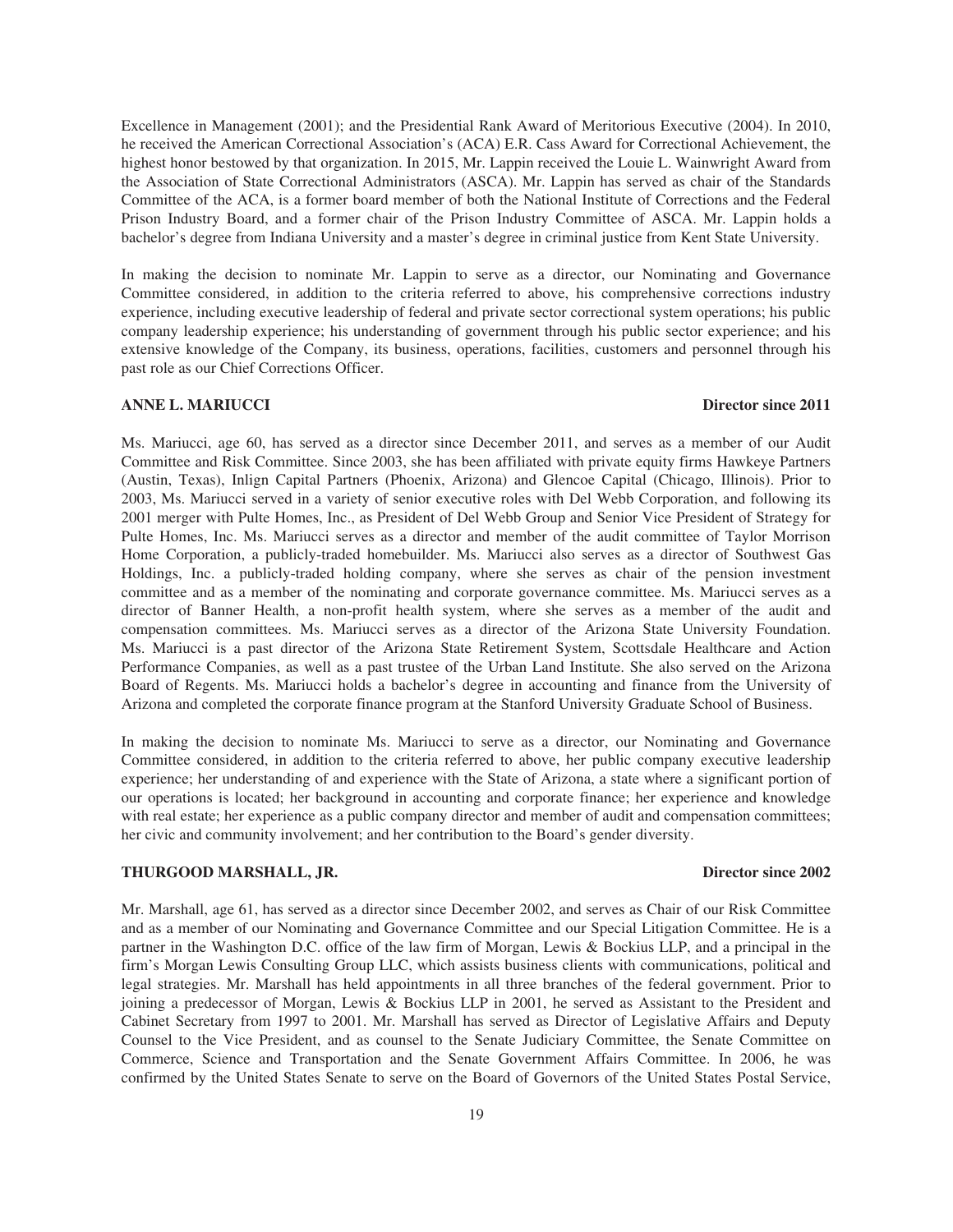Excellence in Management (2001); and the Presidential Rank Award of Meritorious Executive (2004). In 2010, he received the American Correctional Association's (ACA) E.R. Cass Award for Correctional Achievement, the highest honor bestowed by that organization. In 2015, Mr. Lappin received the Louie L. Wainwright Award from the Association of State Correctional Administrators (ASCA). Mr. Lappin has served as chair of the Standards Committee of the ACA, is a former board member of both the National Institute of Corrections and the Federal Prison Industry Board, and a former chair of the Prison Industry Committee of ASCA. Mr. Lappin holds a bachelor's degree from Indiana University and a master's degree in criminal justice from Kent State University.

In making the decision to nominate Mr. Lappin to serve as a director, our Nominating and Governance Committee considered, in addition to the criteria referred to above, his comprehensive corrections industry experience, including executive leadership of federal and private sector correctional system operations; his public company leadership experience; his understanding of government through his public sector experience; and his extensive knowledge of the Company, its business, operations, facilities, customers and personnel through his past role as our Chief Corrections Officer.

**ANNE L. MARIUCCI** **Director since 2011**

Ms. Mariucci, age 60, has served as a director since December 2011, and serves as a member of our Audit Committee and Risk Committee. Since 2003, she has been affiliated with private equity firms Hawkeye Partners (Austin, Texas), Inlign Capital Partners (Phoenix, Arizona) and Glencoe Capital (Chicago, Illinois). Prior to 2003, Ms. Mariucci served in a variety of senior executive roles with Del Webb Corporation, and following its 2001 merger with Pulte Homes, Inc., as President of Del Webb Group and Senior Vice President of Strategy for Pulte Homes, Inc. Ms. Mariucci serves as a director and member of the audit committee of Taylor Morrison Home Corporation, a publicly-traded homebuilder. Ms. Mariucci also serves as a director of Southwest Gas Holdings, Inc. a publicly-traded holding company, where she serves as chair of the pension investment committee and as a member of the nominating and corporate governance committee. Ms. Mariucci serves as a director of Banner Health, a non-profit health system, where she serves as a member of the audit and compensation committees. Ms. Mariucci serves as a director of the Arizona State University Foundation. Ms. Mariucci is a past director of the Arizona State Retirement System, Scottsdale Healthcare and Action Performance Companies, as well as a past trustee of the Urban Land Institute. She also served on the Arizona Board of Regents. Ms. Mariucci holds a bachelor's degree in accounting and finance from the University of Arizona and completed the corporate finance program at the Stanford University Graduate School of Business.

In making the decision to nominate Ms. Mariucci to serve as a director, our Nominating and Governance Committee considered, in addition to the criteria referred to above, her public company executive leadership experience; her understanding of and experience with the State of Arizona, a state where a significant portion of our operations is located; her background in accounting and corporate finance; her experience and knowledge with real estate; her experience as a public company director and member of audit and compensation committees; her civic and community involvement; and her contribution to the Board's gender diversity.

**THURGOOD MARSHALL, JR.** **Director since 2002**

Mr. Marshall, age 61, has served as a director since December 2002, and serves as Chair of our Risk Committee and as a member of our Nominating and Governance Committee and our Special Litigation Committee. He is a partner in the Washington D.C. office of the law firm of Morgan, Lewis & Bockius LLP, and a principal in the firm's Morgan Lewis Consulting Group LLC, which assists business clients with communications, political and legal strategies. Mr. Marshall has held appointments in all three branches of the federal government. Prior to joining a predecessor of Morgan, Lewis & Bockius LLP in 2001, he served as Assistant to the President and Cabinet Secretary from 1997 to 2001. Mr. Marshall has served as Director of Legislative Affairs and Deputy Counsel to the Vice President, and as counsel to the Senate Judiciary Committee, the Senate Committee on Commerce, Science and Transportation and the Senate Government Affairs Committee. In 2006, he was confirmed by the United States Senate to serve on the Board of Governors of the United States Postal Service,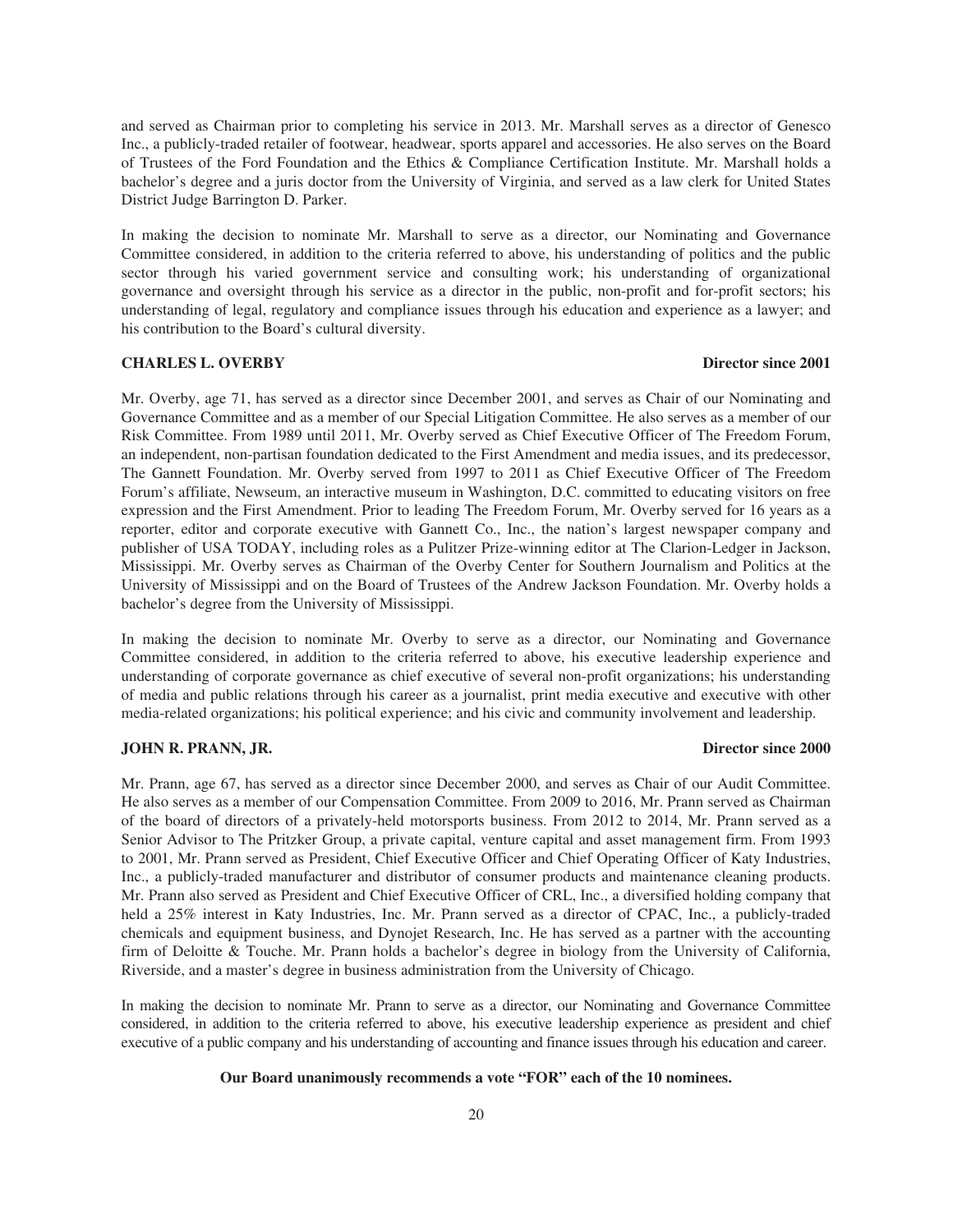and served as Chairman prior to completing his service in 2013. Mr. Marshall serves as a director of Genesco Inc., a publicly-traded retailer of footwear, headwear, sports apparel and accessories. He also serves on the Board of Trustees of the Ford Foundation and the Ethics & Compliance Certification Institute. Mr. Marshall holds a bachelor's degree and a juris doctor from the University of Virginia, and served as a law clerk for United States District Judge Barrington D. Parker.

In making the decision to nominate Mr. Marshall to serve as a director, our Nominating and Governance Committee considered, in addition to the criteria referred to above, his understanding of politics and the public sector through his varied government service and consulting work; his understanding of organizational governance and oversight through his service as a director in the public, non-profit and for-profit sectors; his understanding of legal, regulatory and compliance issues through his education and experience as a lawyer; and his contribution to the Board's cultural diversity.

**CHARLES L. OVERBY** **Director since 2001**

Mr. Overby, age 71, has served as a director since December 2001, and serves as Chair of our Nominating and Governance Committee and as a member of our Special Litigation Committee. He also serves as a member of our Risk Committee. From 1989 until 2011, Mr. Overby served as Chief Executive Officer of The Freedom Forum, an independent, non-partisan foundation dedicated to the First Amendment and media issues, and its predecessor, The Gannett Foundation. Mr. Overby served from 1997 to 2011 as Chief Executive Officer of The Freedom Forum's affiliate, Newseum, an interactive museum in Washington, D.C. committed to educating visitors on free expression and the First Amendment. Prior to leading The Freedom Forum, Mr. Overby served for 16 years as a reporter, editor and corporate executive with Gannett Co., Inc., the nation's largest newspaper company and publisher of USA TODAY, including roles as a Pulitzer Prize-winning editor at The Clarion-Ledger in Jackson, Mississippi. Mr. Overby serves as Chairman of the Overby Center for Southern Journalism and Politics at the University of Mississippi and on the Board of Trustees of the Andrew Jackson Foundation. Mr. Overby holds a bachelor's degree from the University of Mississippi.

In making the decision to nominate Mr. Overby to serve as a director, our Nominating and Governance Committee considered, in addition to the criteria referred to above, his executive leadership experience and understanding of corporate governance as chief executive of several non-profit organizations; his understanding of media and public relations through his career as a journalist, print media executive and executive with other media-related organizations; his political experience; and his civic and community involvement and leadership.

**JOHN R. PRANN, JR.** **Director since 2000**

Mr. Prann, age 67, has served as a director since December 2000, and serves as Chair of our Audit Committee. He also serves as a member of our Compensation Committee. From 2009 to 2016, Mr. Prann served as Chairman of the board of directors of a privately-held motorsports business. From 2012 to 2014, Mr. Prann served as a Senior Advisor to The Pritzker Group, a private capital, venture capital and asset management firm. From 1993 to 2001, Mr. Prann served as President, Chief Executive Officer and Chief Operating Officer of Katy Industries, Inc., a publicly-traded manufacturer and distributor of consumer products and maintenance cleaning products. Mr. Prann also served as President and Chief Executive Officer of CRL, Inc., a diversified holding company that held a 25% interest in Katy Industries, Inc. Mr. Prann served as a director of CPAC, Inc., a publicly-traded chemicals and equipment business, and Dynojet Research, Inc. He has served as a partner with the accounting firm of Deloitte & Touche. Mr. Prann holds a bachelor's degree in biology from the University of California, Riverside, and a master's degree in business administration from the University of Chicago.

In making the decision to nominate Mr. Prann to serve as a director, our Nominating and Governance Committee considered, in addition to the criteria referred to above, his executive leadership experience as president and chief executive of a public company and his understanding of accounting and finance issues through his education and career.

**Our Board unanimously recommends a vote "FOR" each of the 10 nominees.**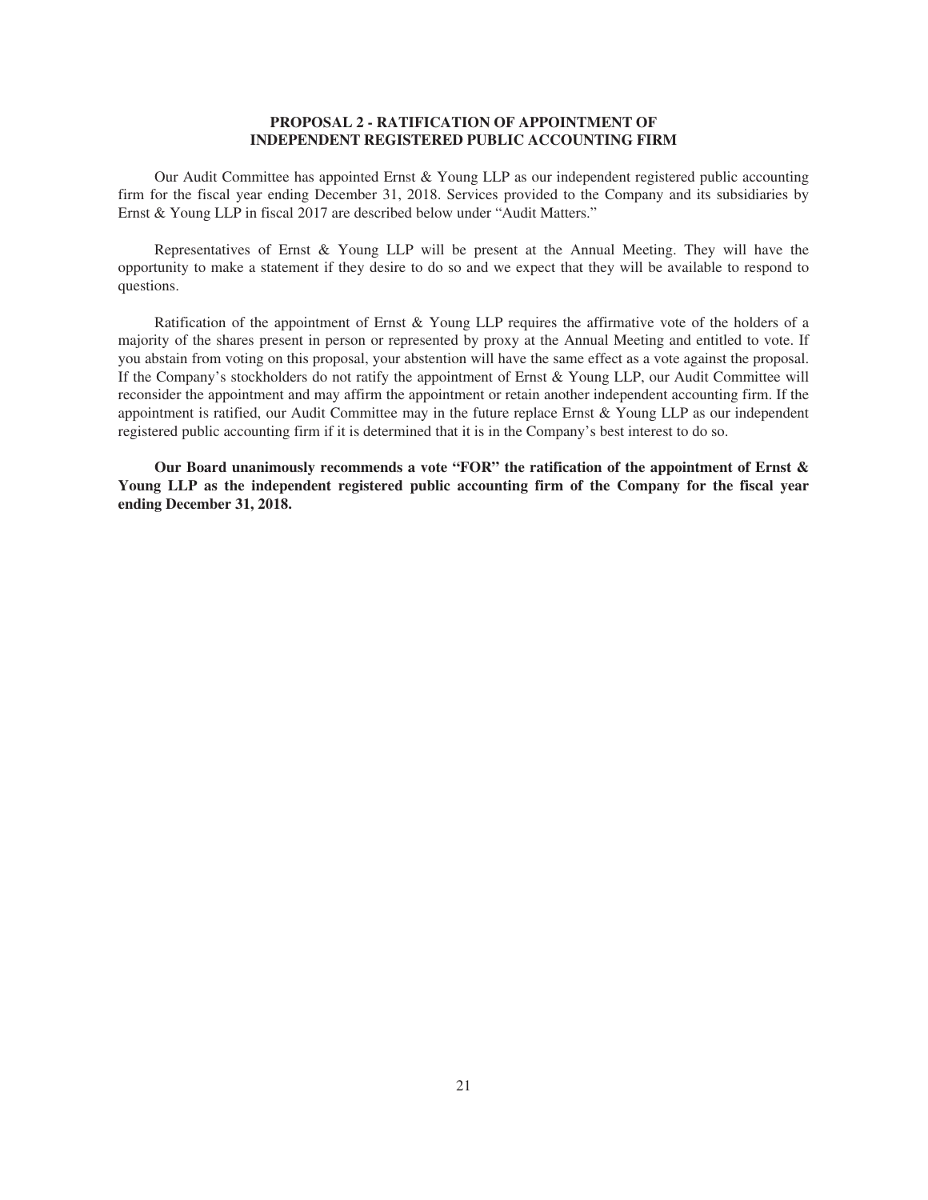## PROPOSAL 2 - RATIFICATION OF APPOINTMENT OF INDEPENDENT REGISTERED PUBLIC ACCOUNTING FIRM

Our Audit Committee has appointed Ernst & Young LLP as our independent registered public accounting firm for the fiscal year ending December 31, 2018. Services provided to the Company and its subsidiaries by Ernst & Young LLP in fiscal 2017 are described below under "Audit Matters."

Representatives of Ernst & Young LLP will be present at the Annual Meeting. They will have the opportunity to make a statement if they desire to do so and we expect that they will be available to respond to questions.

Ratification of the appointment of Ernst & Young LLP requires the affirmative vote of the holders of a majority of the shares present in person or represented by proxy at the Annual Meeting and entitled to vote. If you abstain from voting on this proposal, your abstention will have the same effect as a vote against the proposal. If the Company's stockholders do not ratify the appointment of Ernst & Young LLP, our Audit Committee will reconsider the appointment and may affirm the appointment or retain another independent accounting firm. If the appointment is ratified, our Audit Committee may in the future replace Ernst & Young LLP as our independent registered public accounting firm if it is determined that it is in the Company's best interest to do so.

**Our Board unanimously recommends a vote "FOR" the ratification of the appointment of Ernst & Young LLP as the independent registered public accounting firm of the Company for the fiscal year ending December 31, 2018.**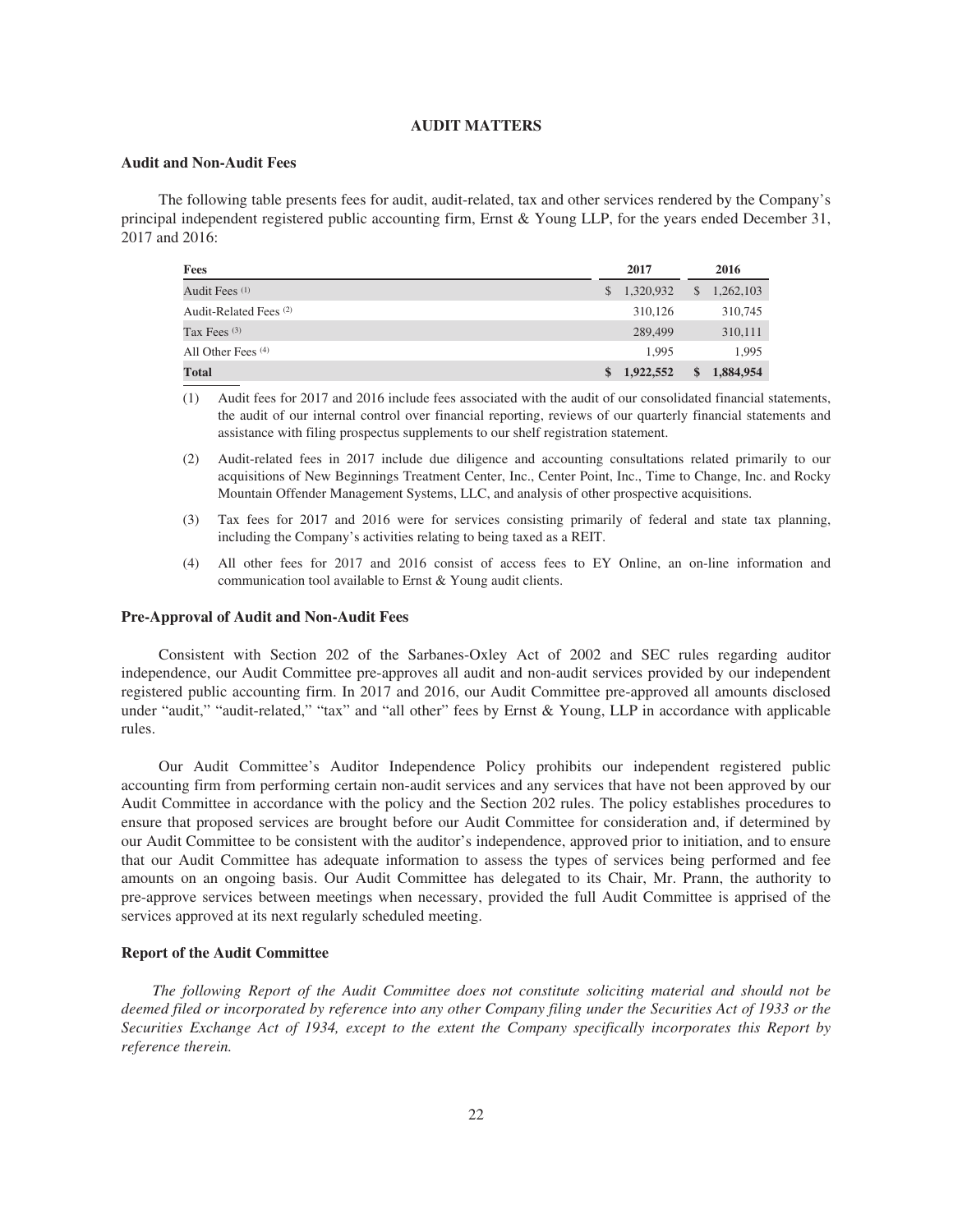## AUDIT MATTERS

### Audit and Non-Audit Fees

The following table presents fees for audit, audit-related, tax and other services rendered by the Company's principal independent registered public accounting firm, Ernst & Young LLP, for the years ended December 31, 2017 and 2016:

| Fees | 2017 | 2016 |
|---|---|---|
| Audit Fees (1) | $ 1,320,932 | $ 1,262,103 |
| Audit-Related Fees (2) | 310,126 | 310,745 |
| Tax Fees (3) | 289,499 | 310,111 |
| All Other Fees (4) | 1,995 | 1,995 |
| **Total** | **$ 1,922,552** | **$ 1,884,954** |

(1) Audit fees for 2017 and 2016 include fees associated with the audit of our consolidated financial statements, the audit of our internal control over financial reporting, reviews of our quarterly financial statements and assistance with filing prospectus supplements to our shelf registration statement.

(2) Audit-related fees in 2017 include due diligence and accounting consultations related primarily to our acquisitions of New Beginnings Treatment Center, Inc., Center Point, Inc., Time to Change, Inc. and Rocky Mountain Offender Management Systems, LLC, and analysis of other prospective acquisitions.

(3) Tax fees for 2017 and 2016 were for services consisting primarily of federal and state tax planning, including the Company's activities relating to being taxed as a REIT.

(4) All other fees for 2017 and 2016 consist of access fees to EY Online, an on-line information and communication tool available to Ernst & Young audit clients.

### Pre-Approval of Audit and Non-Audit Fees

Consistent with Section 202 of the Sarbanes-Oxley Act of 2002 and SEC rules regarding auditor independence, our Audit Committee pre-approves all audit and non-audit services provided by our independent registered public accounting firm. In 2017 and 2016, our Audit Committee pre-approved all amounts disclosed under "audit," "audit-related," "tax" and "all other" fees by Ernst & Young, LLP in accordance with applicable rules.

Our Audit Committee's Auditor Independence Policy prohibits our independent registered public accounting firm from performing certain non-audit services and any services that have not been approved by our Audit Committee in accordance with the policy and the Section 202 rules. The policy establishes procedures to ensure that proposed services are brought before our Audit Committee for consideration and, if determined by our Audit Committee to be consistent with the auditor's independence, approved prior to initiation, and to ensure that our Audit Committee has adequate information to assess the types of services being performed and fee amounts on an ongoing basis. Our Audit Committee has delegated to its Chair, Mr. Prann, the authority to pre-approve services between meetings when necessary, provided the full Audit Committee is apprised of the services approved at its next regularly scheduled meeting.

### Report of the Audit Committee

*The following Report of the Audit Committee does not constitute soliciting material and should not be deemed filed or incorporated by reference into any other Company filing under the Securities Act of 1933 or the Securities Exchange Act of 1934, except to the extent the Company specifically incorporates this Report by reference therein.*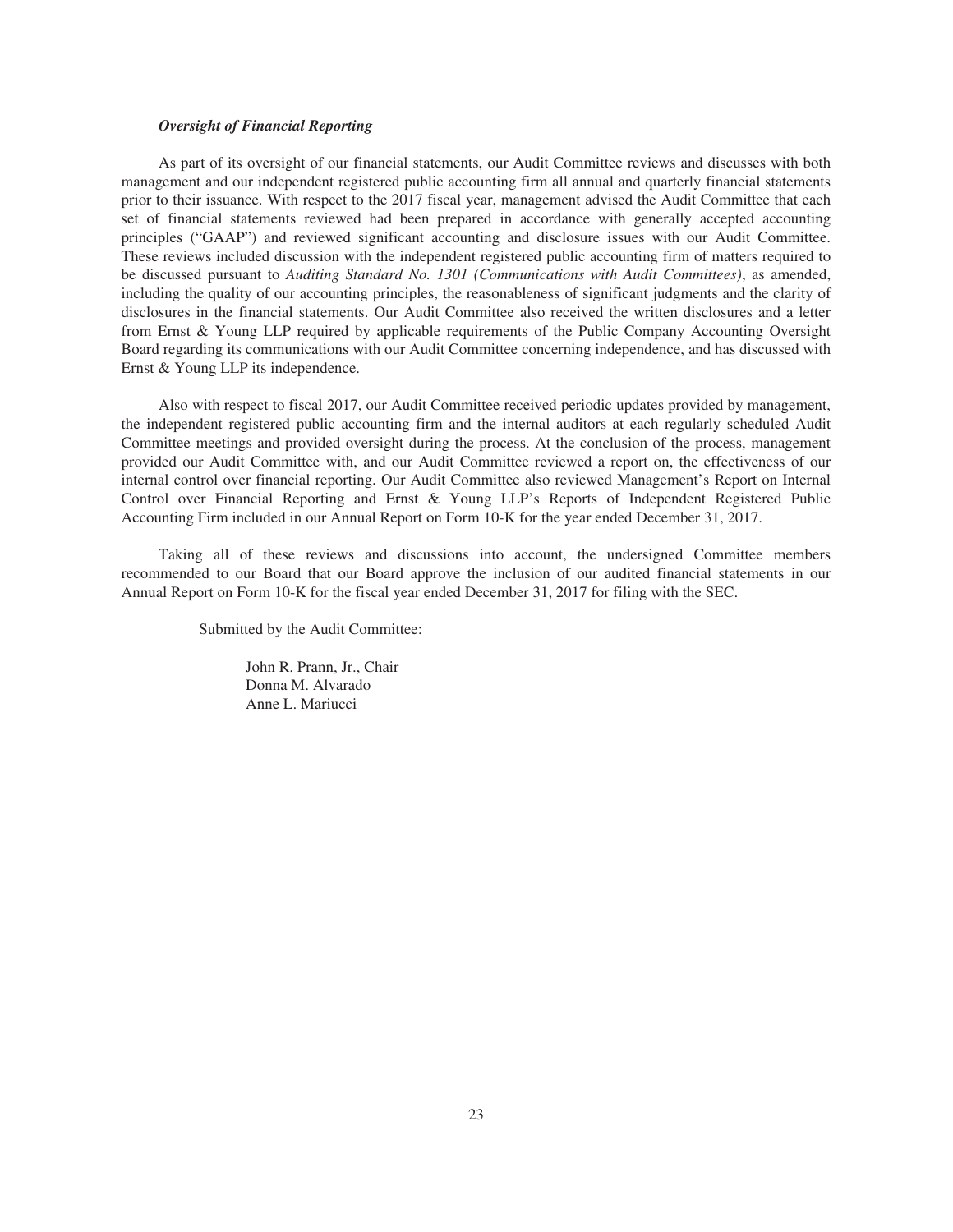### *Oversight of Financial Reporting*

As part of its oversight of our financial statements, our Audit Committee reviews and discusses with both management and our independent registered public accounting firm all annual and quarterly financial statements prior to their issuance. With respect to the 2017 fiscal year, management advised the Audit Committee that each set of financial statements reviewed had been prepared in accordance with generally accepted accounting principles ("GAAP") and reviewed significant accounting and disclosure issues with our Audit Committee. These reviews included discussion with the independent registered public accounting firm of matters required to be discussed pursuant to *Auditing Standard No. 1301 (Communications with Audit Committees)*, as amended, including the quality of our accounting principles, the reasonableness of significant judgments and the clarity of disclosures in the financial statements. Our Audit Committee also received the written disclosures and a letter from Ernst & Young LLP required by applicable requirements of the Public Company Accounting Oversight Board regarding its communications with our Audit Committee concerning independence, and has discussed with Ernst & Young LLP its independence.

Also with respect to fiscal 2017, our Audit Committee received periodic updates provided by management, the independent registered public accounting firm and the internal auditors at each regularly scheduled Audit Committee meetings and provided oversight during the process. At the conclusion of the process, management provided our Audit Committee with, and our Audit Committee reviewed a report on, the effectiveness of our internal control over financial reporting. Our Audit Committee also reviewed Management's Report on Internal Control over Financial Reporting and Ernst & Young LLP's Reports of Independent Registered Public Accounting Firm included in our Annual Report on Form 10-K for the year ended December 31, 2017.

Taking all of these reviews and discussions into account, the undersigned Committee members recommended to our Board that our Board approve the inclusion of our audited financial statements in our Annual Report on Form 10-K for the fiscal year ended December 31, 2017 for filing with the SEC.

Submitted by the Audit Committee:

John R. Prann, Jr., Chair
Donna M. Alvarado
Anne L. Mariucci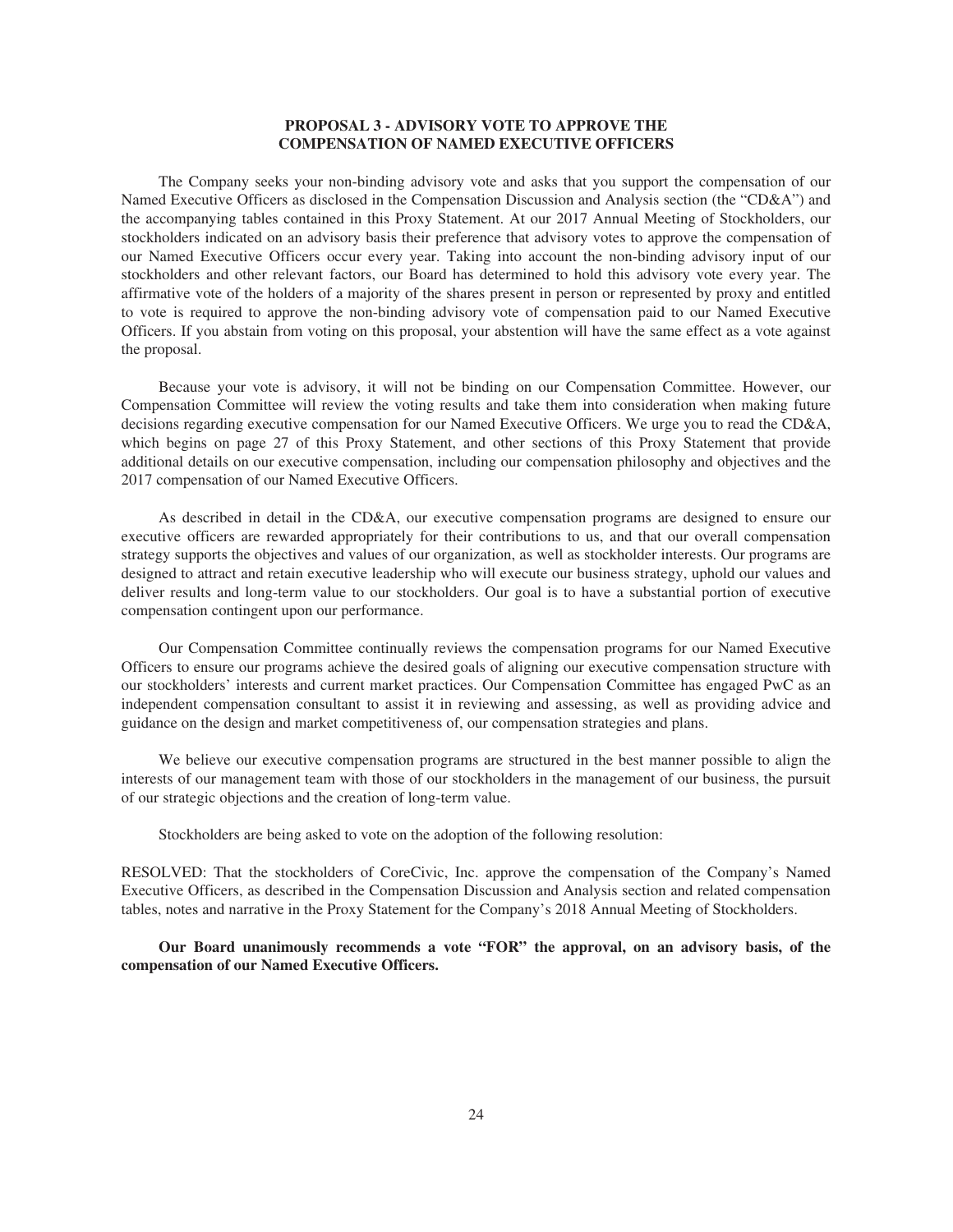## PROPOSAL 3 - ADVISORY VOTE TO APPROVE THE COMPENSATION OF NAMED EXECUTIVE OFFICERS

The Company seeks your non-binding advisory vote and asks that you support the compensation of our Named Executive Officers as disclosed in the Compensation Discussion and Analysis section (the "CD&A") and the accompanying tables contained in this Proxy Statement. At our 2017 Annual Meeting of Stockholders, our stockholders indicated on an advisory basis their preference that advisory votes to approve the compensation of our Named Executive Officers occur every year. Taking into account the non-binding advisory input of our stockholders and other relevant factors, our Board has determined to hold this advisory vote every year. The affirmative vote of the holders of a majority of the shares present in person or represented by proxy and entitled to vote is required to approve the non-binding advisory vote of compensation paid to our Named Executive Officers. If you abstain from voting on this proposal, your abstention will have the same effect as a vote against the proposal.

Because your vote is advisory, it will not be binding on our Compensation Committee. However, our Compensation Committee will review the voting results and take them into consideration when making future decisions regarding executive compensation for our Named Executive Officers. We urge you to read the CD&A, which begins on page 27 of this Proxy Statement, and other sections of this Proxy Statement that provide additional details on our executive compensation, including our compensation philosophy and objectives and the 2017 compensation of our Named Executive Officers.

As described in detail in the CD&A, our executive compensation programs are designed to ensure our executive officers are rewarded appropriately for their contributions to us, and that our overall compensation strategy supports the objectives and values of our organization, as well as stockholder interests. Our programs are designed to attract and retain executive leadership who will execute our business strategy, uphold our values and deliver results and long-term value to our stockholders. Our goal is to have a substantial portion of executive compensation contingent upon our performance.

Our Compensation Committee continually reviews the compensation programs for our Named Executive Officers to ensure our programs achieve the desired goals of aligning our executive compensation structure with our stockholders' interests and current market practices. Our Compensation Committee has engaged PwC as an independent compensation consultant to assist it in reviewing and assessing, as well as providing advice and guidance on the design and market competitiveness of, our compensation strategies and plans.

We believe our executive compensation programs are structured in the best manner possible to align the interests of our management team with those of our stockholders in the management of our business, the pursuit of our strategic objections and the creation of long-term value.

Stockholders are being asked to vote on the adoption of the following resolution:

RESOLVED: That the stockholders of CoreCivic, Inc. approve the compensation of the Company's Named Executive Officers, as described in the Compensation Discussion and Analysis section and related compensation tables, notes and narrative in the Proxy Statement for the Company's 2018 Annual Meeting of Stockholders.

**Our Board unanimously recommends a vote "FOR" the approval, on an advisory basis, of the compensation of our Named Executive Officers.**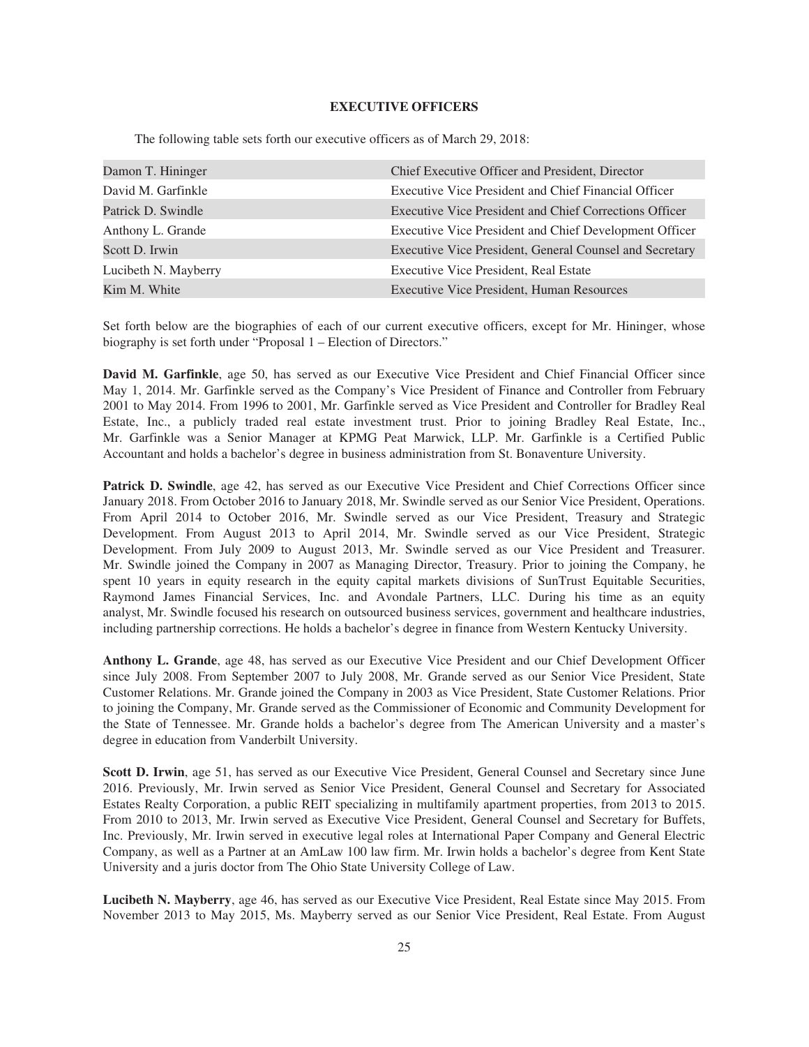## EXECUTIVE OFFICERS

The following table sets forth our executive officers as of March 29, 2018:

| Name | Position |
| --- | --- |
| Damon T. Hininger | Chief Executive Officer and President, Director |
| David M. Garfinkle | Executive Vice President and Chief Financial Officer |
| Patrick D. Swindle | Executive Vice President and Chief Corrections Officer |
| Anthony L. Grande | Executive Vice President and Chief Development Officer |
| Scott D. Irwin | Executive Vice President, General Counsel and Secretary |
| Lucibeth N. Mayberry | Executive Vice President, Real Estate |
| Kim M. White | Executive Vice President, Human Resources |

Set forth below are the biographies of each of our current executive officers, except for Mr. Hininger, whose biography is set forth under "Proposal 1 – Election of Directors."

**David M. Garfinkle**, age 50, has served as our Executive Vice President and Chief Financial Officer since May 1, 2014. Mr. Garfinkle served as the Company's Vice President of Finance and Controller from February 2001 to May 2014. From 1996 to 2001, Mr. Garfinkle served as Vice President and Controller for Bradley Real Estate, Inc., a publicly traded real estate investment trust. Prior to joining Bradley Real Estate, Inc., Mr. Garfinkle was a Senior Manager at KPMG Peat Marwick, LLP. Mr. Garfinkle is a Certified Public Accountant and holds a bachelor's degree in business administration from St. Bonaventure University.

**Patrick D. Swindle**, age 42, has served as our Executive Vice President and Chief Corrections Officer since January 2018. From October 2016 to January 2018, Mr. Swindle served as our Senior Vice President, Operations. From April 2014 to October 2016, Mr. Swindle served as our Vice President, Treasury and Strategic Development. From August 2013 to April 2014, Mr. Swindle served as our Vice President, Strategic Development. From July 2009 to August 2013, Mr. Swindle served as our Vice President and Treasurer. Mr. Swindle joined the Company in 2007 as Managing Director, Treasury. Prior to joining the Company, he spent 10 years in equity research in the equity capital markets divisions of SunTrust Equitable Securities, Raymond James Financial Services, Inc. and Avondale Partners, LLC. During his time as an equity analyst, Mr. Swindle focused his research on outsourced business services, government and healthcare industries, including partnership corrections. He holds a bachelor's degree in finance from Western Kentucky University.

**Anthony L. Grande**, age 48, has served as our Executive Vice President and our Chief Development Officer since July 2008. From September 2007 to July 2008, Mr. Grande served as our Senior Vice President, State Customer Relations. Mr. Grande joined the Company in 2003 as Vice President, State Customer Relations. Prior to joining the Company, Mr. Grande served as the Commissioner of Economic and Community Development for the State of Tennessee. Mr. Grande holds a bachelor's degree from The American University and a master's degree in education from Vanderbilt University.

**Scott D. Irwin**, age 51, has served as our Executive Vice President, General Counsel and Secretary since June 2016. Previously, Mr. Irwin served as Senior Vice President, General Counsel and Secretary for Associated Estates Realty Corporation, a public REIT specializing in multifamily apartment properties, from 2013 to 2015. From 2010 to 2013, Mr. Irwin served as Executive Vice President, General Counsel and Secretary for Buffets, Inc. Previously, Mr. Irwin served in executive legal roles at International Paper Company and General Electric Company, as well as a Partner at an AmLaw 100 law firm. Mr. Irwin holds a bachelor's degree from Kent State University and a juris doctor from The Ohio State University College of Law.

**Lucibeth N. Mayberry**, age 46, has served as our Executive Vice President, Real Estate since May 2015. From November 2013 to May 2015, Ms. Mayberry served as our Senior Vice President, Real Estate. From August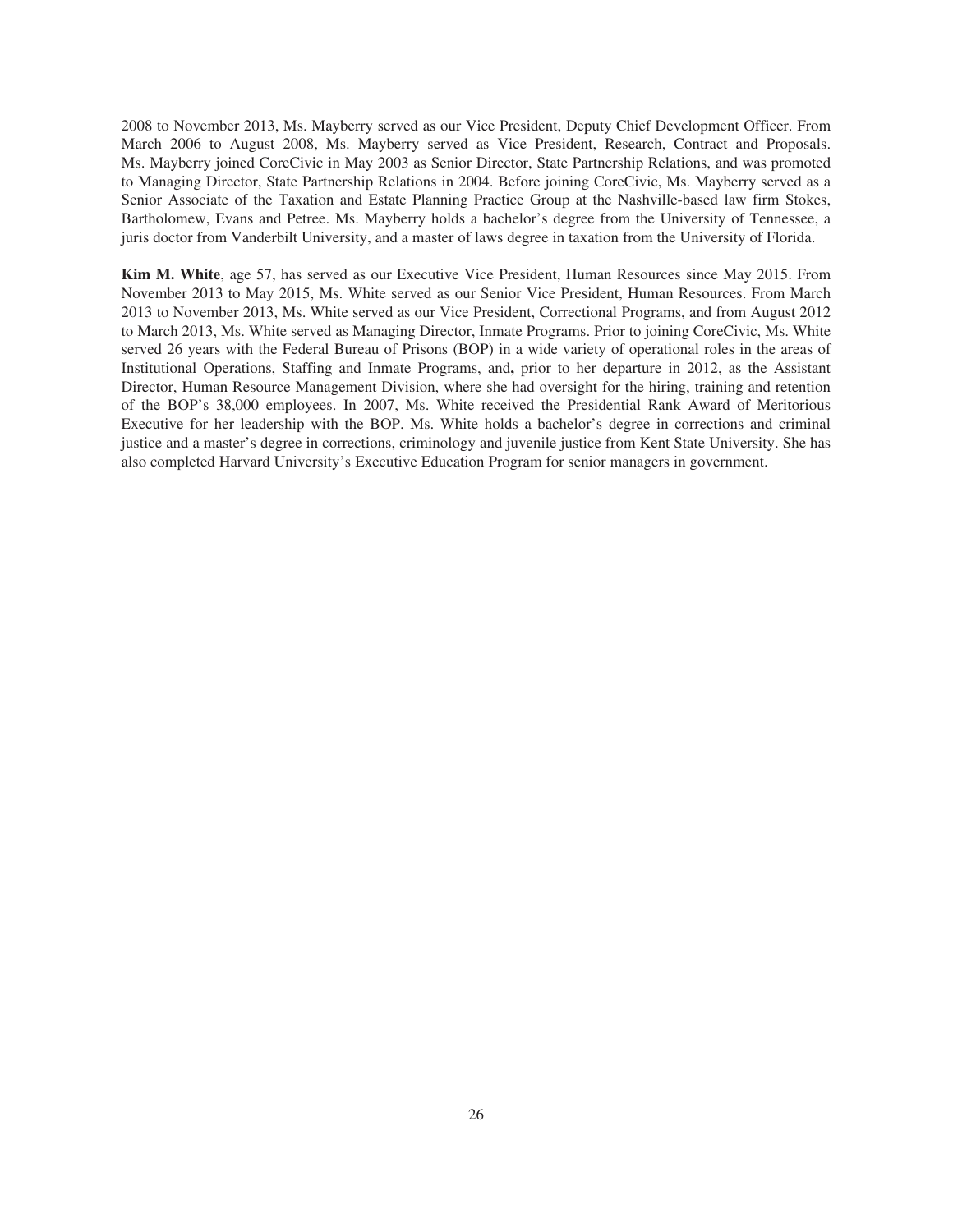2008 to November 2013, Ms. Mayberry served as our Vice President, Deputy Chief Development Officer. From March 2006 to August 2008, Ms. Mayberry served as Vice President, Research, Contract and Proposals. Ms. Mayberry joined CoreCivic in May 2003 as Senior Director, State Partnership Relations, and was promoted to Managing Director, State Partnership Relations in 2004. Before joining CoreCivic, Ms. Mayberry served as a Senior Associate of the Taxation and Estate Planning Practice Group at the Nashville-based law firm Stokes, Bartholomew, Evans and Petree. Ms. Mayberry holds a bachelor's degree from the University of Tennessee, a juris doctor from Vanderbilt University, and a master of laws degree in taxation from the University of Florida.

**Kim M. White**, age 57, has served as our Executive Vice President, Human Resources since May 2015. From November 2013 to May 2015, Ms. White served as our Senior Vice President, Human Resources. From March 2013 to November 2013, Ms. White served as our Vice President, Correctional Programs, and from August 2012 to March 2013, Ms. White served as Managing Director, Inmate Programs. Prior to joining CoreCivic, Ms. White served 26 years with the Federal Bureau of Prisons (BOP) in a wide variety of operational roles in the areas of Institutional Operations, Staffing and Inmate Programs, and**,** prior to her departure in 2012, as the Assistant Director, Human Resource Management Division, where she had oversight for the hiring, training and retention of the BOP's 38,000 employees. In 2007, Ms. White received the Presidential Rank Award of Meritorious Executive for her leadership with the BOP. Ms. White holds a bachelor's degree in corrections and criminal justice and a master's degree in corrections, criminology and juvenile justice from Kent State University. She has also completed Harvard University's Executive Education Program for senior managers in government.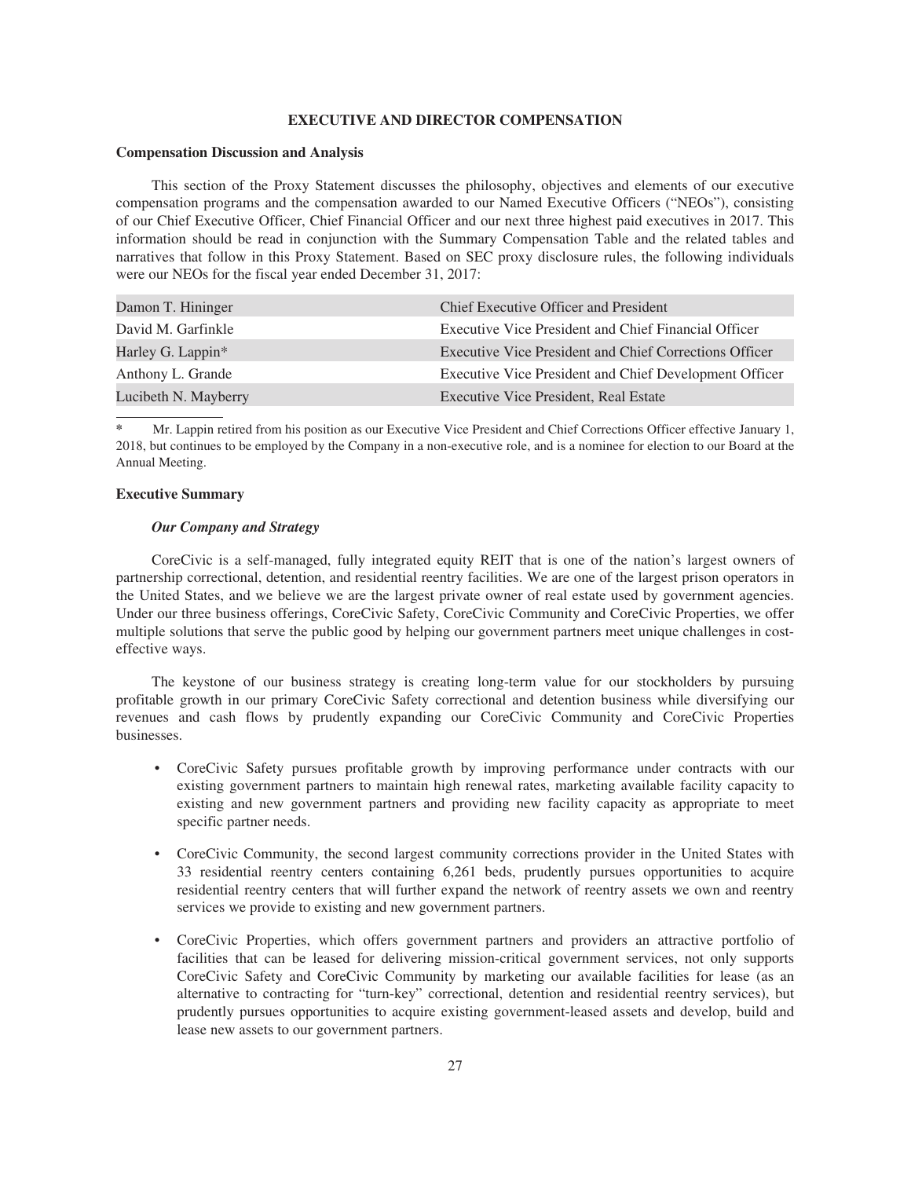## EXECUTIVE AND DIRECTOR COMPENSATION

### Compensation Discussion and Analysis

This section of the Proxy Statement discusses the philosophy, objectives and elements of our executive compensation programs and the compensation awarded to our Named Executive Officers ("NEOs"), consisting of our Chief Executive Officer, Chief Financial Officer and our next three highest paid executives in 2017. This information should be read in conjunction with the Summary Compensation Table and the related tables and narratives that follow in this Proxy Statement. Based on SEC proxy disclosure rules, the following individuals were our NEOs for the fiscal year ended December 31, 2017:

| | |
|---|---|
| Damon T. Hininger | Chief Executive Officer and President |
| David M. Garfinkle | Executive Vice President and Chief Financial Officer |
| Harley G. Lappin* | Executive Vice President and Chief Corrections Officer |
| Anthony L. Grande | Executive Vice President and Chief Development Officer |
| Lucibeth N. Mayberry | Executive Vice President, Real Estate |

\* Mr. Lappin retired from his position as our Executive Vice President and Chief Corrections Officer effective January 1, 2018, but continues to be employed by the Company in a non-executive role, and is a nominee for election to our Board at the Annual Meeting.

### Executive Summary

#### *Our Company and Strategy*

CoreCivic is a self-managed, fully integrated equity REIT that is one of the nation's largest owners of partnership correctional, detention, and residential reentry facilities. We are one of the largest prison operators in the United States, and we believe we are the largest private owner of real estate used by government agencies. Under our three business offerings, CoreCivic Safety, CoreCivic Community and CoreCivic Properties, we offer multiple solutions that serve the public good by helping our government partners meet unique challenges in cost-effective ways.

The keystone of our business strategy is creating long-term value for our stockholders by pursuing profitable growth in our primary CoreCivic Safety correctional and detention business while diversifying our revenues and cash flows by prudently expanding our CoreCivic Community and CoreCivic Properties businesses.

- CoreCivic Safety pursues profitable growth by improving performance under contracts with our existing government partners to maintain high renewal rates, marketing available facility capacity to existing and new government partners and providing new facility capacity as appropriate to meet specific partner needs.
- CoreCivic Community, the second largest community corrections provider in the United States with 33 residential reentry centers containing 6,261 beds, prudently pursues opportunities to acquire residential reentry centers that will further expand the network of reentry assets we own and reentry services we provide to existing and new government partners.
- CoreCivic Properties, which offers government partners and providers an attractive portfolio of facilities that can be leased for delivering mission-critical government services, not only supports CoreCivic Safety and CoreCivic Community by marketing our available facilities for lease (as an alternative to contracting for "turn-key" correctional, detention and residential reentry services), but prudently pursues opportunities to acquire existing government-leased assets and develop, build and lease new assets to our government partners.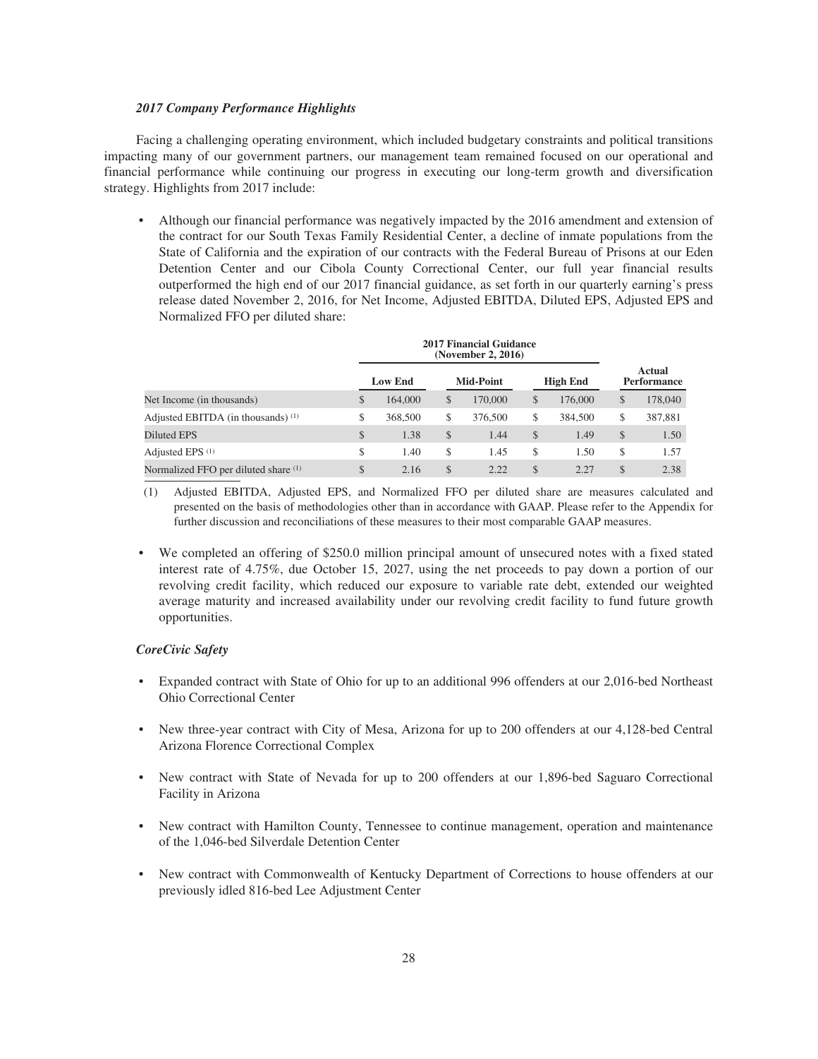***2017 Company Performance Highlights***

Facing a challenging operating environment, which included budgetary constraints and political transitions impacting many of our government partners, our management team remained focused on our operational and financial performance while continuing our progress in executing our long-term growth and diversification strategy. Highlights from 2017 include:

- Although our financial performance was negatively impacted by the 2016 amendment and extension of the contract for our South Texas Family Residential Center, a decline of inmate populations from the State of California and the expiration of our contracts with the Federal Bureau of Prisons at our Eden Detention Center and our Cibola County Correctional Center, our full year financial results outperformed the high end of our 2017 financial guidance, as set forth in our quarterly earning's press release dated November 2, 2016, for Net Income, Adjusted EBITDA, Diluted EPS, Adjusted EPS and Normalized FFO per diluted share:

| | 2017 Financial Guidance (November 2, 2016) | | | |
|---|---|---|---|---|
| | Low End | Mid-Point | High End | Actual Performance |
| Net Income (in thousands) | $ 164,000 | $ 170,000 | $ 176,000 | $ 178,040 |
| Adjusted EBITDA (in thousands) (1) | $ 368,500 | $ 376,500 | $ 384,500 | $ 387,881 |
| Diluted EPS | $ 1.38 | $ 1.44 | $ 1.49 | $ 1.50 |
| Adjusted EPS (1) | $ 1.40 | $ 1.45 | $ 1.50 | $ 1.57 |
| Normalized FFO per diluted share (1) | $ 2.16 | $ 2.22 | $ 2.27 | $ 2.38 |

(1) Adjusted EBITDA, Adjusted EPS, and Normalized FFO per diluted share are measures calculated and presented on the basis of methodologies other than in accordance with GAAP. Please refer to the Appendix for further discussion and reconciliations of these measures to their most comparable GAAP measures.

- We completed an offering of $250.0 million principal amount of unsecured notes with a fixed stated interest rate of 4.75%, due October 15, 2027, using the net proceeds to pay down a portion of our revolving credit facility, which reduced our exposure to variable rate debt, extended our weighted average maturity and increased availability under our revolving credit facility to fund future growth opportunities.

***CoreCivic Safety***

- Expanded contract with State of Ohio for up to an additional 996 offenders at our 2,016-bed Northeast Ohio Correctional Center
- New three-year contract with City of Mesa, Arizona for up to 200 offenders at our 4,128-bed Central Arizona Florence Correctional Complex
- New contract with State of Nevada for up to 200 offenders at our 1,896-bed Saguaro Correctional Facility in Arizona
- New contract with Hamilton County, Tennessee to continue management, operation and maintenance of the 1,046-bed Silverdale Detention Center
- New contract with Commonwealth of Kentucky Department of Corrections to house offenders at our previously idled 816-bed Lee Adjustment Center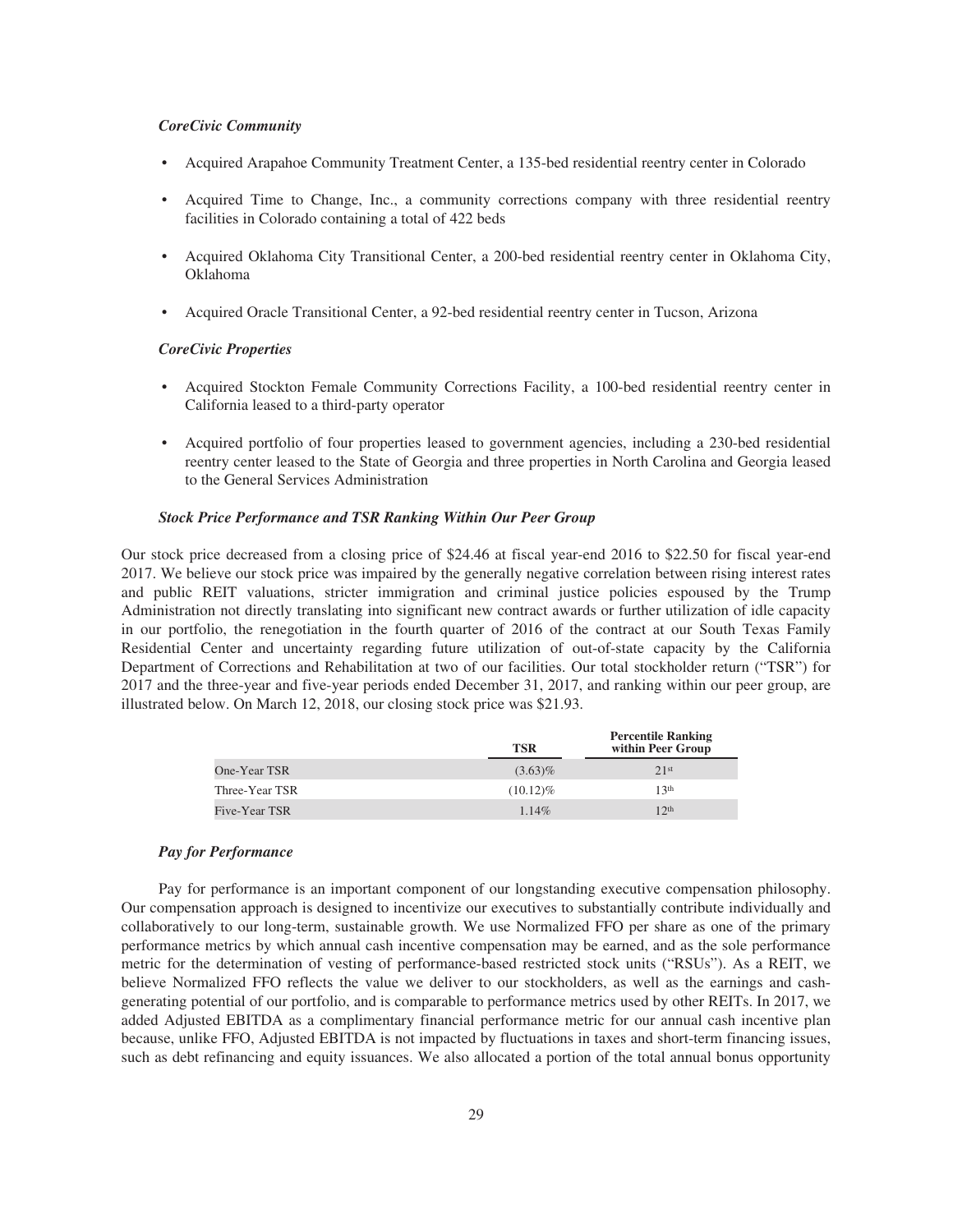### *CoreCivic Community*

- Acquired Arapahoe Community Treatment Center, a 135-bed residential reentry center in Colorado
- Acquired Time to Change, Inc., a community corrections company with three residential reentry facilities in Colorado containing a total of 422 beds
- Acquired Oklahoma City Transitional Center, a 200-bed residential reentry center in Oklahoma City, Oklahoma
- Acquired Oracle Transitional Center, a 92-bed residential reentry center in Tucson, Arizona

### *CoreCivic Properties*

- Acquired Stockton Female Community Corrections Facility, a 100-bed residential reentry center in California leased to a third-party operator
- Acquired portfolio of four properties leased to government agencies, including a 230-bed residential reentry center leased to the State of Georgia and three properties in North Carolina and Georgia leased to the General Services Administration

### *Stock Price Performance and TSR Ranking Within Our Peer Group*

Our stock price decreased from a closing price of $24.46 at fiscal year-end 2016 to $22.50 for fiscal year-end 2017. We believe our stock price was impaired by the generally negative correlation between rising interest rates and public REIT valuations, stricter immigration and criminal justice policies espoused by the Trump Administration not directly translating into significant new contract awards or further utilization of idle capacity in our portfolio, the renegotiation in the fourth quarter of 2016 of the contract at our South Texas Family Residential Center and uncertainty regarding future utilization of out-of-state capacity by the California Department of Corrections and Rehabilitation at two of our facilities. Our total stockholder return ("TSR") for 2017 and the three-year and five-year periods ended December 31, 2017, and ranking within our peer group, are illustrated below. On March 12, 2018, our closing stock price was $21.93.

| | TSR | Percentile Ranking within Peer Group |
|---|---|---|
| One-Year TSR | (3.63)% | 21st |
| Three-Year TSR | (10.12)% | 13th |
| Five-Year TSR | 1.14% | 12th |

### *Pay for Performance*

Pay for performance is an important component of our longstanding executive compensation philosophy. Our compensation approach is designed to incentivize our executives to substantially contribute individually and collaboratively to our long-term, sustainable growth. We use Normalized FFO per share as one of the primary performance metrics by which annual cash incentive compensation may be earned, and as the sole performance metric for the determination of vesting of performance-based restricted stock units ("RSUs"). As a REIT, we believe Normalized FFO reflects the value we deliver to our stockholders, as well as the earnings and cash-generating potential of our portfolio, and is comparable to performance metrics used by other REITs. In 2017, we added Adjusted EBITDA as a complimentary financial performance metric for our annual cash incentive plan because, unlike FFO, Adjusted EBITDA is not impacted by fluctuations in taxes and short-term financing issues, such as debt refinancing and equity issuances. We also allocated a portion of the total annual bonus opportunity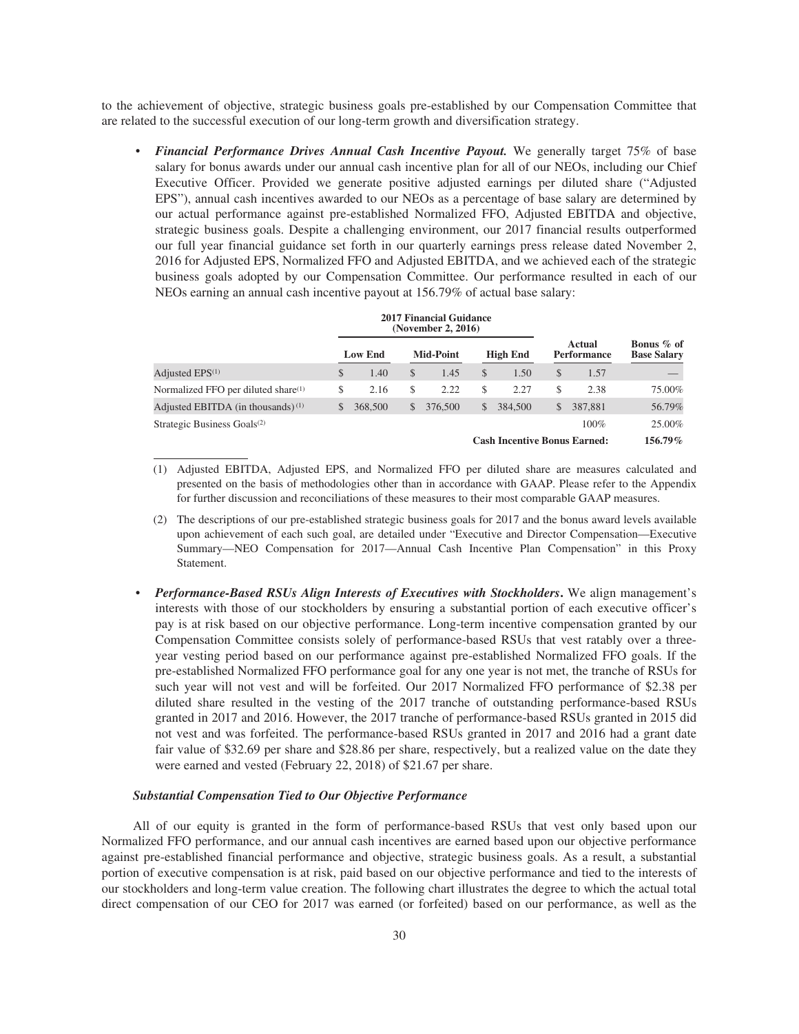to the achievement of objective, strategic business goals pre-established by our Compensation Committee that are related to the successful execution of our long-term growth and diversification strategy.

- ***Financial Performance Drives Annual Cash Incentive Payout.*** We generally target 75% of base salary for bonus awards under our annual cash incentive plan for all of our NEOs, including our Chief Executive Officer. Provided we generate positive adjusted earnings per diluted share ("Adjusted EPS"), annual cash incentives awarded to our NEOs as a percentage of base salary are determined by our actual performance against pre-established Normalized FFO, Adjusted EBITDA and objective, strategic business goals. Despite a challenging environment, our 2017 financial results outperformed our full year financial guidance set forth in our quarterly earnings press release dated November 2, 2016 for Adjusted EPS, Normalized FFO and Adjusted EBITDA, and we achieved each of the strategic business goals adopted by our Compensation Committee. Our performance resulted in each of our NEOs earning an annual cash incentive payout at 156.79% of actual base salary:

| | 2017 Financial Guidance (November 2, 2016) | | | | |
|---|---|---|---|---|---|
| | **Low End** | **Mid-Point** | **High End** | **Actual Performance** | **Bonus % of Base Salary** |
| Adjusted EPS[(1)] | $ 1.40 | $ 1.45 | $ 1.50 | $ 1.57 | — |
| Normalized FFO per diluted share[(1)] | $ 2.16 | $ 2.22 | $ 2.27 | $ 2.38 | 75.00% |
| Adjusted EBITDA (in thousands)[(1)] | $ 368,500 | $ 376,500 | $ 384,500 | $ 387,881 | 56.79% |
| Strategic Business Goals[(2)] | | | | 100% | 25.00% |
| | | | | **Cash Incentive Bonus Earned:** | **156.79%** |

(1) Adjusted EBITDA, Adjusted EPS, and Normalized FFO per diluted share are measures calculated and presented on the basis of methodologies other than in accordance with GAAP. Please refer to the Appendix for further discussion and reconciliations of these measures to their most comparable GAAP measures.

(2) The descriptions of our pre-established strategic business goals for 2017 and the bonus award levels available upon achievement of each such goal, are detailed under "Executive and Director Compensation—Executive Summary—NEO Compensation for 2017—Annual Cash Incentive Plan Compensation" in this Proxy Statement.

- ***Performance-Based RSUs Align Interests of Executives with Stockholders.*** We align management's interests with those of our stockholders by ensuring a substantial portion of each executive officer's pay is at risk based on our objective performance. Long-term incentive compensation granted by our Compensation Committee consists solely of performance-based RSUs that vest ratably over a three-year vesting period based on our performance against pre-established Normalized FFO goals. If the pre-established Normalized FFO performance goal for any one year is not met, the tranche of RSUs for such year will not vest and will be forfeited. Our 2017 Normalized FFO performance of $2.38 per diluted share resulted in the vesting of the 2017 tranche of outstanding performance-based RSUs granted in 2017 and 2016. However, the 2017 tranche of performance-based RSUs granted in 2015 did not vest and was forfeited. The performance-based RSUs granted in 2017 and 2016 had a grant date fair value of $32.69 per share and $28.86 per share, respectively, but a realized value on the date they were earned and vested (February 22, 2018) of $21.67 per share.

### *Substantial Compensation Tied to Our Objective Performance*

All of our equity is granted in the form of performance-based RSUs that vest only based upon our Normalized FFO performance, and our annual cash incentives are earned based upon our objective performance against pre-established financial performance and objective, strategic business goals. As a result, a substantial portion of executive compensation is at risk, paid based on our objective performance and tied to the interests of our stockholders and long-term value creation. The following chart illustrates the degree to which the actual total direct compensation of our CEO for 2017 was earned (or forfeited) based on our performance, as well as the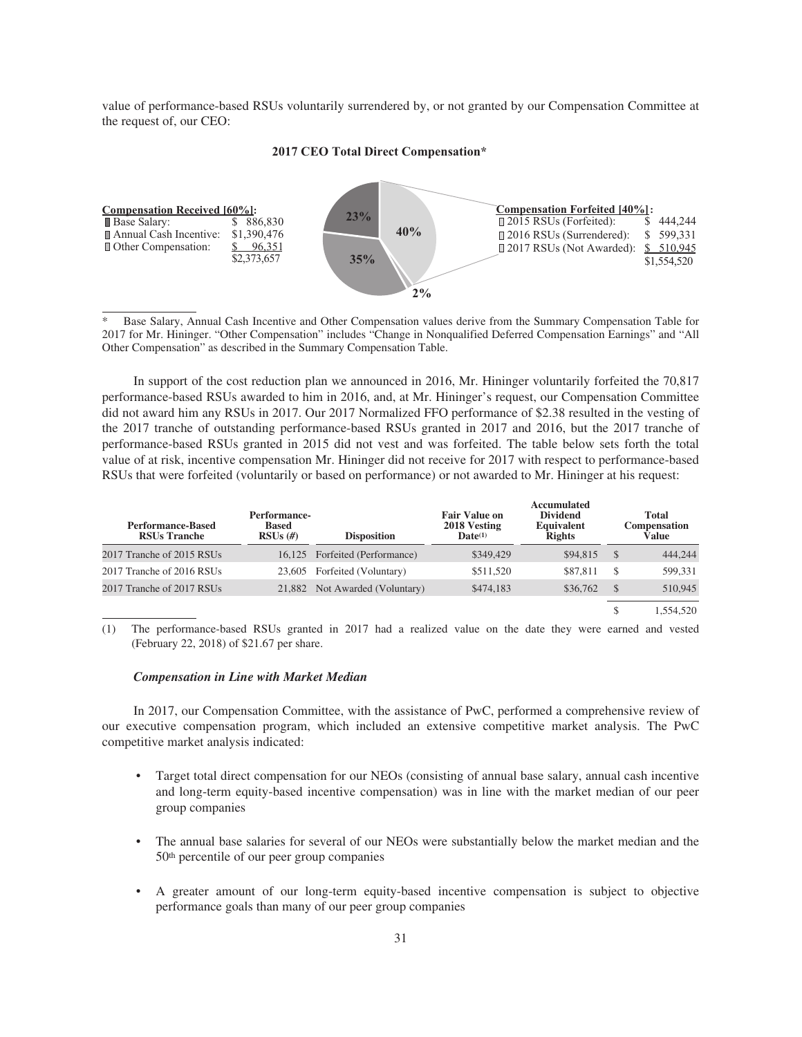value of performance-based RSUs voluntarily surrendered by, or not granted by our Compensation Committee at the request of, our CEO:

**2017 CEO Total Direct Compensation***

**Compensation Received [60%]:**

| | |
|---|---|
| Base Salary: | $ 886,830 |
| Annual Cash Incentive: | $1,390,476 |
| Other Compensation: | $ 96,351 |
| | $2,373,657 |

23% | 40% | 35% | 2%

**Compensation Forfeited [40%]:**

| | |
|---|---|
| 2015 RSUs (Forfeited): | $ 444,244 |
| 2016 RSUs (Surrendered): | $ 599,331 |
| 2017 RSUs (Not Awarded): | $ 510,945 |
| | $1,554,520 |

\* Base Salary, Annual Cash Incentive and Other Compensation values derive from the Summary Compensation Table for 2017 for Mr. Hininger. "Other Compensation" includes "Change in Nonqualified Deferred Compensation Earnings" and "All Other Compensation" as described in the Summary Compensation Table.

In support of the cost reduction plan we announced in 2016, Mr. Hininger voluntarily forfeited the 70,817 performance-based RSUs awarded to him in 2016, and, at Mr. Hininger's request, our Compensation Committee did not award him any RSUs in 2017. Our 2017 Normalized FFO performance of $2.38 resulted in the vesting of the 2017 tranche of outstanding performance-based RSUs granted in 2017 and 2016, but the 2017 tranche of performance-based RSUs granted in 2015 did not vest and was forfeited. The table below sets forth the total value of at risk, incentive compensation Mr. Hininger did not receive for 2017 with respect to performance-based RSUs that were forfeited (voluntarily or based on performance) or not awarded to Mr. Hininger at his request:

| Performance-Based RSUs Tranche | Performance-Based RSUs (#) | Disposition | Fair Value on 2018 Vesting Date[(1)] | Accumulated Dividend Equivalent Rights | Total Compensation Value |
|---|---|---|---|---|---|
| 2017 Tranche of 2015 RSUs | 16,125 | Forfeited (Performance) | $349,429 | $94,815 | $ 444,244 |
| 2017 Tranche of 2016 RSUs | 23,605 | Forfeited (Voluntary) | $511,520 | $87,811 | $ 599,331 |
| 2017 Tranche of 2017 RSUs | 21,882 | Not Awarded (Voluntary) | $474,183 | $36,762 | $ 510,945 |
| | | | | | $ 1,554,520 |

(1) The performance-based RSUs granted in 2017 had a realized value on the date they were earned and vested (February 22, 2018) of $21.67 per share.

### *Compensation in Line with Market Median*

In 2017, our Compensation Committee, with the assistance of PwC, performed a comprehensive review of our executive compensation program, which included an extensive competitive market analysis. The PwC competitive market analysis indicated:

- Target total direct compensation for our NEOs (consisting of annual base salary, annual cash incentive and long-term equity-based incentive compensation) was in line with the market median of our peer group companies
- The annual base salaries for several of our NEOs were substantially below the market median and the 50th percentile of our peer group companies
- A greater amount of our long-term equity-based incentive compensation is subject to objective performance goals than many of our peer group companies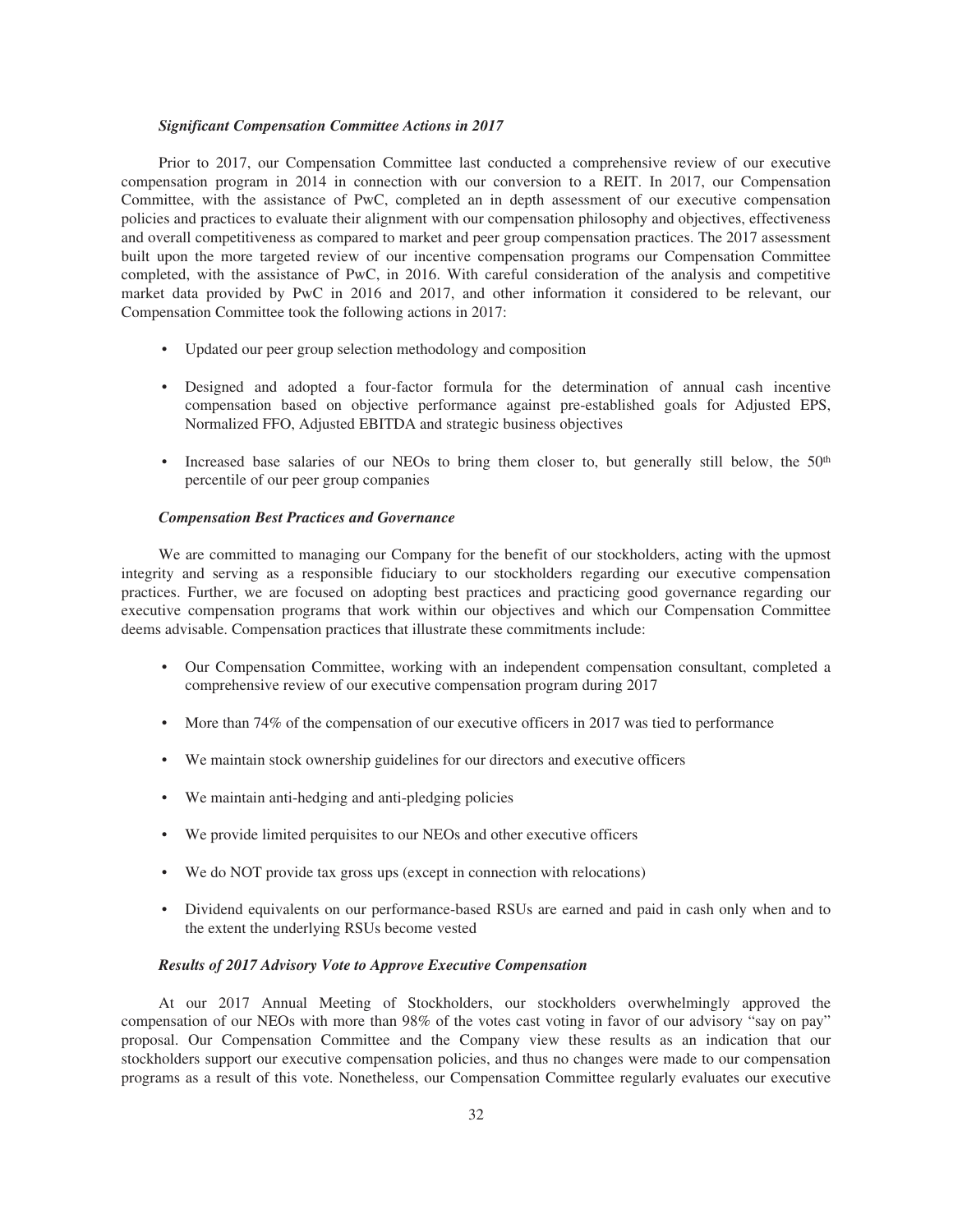***Significant Compensation Committee Actions in 2017***

Prior to 2017, our Compensation Committee last conducted a comprehensive review of our executive compensation program in 2014 in connection with our conversion to a REIT. In 2017, our Compensation Committee, with the assistance of PwC, completed an in depth assessment of our executive compensation policies and practices to evaluate their alignment with our compensation philosophy and objectives, effectiveness and overall competitiveness as compared to market and peer group compensation practices. The 2017 assessment built upon the more targeted review of our incentive compensation programs our Compensation Committee completed, with the assistance of PwC, in 2016. With careful consideration of the analysis and competitive market data provided by PwC in 2016 and 2017, and other information it considered to be relevant, our Compensation Committee took the following actions in 2017:

- Updated our peer group selection methodology and composition
- Designed and adopted a four-factor formula for the determination of annual cash incentive compensation based on objective performance against pre-established goals for Adjusted EPS, Normalized FFO, Adjusted EBITDA and strategic business objectives
- Increased base salaries of our NEOs to bring them closer to, but generally still below, the $50^{th}$ percentile of our peer group companies

***Compensation Best Practices and Governance***

We are committed to managing our Company for the benefit of our stockholders, acting with the upmost integrity and serving as a responsible fiduciary to our stockholders regarding our executive compensation practices. Further, we are focused on adopting best practices and practicing good governance regarding our executive compensation programs that work within our objectives and which our Compensation Committee deems advisable. Compensation practices that illustrate these commitments include:

- Our Compensation Committee, working with an independent compensation consultant, completed a comprehensive review of our executive compensation program during 2017
- More than 74% of the compensation of our executive officers in 2017 was tied to performance
- We maintain stock ownership guidelines for our directors and executive officers
- We maintain anti-hedging and anti-pledging policies
- We provide limited perquisites to our NEOs and other executive officers
- We do NOT provide tax gross ups (except in connection with relocations)
- Dividend equivalents on our performance-based RSUs are earned and paid in cash only when and to the extent the underlying RSUs become vested

***Results of 2017 Advisory Vote to Approve Executive Compensation***

At our 2017 Annual Meeting of Stockholders, our stockholders overwhelmingly approved the compensation of our NEOs with more than 98% of the votes cast voting in favor of our advisory "say on pay" proposal. Our Compensation Committee and the Company view these results as an indication that our stockholders support our executive compensation policies, and thus no changes were made to our compensation programs as a result of this vote. Nonetheless, our Compensation Committee regularly evaluates our executive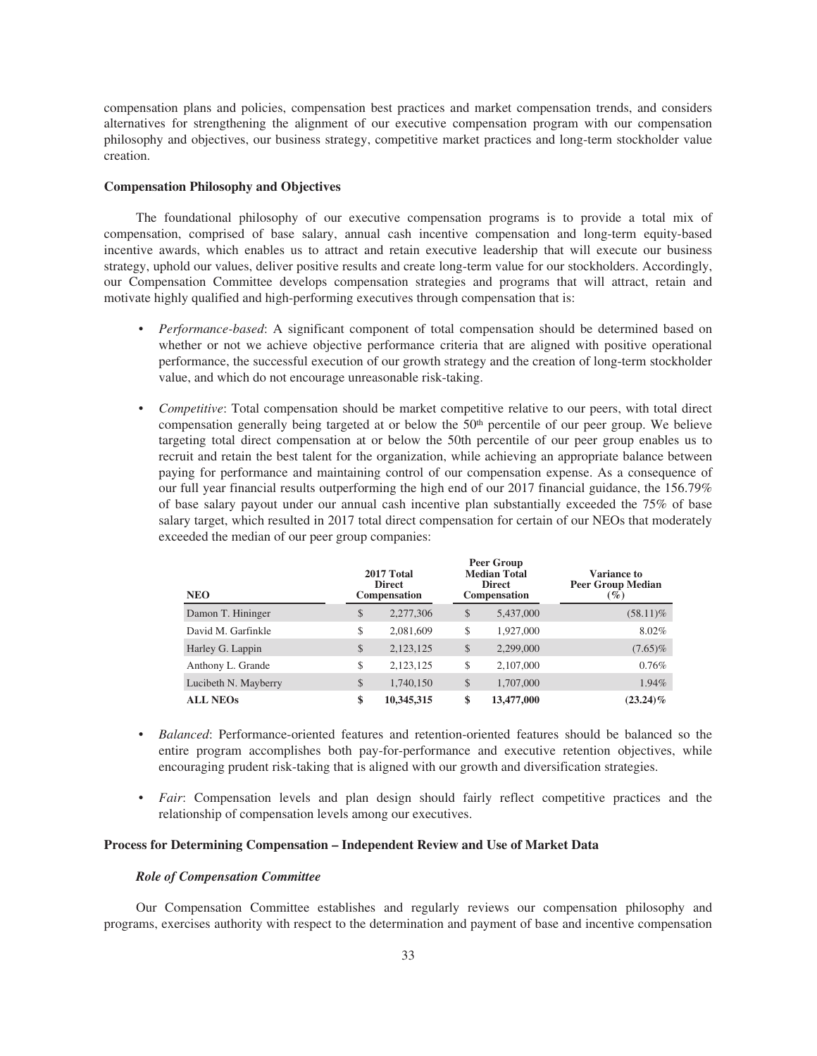compensation plans and policies, compensation best practices and market compensation trends, and considers alternatives for strengthening the alignment of our executive compensation program with our compensation philosophy and objectives, our business strategy, competitive market practices and long-term stockholder value creation.

### Compensation Philosophy and Objectives

The foundational philosophy of our executive compensation programs is to provide a total mix of compensation, comprised of base salary, annual cash incentive compensation and long-term equity-based incentive awards, which enables us to attract and retain executive leadership that will execute our business strategy, uphold our values, deliver positive results and create long-term value for our stockholders. Accordingly, our Compensation Committee develops compensation strategies and programs that will attract, retain and motivate highly qualified and high-performing executives through compensation that is:

- *Performance-based*: A significant component of total compensation should be determined based on whether or not we achieve objective performance criteria that are aligned with positive operational performance, the successful execution of our growth strategy and the creation of long-term stockholder value, and which do not encourage unreasonable risk-taking.

- *Competitive*: Total compensation should be market competitive relative to our peers, with total direct compensation generally being targeted at or below the 50th percentile of our peer group. We believe targeting total direct compensation at or below the 50th percentile of our peer group enables us to recruit and retain the best talent for the organization, while achieving an appropriate balance between paying for performance and maintaining control of our compensation expense. As a consequence of our full year financial results outperforming the high end of our 2017 financial guidance, the 156.79% of base salary payout under our annual cash incentive plan substantially exceeded the 75% of base salary target, which resulted in 2017 total direct compensation for certain of our NEOs that moderately exceeded the median of our peer group companies:

| NEO | 2017 Total Direct Compensation | Peer Group Median Total Direct Compensation | Variance to Peer Group Median (%) |
|---|---|---|---|
| Damon T. Hininger | $ 2,277,306 | $ 5,437,000 | (58.11)% |
| David M. Garfinkle | $ 2,081,609 | $ 1,927,000 | 8.02% |
| Harley G. Lappin | $ 2,123,125 | $ 2,299,000 | (7.65)% |
| Anthony L. Grande | $ 2,123,125 | $ 2,107,000 | 0.76% |
| Lucibeth N. Mayberry | $ 1,740,150 | $ 1,707,000 | 1.94% |
| **ALL NEOs** | **$ 10,345,315** | **$ 13,477,000** | **(23.24)%** |

- *Balanced*: Performance-oriented features and retention-oriented features should be balanced so the entire program accomplishes both pay-for-performance and executive retention objectives, while encouraging prudent risk-taking that is aligned with our growth and diversification strategies.

- *Fair*: Compensation levels and plan design should fairly reflect competitive practices and the relationship of compensation levels among our executives.

### Process for Determining Compensation – Independent Review and Use of Market Data

#### *Role of Compensation Committee*

Our Compensation Committee establishes and regularly reviews our compensation philosophy and programs, exercises authority with respect to the determination and payment of base and incentive compensation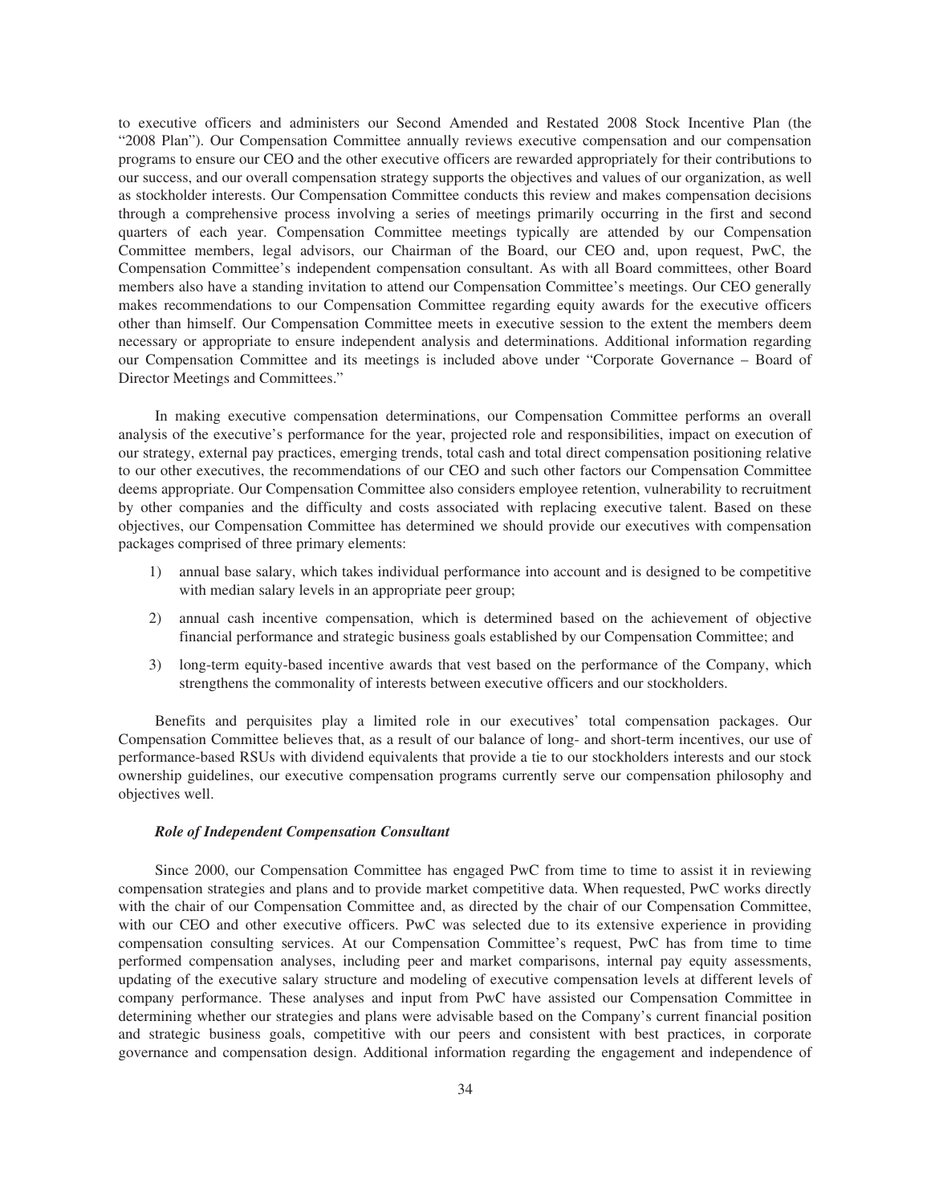to executive officers and administers our Second Amended and Restated 2008 Stock Incentive Plan (the "2008 Plan"). Our Compensation Committee annually reviews executive compensation and our compensation programs to ensure our CEO and the other executive officers are rewarded appropriately for their contributions to our success, and our overall compensation strategy supports the objectives and values of our organization, as well as stockholder interests. Our Compensation Committee conducts this review and makes compensation decisions through a comprehensive process involving a series of meetings primarily occurring in the first and second quarters of each year. Compensation Committee meetings typically are attended by our Compensation Committee members, legal advisors, our Chairman of the Board, our CEO and, upon request, PwC, the Compensation Committee's independent compensation consultant. As with all Board committees, other Board members also have a standing invitation to attend our Compensation Committee's meetings. Our CEO generally makes recommendations to our Compensation Committee regarding equity awards for the executive officers other than himself. Our Compensation Committee meets in executive session to the extent the members deem necessary or appropriate to ensure independent analysis and determinations. Additional information regarding our Compensation Committee and its meetings is included above under "Corporate Governance – Board of Director Meetings and Committees."

In making executive compensation determinations, our Compensation Committee performs an overall analysis of the executive's performance for the year, projected role and responsibilities, impact on execution of our strategy, external pay practices, emerging trends, total cash and total direct compensation positioning relative to our other executives, the recommendations of our CEO and such other factors our Compensation Committee deems appropriate. Our Compensation Committee also considers employee retention, vulnerability to recruitment by other companies and the difficulty and costs associated with replacing executive talent. Based on these objectives, our Compensation Committee has determined we should provide our executives with compensation packages comprised of three primary elements:

1) annual base salary, which takes individual performance into account and is designed to be competitive with median salary levels in an appropriate peer group;
2) annual cash incentive compensation, which is determined based on the achievement of objective financial performance and strategic business goals established by our Compensation Committee; and
3) long-term equity-based incentive awards that vest based on the performance of the Company, which strengthens the commonality of interests between executive officers and our stockholders.

Benefits and perquisites play a limited role in our executives' total compensation packages. Our Compensation Committee believes that, as a result of our balance of long- and short-term incentives, our use of performance-based RSUs with dividend equivalents that provide a tie to our stockholders interests and our stock ownership guidelines, our executive compensation programs currently serve our compensation philosophy and objectives well.

***Role of Independent Compensation Consultant***

Since 2000, our Compensation Committee has engaged PwC from time to time to assist it in reviewing compensation strategies and plans and to provide market competitive data. When requested, PwC works directly with the chair of our Compensation Committee and, as directed by the chair of our Compensation Committee, with our CEO and other executive officers. PwC was selected due to its extensive experience in providing compensation consulting services. At our Compensation Committee's request, PwC has from time to time performed compensation analyses, including peer and market comparisons, internal pay equity assessments, updating of the executive salary structure and modeling of executive compensation levels at different levels of company performance. These analyses and input from PwC have assisted our Compensation Committee in determining whether our strategies and plans were advisable based on the Company's current financial position and strategic business goals, competitive with our peers and consistent with best practices, in corporate governance and compensation design. Additional information regarding the engagement and independence of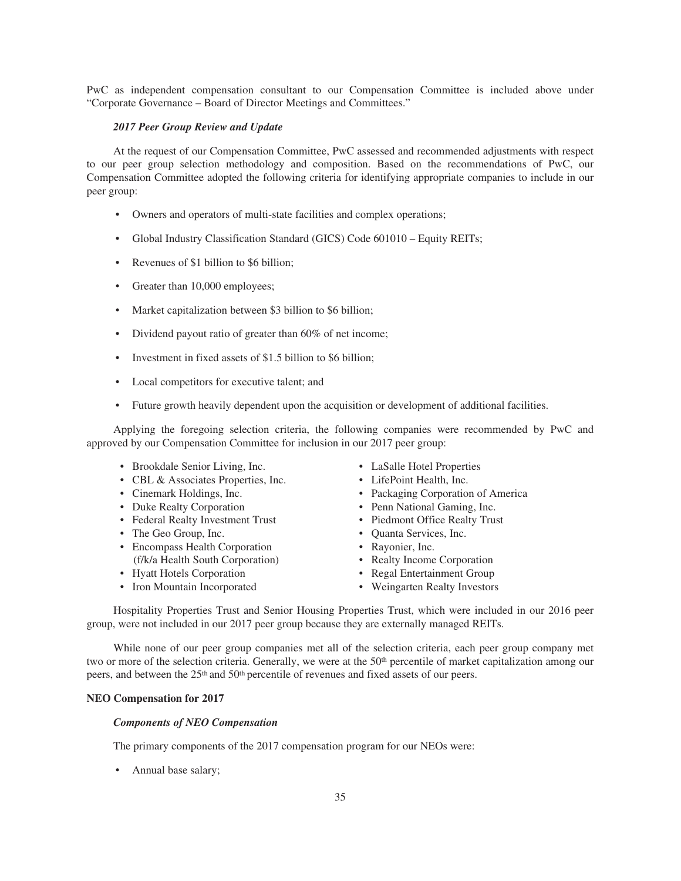PwC as independent compensation consultant to our Compensation Committee is included above under "Corporate Governance – Board of Director Meetings and Committees."

***2017 Peer Group Review and Update***

At the request of our Compensation Committee, PwC assessed and recommended adjustments with respect to our peer group selection methodology and composition. Based on the recommendations of PwC, our Compensation Committee adopted the following criteria for identifying appropriate companies to include in our peer group:

- Owners and operators of multi-state facilities and complex operations;
- Global Industry Classification Standard (GICS) Code 601010 – Equity REITs;
- Revenues of \$1 billion to \$6 billion;
- Greater than 10,000 employees;
- Market capitalization between \$3 billion to \$6 billion;
- Dividend payout ratio of greater than 60% of net income;
- Investment in fixed assets of \$1.5 billion to \$6 billion;
- Local competitors for executive talent; and
- Future growth heavily dependent upon the acquisition or development of additional facilities.

Applying the foregoing selection criteria, the following companies were recommended by PwC and approved by our Compensation Committee for inclusion in our 2017 peer group:

- Brookdale Senior Living, Inc.
- CBL & Associates Properties, Inc.
- Cinemark Holdings, Inc.
- Duke Realty Corporation
- Federal Realty Investment Trust
- The Geo Group, Inc.
- Encompass Health Corporation (f/k/a Health South Corporation)
- Hyatt Hotels Corporation
- Iron Mountain Incorporated
- LaSalle Hotel Properties
- LifePoint Health, Inc.
- Packaging Corporation of America
- Penn National Gaming, Inc.
- Piedmont Office Realty Trust
- Quanta Services, Inc.
- Rayonier, Inc.
- Realty Income Corporation
- Regal Entertainment Group
- Weingarten Realty Investors

Hospitality Properties Trust and Senior Housing Properties Trust, which were included in our 2016 peer group, were not included in our 2017 peer group because they are externally managed REITs.

While none of our peer group companies met all of the selection criteria, each peer group company met two or more of the selection criteria. Generally, we were at the 50th percentile of market capitalization among our peers, and between the 25th and 50th percentile of revenues and fixed assets of our peers.

**NEO Compensation for 2017**

***Components of NEO Compensation***

The primary components of the 2017 compensation program for our NEOs were:

- Annual base salary;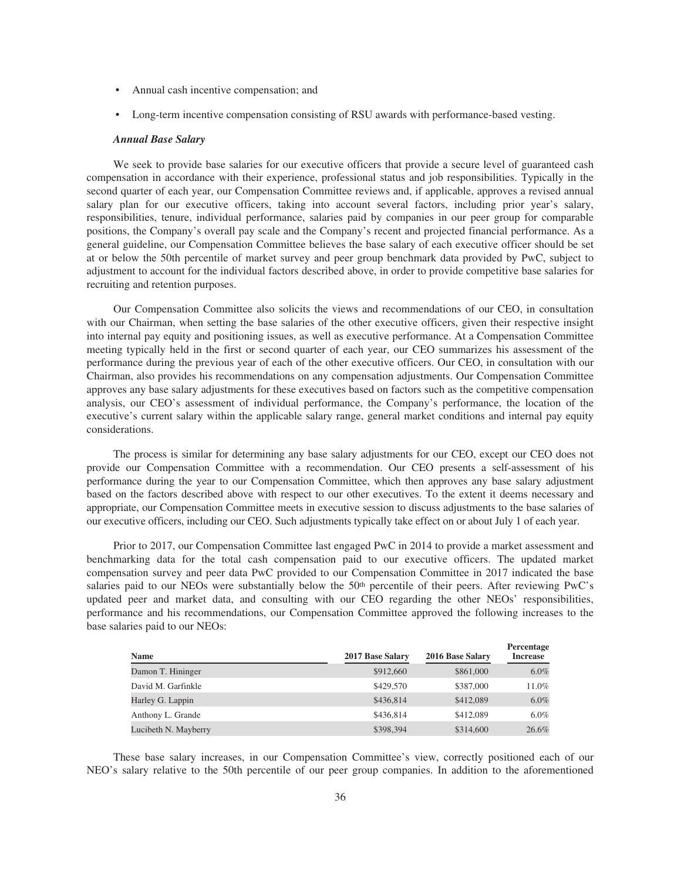- Annual cash incentive compensation; and
- Long-term incentive compensation consisting of RSU awards with performance-based vesting.

***Annual Base Salary***

We seek to provide base salaries for our executive officers that provide a secure level of guaranteed cash compensation in accordance with their experience, professional status and job responsibilities. Typically in the second quarter of each year, our Compensation Committee reviews and, if applicable, approves a revised annual salary plan for our executive officers, taking into account several factors, including prior year's salary, responsibilities, tenure, individual performance, salaries paid by companies in our peer group for comparable positions, the Company's overall pay scale and the Company's recent and projected financial performance. As a general guideline, our Compensation Committee believes the base salary of each executive officer should be set at or below the 50th percentile of market survey and peer group benchmark data provided by PwC, subject to adjustment to account for the individual factors described above, in order to provide competitive base salaries for recruiting and retention purposes.

Our Compensation Committee also solicits the views and recommendations of our CEO, in consultation with our Chairman, when setting the base salaries of the other executive officers, given their respective insight into internal pay equity and positioning issues, as well as executive performance. At a Compensation Committee meeting typically held in the first or second quarter of each year, our CEO summarizes his assessment of the performance during the previous year of each of the other executive officers. Our CEO, in consultation with our Chairman, also provides his recommendations on any compensation adjustments. Our Compensation Committee approves any base salary adjustments for these executives based on factors such as the competitive compensation analysis, our CEO's assessment of individual performance, the Company's performance, the location of the executive's current salary within the applicable salary range, general market conditions and internal pay equity considerations.

The process is similar for determining any base salary adjustments for our CEO, except our CEO does not provide our Compensation Committee with a recommendation. Our CEO presents a self-assessment of his performance during the year to our Compensation Committee, which then approves any base salary adjustment based on the factors described above with respect to our other executives. To the extent it deems necessary and appropriate, our Compensation Committee meets in executive session to discuss adjustments to the base salaries of our executive officers, including our CEO. Such adjustments typically take effect on or about July 1 of each year.

Prior to 2017, our Compensation Committee last engaged PwC in 2014 to provide a market assessment and benchmarking data for the total cash compensation paid to our executive officers. The updated market compensation survey and peer data PwC provided to our Compensation Committee in 2017 indicated the base salaries paid to our NEOs were substantially below the 50th percentile of their peers. After reviewing PwC's updated peer and market data, and consulting with our CEO regarding the other NEOs' responsibilities, performance and his recommendations, our Compensation Committee approved the following increases to the base salaries paid to our NEOs:

| Name | 2017 Base Salary | 2016 Base Salary | Percentage Increase |
|---|---|---|---|
| Damon T. Hininger | $912,660 | $861,000 | 6.0% |
| David M. Garfinkle | $429,570 | $387,000 | 11.0% |
| Harley G. Lappin | $436,814 | $412,089 | 6.0% |
| Anthony L. Grande | $436,814 | $412,089 | 6.0% |
| Lucibeth N. Mayberry | $398,394 | $314,600 | 26.6% |

These base salary increases, in our Compensation Committee's view, correctly positioned each of our NEO's salary relative to the 50th percentile of our peer group companies. In addition to the aforementioned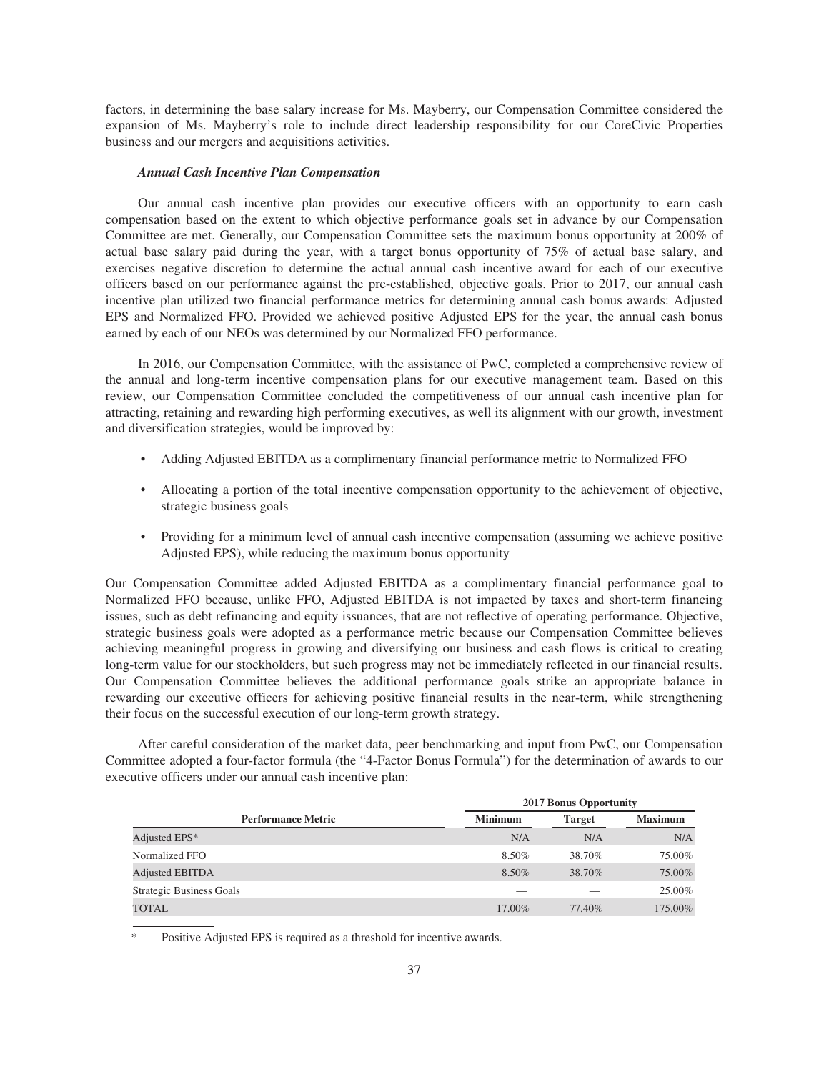factors, in determining the base salary increase for Ms. Mayberry, our Compensation Committee considered the expansion of Ms. Mayberry's role to include direct leadership responsibility for our CoreCivic Properties business and our mergers and acquisitions activities.

***Annual Cash Incentive Plan Compensation***

Our annual cash incentive plan provides our executive officers with an opportunity to earn cash compensation based on the extent to which objective performance goals set in advance by our Compensation Committee are met. Generally, our Compensation Committee sets the maximum bonus opportunity at 200% of actual base salary paid during the year, with a target bonus opportunity of 75% of actual base salary, and exercises negative discretion to determine the actual annual cash incentive award for each of our executive officers based on our performance against the pre-established, objective goals. Prior to 2017, our annual cash incentive plan utilized two financial performance metrics for determining annual cash bonus awards: Adjusted EPS and Normalized FFO. Provided we achieved positive Adjusted EPS for the year, the annual cash bonus earned by each of our NEOs was determined by our Normalized FFO performance.

In 2016, our Compensation Committee, with the assistance of PwC, completed a comprehensive review of the annual and long-term incentive compensation plans for our executive management team. Based on this review, our Compensation Committee concluded the competitiveness of our annual cash incentive plan for attracting, retaining and rewarding high performing executives, as well its alignment with our growth, investment and diversification strategies, would be improved by:

- Adding Adjusted EBITDA as a complimentary financial performance metric to Normalized FFO
- Allocating a portion of the total incentive compensation opportunity to the achievement of objective, strategic business goals
- Providing for a minimum level of annual cash incentive compensation (assuming we achieve positive Adjusted EPS), while reducing the maximum bonus opportunity

Our Compensation Committee added Adjusted EBITDA as a complimentary financial performance goal to Normalized FFO because, unlike FFO, Adjusted EBITDA is not impacted by taxes and short-term financing issues, such as debt refinancing and equity issuances, that are not reflective of operating performance. Objective, strategic business goals were adopted as a performance metric because our Compensation Committee believes achieving meaningful progress in growing and diversifying our business and cash flows is critical to creating long-term value for our stockholders, but such progress may not be immediately reflected in our financial results. Our Compensation Committee believes the additional performance goals strike an appropriate balance in rewarding our executive officers for achieving positive financial results in the near-term, while strengthening their focus on the successful execution of our long-term growth strategy.

After careful consideration of the market data, peer benchmarking and input from PwC, our Compensation Committee adopted a four-factor formula (the "4-Factor Bonus Formula") for the determination of awards to our executive officers under our annual cash incentive plan:

| | 2017 Bonus Opportunity | | |
|---|---|---|---|
| **Performance Metric** | **Minimum** | **Target** | **Maximum** |
| Adjusted EPS* | N/A | N/A | N/A |
| Normalized FFO | 8.50% | 38.70% | 75.00% |
| Adjusted EBITDA | 8.50% | 38.70% | 75.00% |
| Strategic Business Goals | — | — | 25.00% |
| TOTAL | 17.00% | 77.40% | 175.00% |

\* Positive Adjusted EPS is required as a threshold for incentive awards.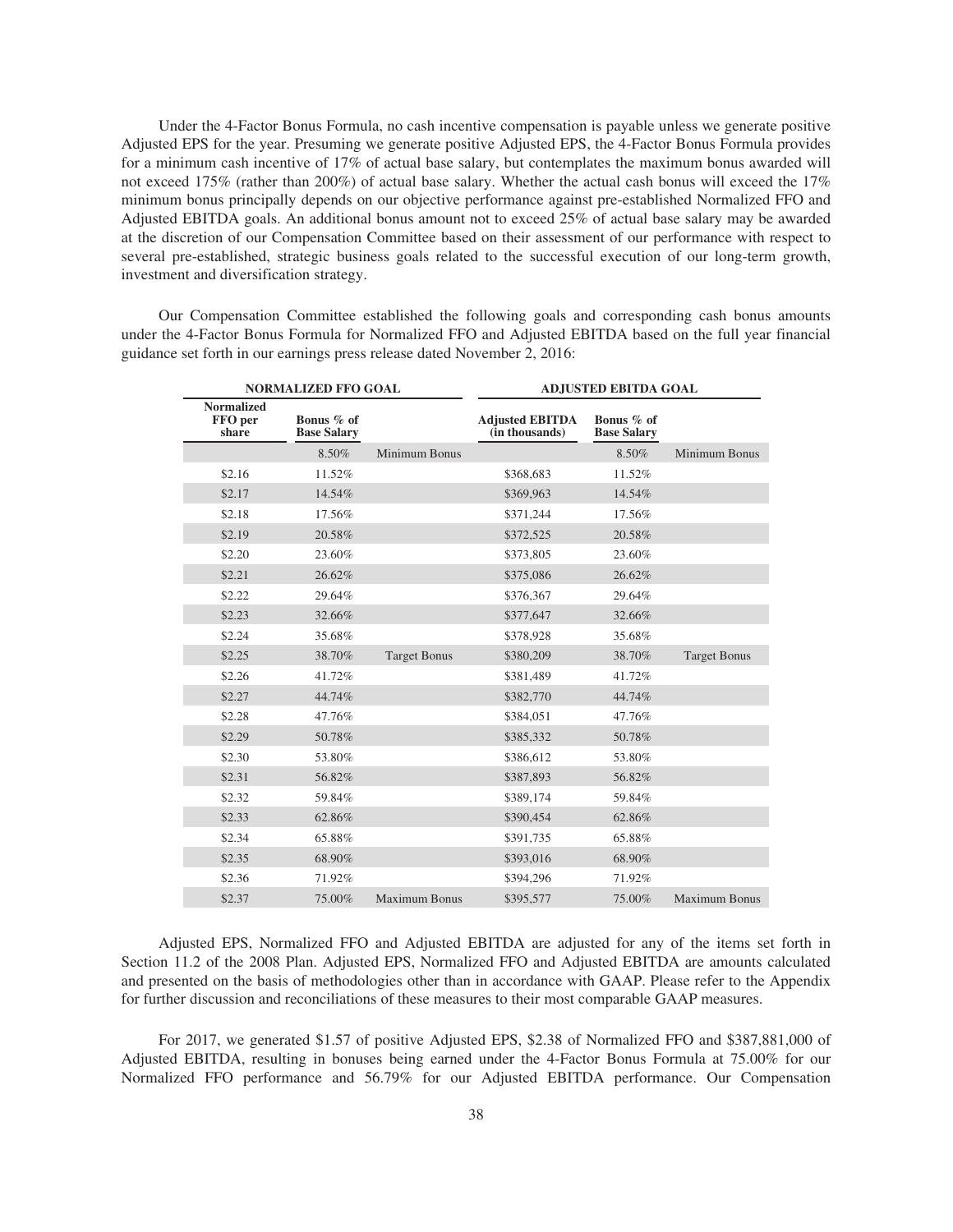Under the 4-Factor Bonus Formula, no cash incentive compensation is payable unless we generate positive Adjusted EPS for the year. Presuming we generate positive Adjusted EPS, the 4-Factor Bonus Formula provides for a minimum cash incentive of 17% of actual base salary, but contemplates the maximum bonus awarded will not exceed 175% (rather than 200%) of actual base salary. Whether the actual cash bonus will exceed the 17% minimum bonus principally depends on our objective performance against pre-established Normalized FFO and Adjusted EBITDA goals. An additional bonus amount not to exceed 25% of actual base salary may be awarded at the discretion of our Compensation Committee based on their assessment of our performance with respect to several pre-established, strategic business goals related to the successful execution of our long-term growth, investment and diversification strategy.

Our Compensation Committee established the following goals and corresponding cash bonus amounts under the 4-Factor Bonus Formula for Normalized FFO and Adjusted EBITDA based on the full year financial guidance set forth in our earnings press release dated November 2, 2016:

| NORMALIZED FFO GOAL | | | ADJUSTED EBITDA GOAL | | |
|---|---|---|---|---|---|
| **Normalized FFO per share** | **Bonus % of Base Salary** | | **Adjusted EBITDA (in thousands)** | **Bonus % of Base Salary** | |
| | 8.50% | Minimum Bonus | | 8.50% | Minimum Bonus |
| $2.16 | 11.52% | | $368,683 | 11.52% | |
| $2.17 | 14.54% | | $369,963 | 14.54% | |
| $2.18 | 17.56% | | $371,244 | 17.56% | |
| $2.19 | 20.58% | | $372,525 | 20.58% | |
| $2.20 | 23.60% | | $373,805 | 23.60% | |
| $2.21 | 26.62% | | $375,086 | 26.62% | |
| $2.22 | 29.64% | | $376,367 | 29.64% | |
| $2.23 | 32.66% | | $377,647 | 32.66% | |
| $2.24 | 35.68% | | $378,928 | 35.68% | |
| $2.25 | 38.70% | Target Bonus | $380,209 | 38.70% | Target Bonus |
| $2.26 | 41.72% | | $381,489 | 41.72% | |
| $2.27 | 44.74% | | $382,770 | 44.74% | |
| $2.28 | 47.76% | | $384,051 | 47.76% | |
| $2.29 | 50.78% | | $385,332 | 50.78% | |
| $2.30 | 53.80% | | $386,612 | 53.80% | |
| $2.31 | 56.82% | | $387,893 | 56.82% | |
| $2.32 | 59.84% | | $389,174 | 59.84% | |
| $2.33 | 62.86% | | $390,454 | 62.86% | |
| $2.34 | 65.88% | | $391,735 | 65.88% | |
| $2.35 | 68.90% | | $393,016 | 68.90% | |
| $2.36 | 71.92% | | $394,296 | 71.92% | |
| $2.37 | 75.00% | Maximum Bonus | $395,577 | 75.00% | Maximum Bonus |

Adjusted EPS, Normalized FFO and Adjusted EBITDA are adjusted for any of the items set forth in Section 11.2 of the 2008 Plan. Adjusted EPS, Normalized FFO and Adjusted EBITDA are amounts calculated and presented on the basis of methodologies other than in accordance with GAAP. Please refer to the Appendix for further discussion and reconciliations of these measures to their most comparable GAAP measures.

For 2017, we generated $1.57 of positive Adjusted EPS, $2.38 of Normalized FFO and $387,881,000 of Adjusted EBITDA, resulting in bonuses being earned under the 4-Factor Bonus Formula at 75.00% for our Normalized FFO performance and 56.79% for our Adjusted EBITDA performance. Our Compensation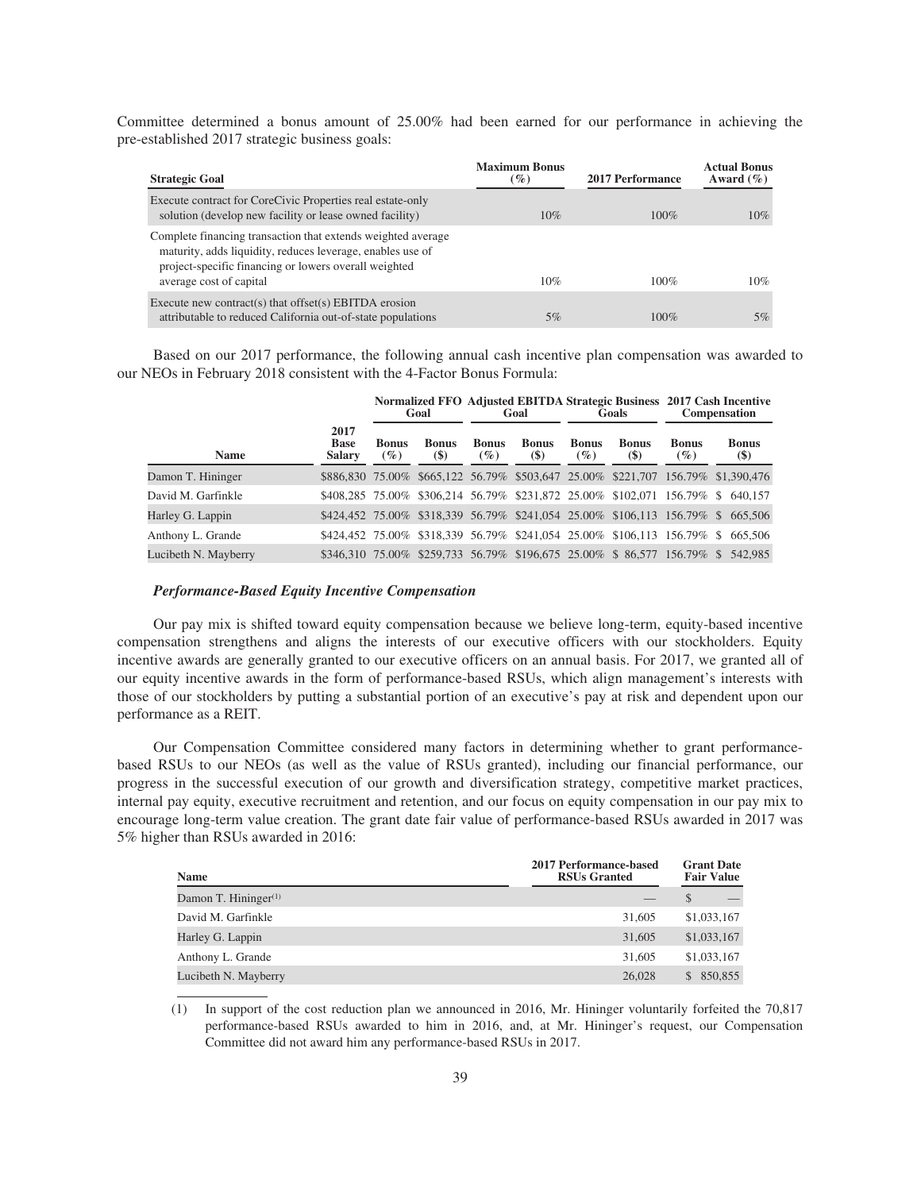Committee determined a bonus amount of 25.00% had been earned for our performance in achieving the pre-established 2017 strategic business goals:

| Strategic Goal | Maximum Bonus (%) | 2017 Performance | Actual Bonus Award (%) |
|---|---|---|---|
| Execute contract for CoreCivic Properties real estate-only solution (develop new facility or lease owned facility) | 10% | 100% | 10% |
| Complete financing transaction that extends weighted average maturity, adds liquidity, reduces leverage, enables use of project-specific financing or lowers overall weighted average cost of capital | 10% | 100% | 10% |
| Execute new contract(s) that offset(s) EBITDA erosion attributable to reduced California out-of-state populations | 5% | 100% | 5% |

Based on our 2017 performance, the following annual cash incentive plan compensation was awarded to our NEOs in February 2018 consistent with the 4-Factor Bonus Formula:

| | | Normalized FFO Goal | | Adjusted EBITDA Goal | | Strategic Business Goals | | 2017 Cash Incentive Compensation | |
|---|---|---|---|---|---|---|---|---|---|
| Name | 2017 Base Salary | Bonus (%) | Bonus ($) | Bonus (%) | Bonus ($) | Bonus (%) | Bonus ($) | Bonus (%) | Bonus ($) |
| Damon T. Hininger | $886,830 | 75.00% | $665,122 | 56.79% | $503,647 | 25.00% | $221,707 | 156.79% | $1,390,476 |
| David M. Garfinkle | $408,285 | 75.00% | $306,214 | 56.79% | $231,872 | 25.00% | $102,071 | 156.79% | $ 640,157 |
| Harley G. Lappin | $424,452 | 75.00% | $318,339 | 56.79% | $241,054 | 25.00% | $106,113 | 156.79% | $ 665,506 |
| Anthony L. Grande | $424,452 | 75.00% | $318,339 | 56.79% | $241,054 | 25.00% | $106,113 | 156.79% | $ 665,506 |
| Lucibeth N. Mayberry | $346,310 | 75.00% | $259,733 | 56.79% | $196,675 | 25.00% | $ 86,577 | 156.79% | $ 542,985 |

### *Performance-Based Equity Incentive Compensation*

Our pay mix is shifted toward equity compensation because we believe long-term, equity-based incentive compensation strengthens and aligns the interests of our executive officers with our stockholders. Equity incentive awards are generally granted to our executive officers on an annual basis. For 2017, we granted all of our equity incentive awards in the form of performance-based RSUs, which align management's interests with those of our stockholders by putting a substantial portion of an executive's pay at risk and dependent upon our performance as a REIT.

Our Compensation Committee considered many factors in determining whether to grant performance-based RSUs to our NEOs (as well as the value of RSUs granted), including our financial performance, our progress in the successful execution of our growth and diversification strategy, competitive market practices, internal pay equity, executive recruitment and retention, and our focus on equity compensation in our pay mix to encourage long-term value creation. The grant date fair value of performance-based RSUs awarded in 2017 was 5% higher than RSUs awarded in 2016:

| Name | 2017 Performance-based RSUs Granted | Grant Date Fair Value |
|---|---|---|
| Damon T. Hininger[(1)] | — | $ — |
| David M. Garfinkle | 31,605 | $1,033,167 |
| Harley G. Lappin | 31,605 | $1,033,167 |
| Anthony L. Grande | 31,605 | $1,033,167 |
| Lucibeth N. Mayberry | 26,028 | $ 850,855 |

(1) In support of the cost reduction plan we announced in 2016, Mr. Hininger voluntarily forfeited the 70,817 performance-based RSUs awarded to him in 2016, and, at Mr. Hininger's request, our Compensation Committee did not award him any performance-based RSUs in 2017.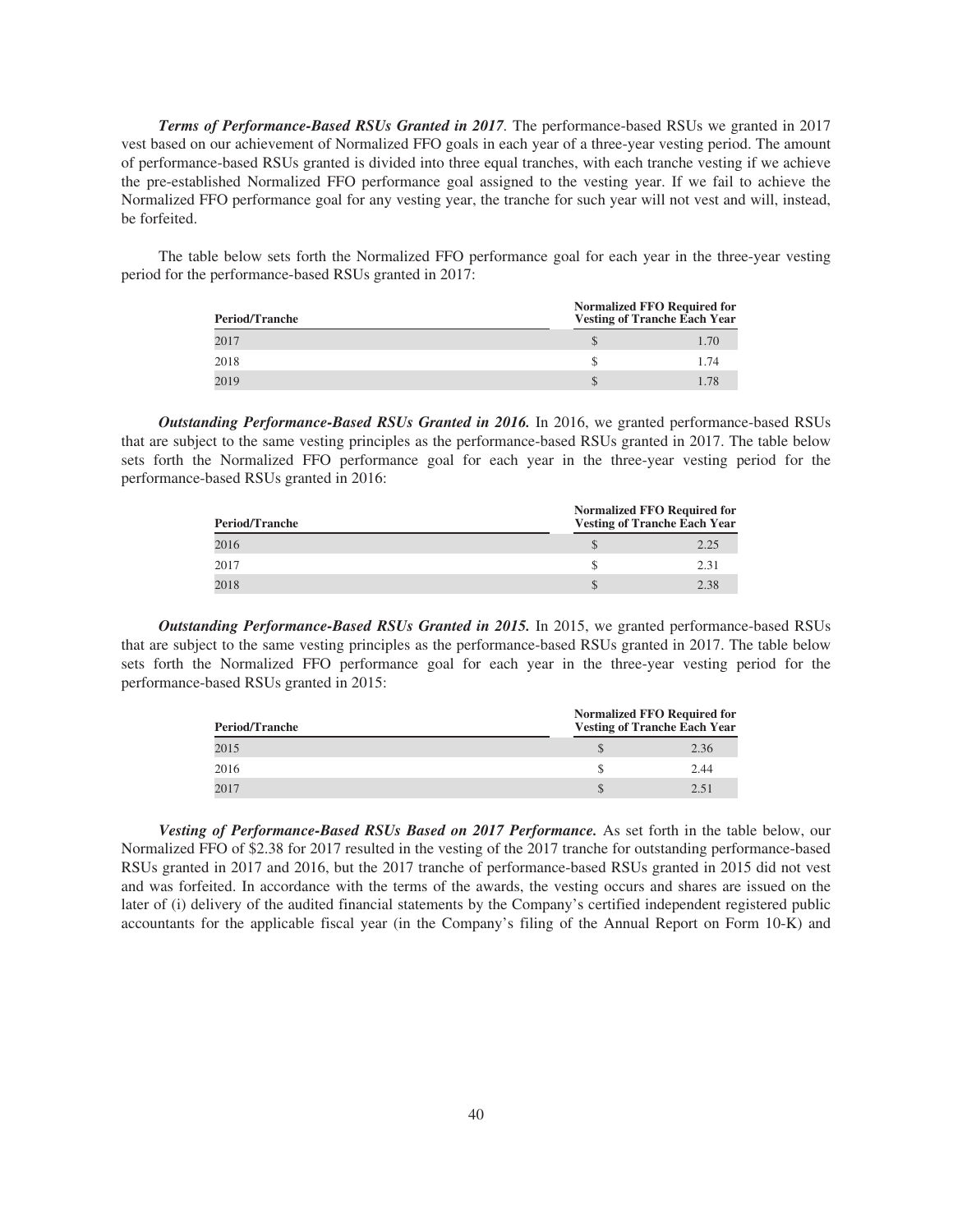***Terms of Performance-Based RSUs Granted in 2017.*** The performance-based RSUs we granted in 2017 vest based on our achievement of Normalized FFO goals in each year of a three-year vesting period. The amount of performance-based RSUs granted is divided into three equal tranches, with each tranche vesting if we achieve the pre-established Normalized FFO performance goal assigned to the vesting year. If we fail to achieve the Normalized FFO performance goal for any vesting year, the tranche for such year will not vest and will, instead, be forfeited.

The table below sets forth the Normalized FFO performance goal for each year in the three-year vesting period for the performance-based RSUs granted in 2017:

| Period/Tranche | Normalized FFO Required for Vesting of Tranche Each Year |
|---|---|
| 2017 | $ 1.70 |
| 2018 | $ 1.74 |
| 2019 | $ 1.78 |

***Outstanding Performance-Based RSUs Granted in 2016.*** In 2016, we granted performance-based RSUs that are subject to the same vesting principles as the performance-based RSUs granted in 2017. The table below sets forth the Normalized FFO performance goal for each year in the three-year vesting period for the performance-based RSUs granted in 2016:

| Period/Tranche | Normalized FFO Required for Vesting of Tranche Each Year |
|---|---|
| 2016 | $ 2.25 |
| 2017 | $ 2.31 |
| 2018 | $ 2.38 |

***Outstanding Performance-Based RSUs Granted in 2015.*** In 2015, we granted performance-based RSUs that are subject to the same vesting principles as the performance-based RSUs granted in 2017. The table below sets forth the Normalized FFO performance goal for each year in the three-year vesting period for the performance-based RSUs granted in 2015:

| Period/Tranche | Normalized FFO Required for Vesting of Tranche Each Year |
|---|---|
| 2015 | $ 2.36 |
| 2016 | $ 2.44 |
| 2017 | $ 2.51 |

***Vesting of Performance-Based RSUs Based on 2017 Performance.*** As set forth in the table below, our Normalized FFO of $2.38 for 2017 resulted in the vesting of the 2017 tranche for outstanding performance-based RSUs granted in 2017 and 2016, but the 2017 tranche of performance-based RSUs granted in 2015 did not vest and was forfeited. In accordance with the terms of the awards, the vesting occurs and shares are issued on the later of (i) delivery of the audited financial statements by the Company's certified independent registered public accountants for the applicable fiscal year (in the Company's filing of the Annual Report on Form 10-K) and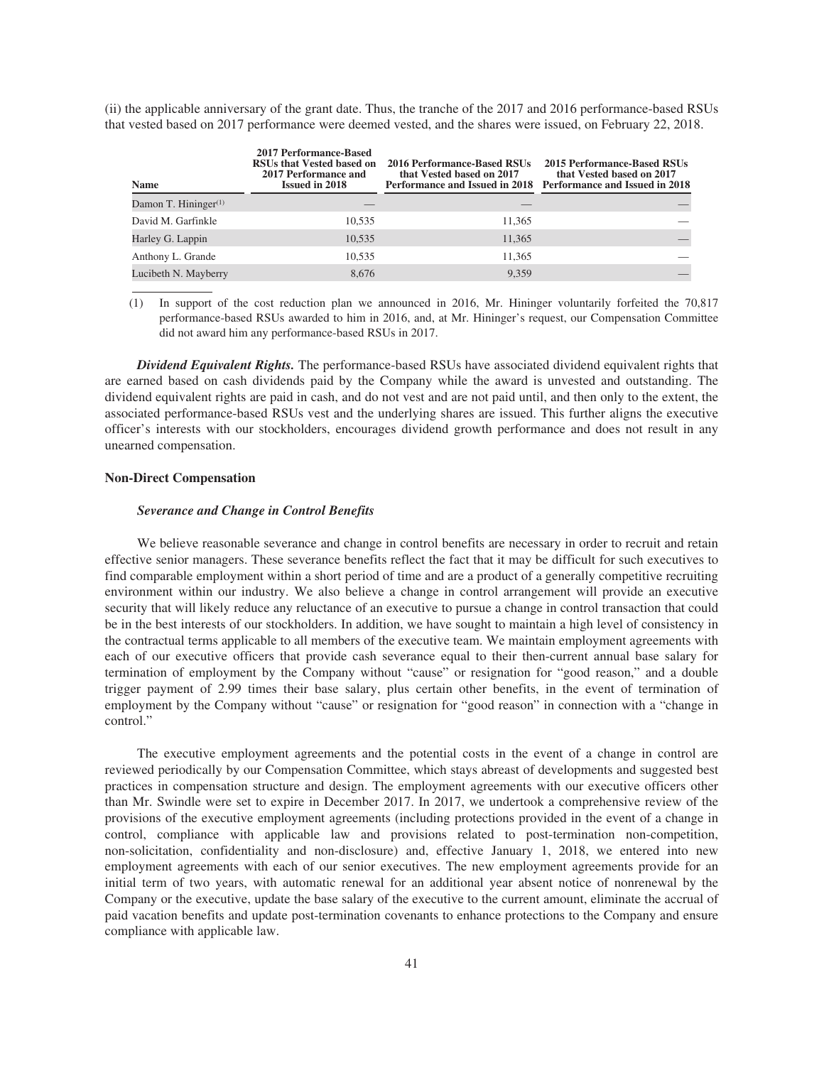(ii) the applicable anniversary of the grant date. Thus, the tranche of the 2017 and 2016 performance-based RSUs that vested based on 2017 performance were deemed vested, and the shares were issued, on February 22, 2018.

| Name | 2017 Performance-Based RSUs that Vested based on 2017 Performance and Issued in 2018 | 2016 Performance-Based RSUs that Vested based on 2017 Performance and Issued in 2018 | 2015 Performance-Based RSUs that Vested based on 2017 Performance and Issued in 2018 |
|---|---|---|---|
| Damon T. Hininger[(1)] | — | — | — |
| David M. Garfinkle | 10,535 | 11,365 | — |
| Harley G. Lappin | 10,535 | 11,365 | — |
| Anthony L. Grande | 10,535 | 11,365 | — |
| Lucibeth N. Mayberry | 8,676 | 9,359 | — |

(1) In support of the cost reduction plan we announced in 2016, Mr. Hininger voluntarily forfeited the 70,817 performance-based RSUs awarded to him in 2016, and, at Mr. Hininger's request, our Compensation Committee did not award him any performance-based RSUs in 2017.

***Dividend Equivalent Rights.*** The performance-based RSUs have associated dividend equivalent rights that are earned based on cash dividends paid by the Company while the award is unvested and outstanding. The dividend equivalent rights are paid in cash, and do not vest and are not paid until, and then only to the extent, the associated performance-based RSUs vest and the underlying shares are issued. This further aligns the executive officer's interests with our stockholders, encourages dividend growth performance and does not result in any unearned compensation.

**Non-Direct Compensation**

***Severance and Change in Control Benefits***

We believe reasonable severance and change in control benefits are necessary in order to recruit and retain effective senior managers. These severance benefits reflect the fact that it may be difficult for such executives to find comparable employment within a short period of time and are a product of a generally competitive recruiting environment within our industry. We also believe a change in control arrangement will provide an executive security that will likely reduce any reluctance of an executive to pursue a change in control transaction that could be in the best interests of our stockholders. In addition, we have sought to maintain a high level of consistency in the contractual terms applicable to all members of the executive team. We maintain employment agreements with each of our executive officers that provide cash severance equal to their then-current annual base salary for termination of employment by the Company without "cause" or resignation for "good reason," and a double trigger payment of 2.99 times their base salary, plus certain other benefits, in the event of termination of employment by the Company without "cause" or resignation for "good reason" in connection with a "change in control."

The executive employment agreements and the potential costs in the event of a change in control are reviewed periodically by our Compensation Committee, which stays abreast of developments and suggested best practices in compensation structure and design. The employment agreements with our executive officers other than Mr. Swindle were set to expire in December 2017. In 2017, we undertook a comprehensive review of the provisions of the executive employment agreements (including protections provided in the event of a change in control, compliance with applicable law and provisions related to post-termination non-competition, non-solicitation, confidentiality and non-disclosure) and, effective January 1, 2018, we entered into new employment agreements with each of our senior executives. The new employment agreements provide for an initial term of two years, with automatic renewal for an additional year absent notice of nonrenewal by the Company or the executive, update the base salary of the executive to the current amount, eliminate the accrual of paid vacation benefits and update post-termination covenants to enhance protections to the Company and ensure compliance with applicable law.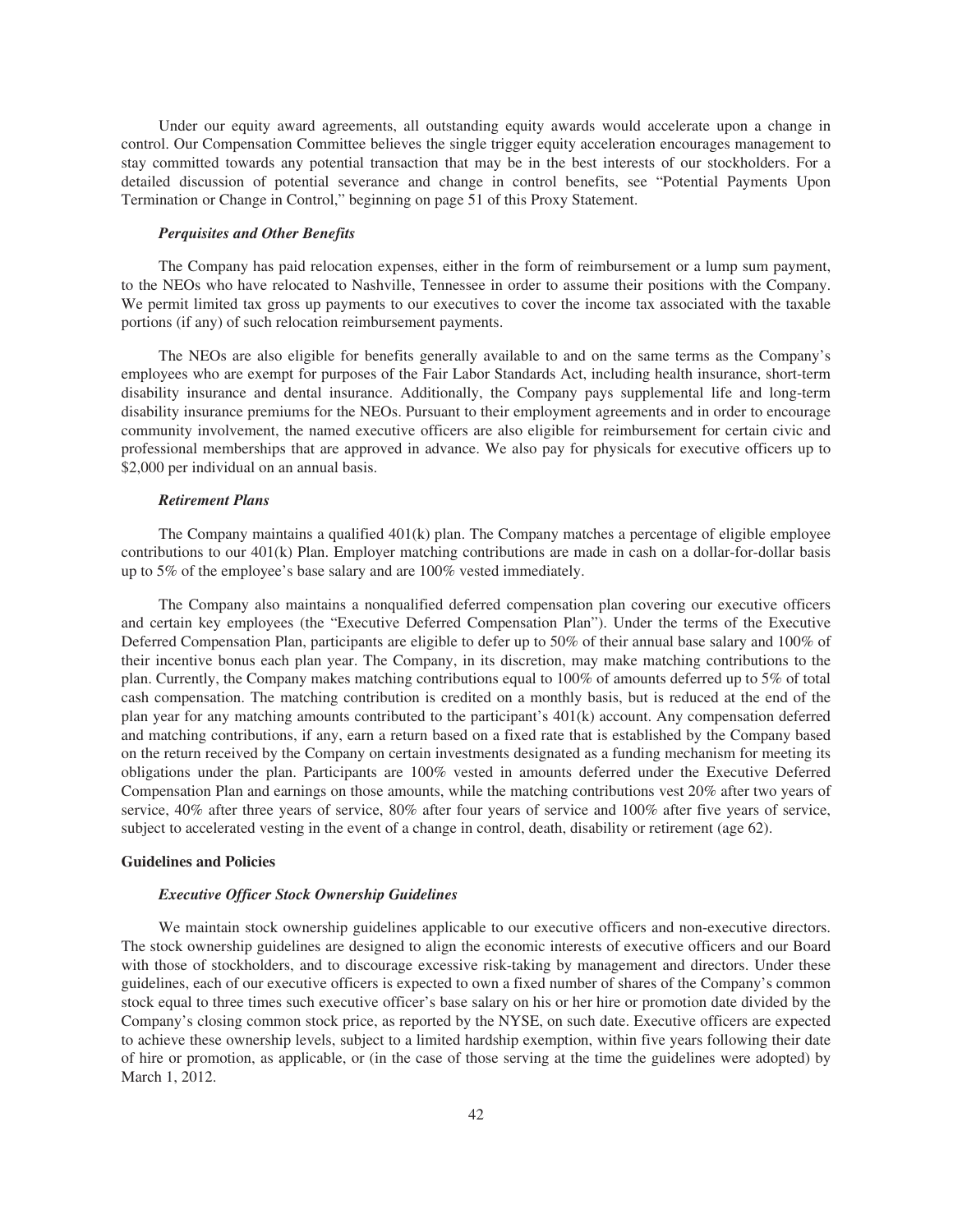Under our equity award agreements, all outstanding equity awards would accelerate upon a change in control. Our Compensation Committee believes the single trigger equity acceleration encourages management to stay committed towards any potential transaction that may be in the best interests of our stockholders. For a detailed discussion of potential severance and change in control benefits, see "Potential Payments Upon Termination or Change in Control," beginning on page 51 of this Proxy Statement.

#### *Perquisites and Other Benefits*

The Company has paid relocation expenses, either in the form of reimbursement or a lump sum payment, to the NEOs who have relocated to Nashville, Tennessee in order to assume their positions with the Company. We permit limited tax gross up payments to our executives to cover the income tax associated with the taxable portions (if any) of such relocation reimbursement payments.

The NEOs are also eligible for benefits generally available to and on the same terms as the Company's employees who are exempt for purposes of the Fair Labor Standards Act, including health insurance, short-term disability insurance and dental insurance. Additionally, the Company pays supplemental life and long-term disability insurance premiums for the NEOs. Pursuant to their employment agreements and in order to encourage community involvement, the named executive officers are also eligible for reimbursement for certain civic and professional memberships that are approved in advance. We also pay for physicals for executive officers up to $2,000 per individual on an annual basis.

#### *Retirement Plans*

The Company maintains a qualified 401(k) plan. The Company matches a percentage of eligible employee contributions to our 401(k) Plan. Employer matching contributions are made in cash on a dollar-for-dollar basis up to 5% of the employee's base salary and are 100% vested immediately.

The Company also maintains a nonqualified deferred compensation plan covering our executive officers and certain key employees (the "Executive Deferred Compensation Plan"). Under the terms of the Executive Deferred Compensation Plan, participants are eligible to defer up to 50% of their annual base salary and 100% of their incentive bonus each plan year. The Company, in its discretion, may make matching contributions to the plan. Currently, the Company makes matching contributions equal to 100% of amounts deferred up to 5% of total cash compensation. The matching contribution is credited on a monthly basis, but is reduced at the end of the plan year for any matching amounts contributed to the participant's 401(k) account. Any compensation deferred and matching contributions, if any, earn a return based on a fixed rate that is established by the Company based on the return received by the Company on certain investments designated as a funding mechanism for meeting its obligations under the plan. Participants are 100% vested in amounts deferred under the Executive Deferred Compensation Plan and earnings on those amounts, while the matching contributions vest 20% after two years of service, 40% after three years of service, 80% after four years of service and 100% after five years of service, subject to accelerated vesting in the event of a change in control, death, disability or retirement (age 62).

### **Guidelines and Policies**

#### *Executive Officer Stock Ownership Guidelines*

We maintain stock ownership guidelines applicable to our executive officers and non-executive directors. The stock ownership guidelines are designed to align the economic interests of executive officers and our Board with those of stockholders, and to discourage excessive risk-taking by management and directors. Under these guidelines, each of our executive officers is expected to own a fixed number of shares of the Company's common stock equal to three times such executive officer's base salary on his or her hire or promotion date divided by the Company's closing common stock price, as reported by the NYSE, on such date. Executive officers are expected to achieve these ownership levels, subject to a limited hardship exemption, within five years following their date of hire or promotion, as applicable, or (in the case of those serving at the time the guidelines were adopted) by March 1, 2012.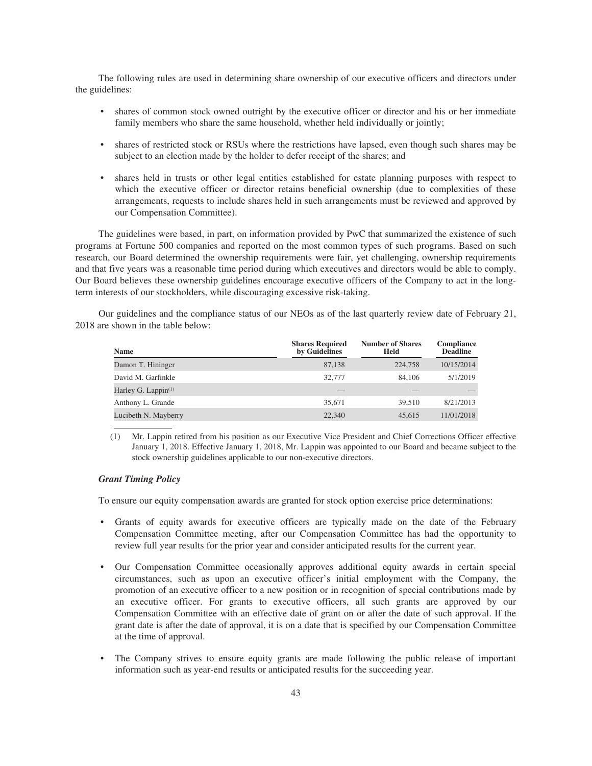The following rules are used in determining share ownership of our executive officers and directors under the guidelines:

- shares of common stock owned outright by the executive officer or director and his or her immediate family members who share the same household, whether held individually or jointly;
- shares of restricted stock or RSUs where the restrictions have lapsed, even though such shares may be subject to an election made by the holder to defer receipt of the shares; and
- shares held in trusts or other legal entities established for estate planning purposes with respect to which the executive officer or director retains beneficial ownership (due to complexities of these arrangements, requests to include shares held in such arrangements must be reviewed and approved by our Compensation Committee).

The guidelines were based, in part, on information provided by PwC that summarized the existence of such programs at Fortune 500 companies and reported on the most common types of such programs. Based on such research, our Board determined the ownership requirements were fair, yet challenging, ownership requirements and that five years was a reasonable time period during which executives and directors would be able to comply. Our Board believes these ownership guidelines encourage executive officers of the Company to act in the long-term interests of our stockholders, while discouraging excessive risk-taking.

Our guidelines and the compliance status of our NEOs as of the last quarterly review date of February 21, 2018 are shown in the table below:

| Name | Shares Required by Guidelines | Number of Shares Held | Compliance Deadline |
|---|---|---|---|
| Damon T. Hininger | 87,138 | 224,758 | 10/15/2014 |
| David M. Garfinkle | 32,777 | 84,106 | 5/1/2019 |
| Harley G. Lappin[(1)] | — | — | — |
| Anthony L. Grande | 35,671 | 39,510 | 8/21/2013 |
| Lucibeth N. Mayberry | 22,340 | 45,615 | 11/01/2018 |

(1) Mr. Lappin retired from his position as our Executive Vice President and Chief Corrections Officer effective January 1, 2018. Effective January 1, 2018, Mr. Lappin was appointed to our Board and became subject to the stock ownership guidelines applicable to our non-executive directors.

***Grant Timing Policy***

To ensure our equity compensation awards are granted for stock option exercise price determinations:

- Grants of equity awards for executive officers are typically made on the date of the February Compensation Committee meeting, after our Compensation Committee has had the opportunity to review full year results for the prior year and consider anticipated results for the current year.
- Our Compensation Committee occasionally approves additional equity awards in certain special circumstances, such as upon an executive officer's initial employment with the Company, the promotion of an executive officer to a new position or in recognition of special contributions made by an executive officer. For grants to executive officers, all such grants are approved by our Compensation Committee with an effective date of grant on or after the date of such approval. If the grant date is after the date of approval, it is on a date that is specified by our Compensation Committee at the time of approval.
- The Company strives to ensure equity grants are made following the public release of important information such as year-end results or anticipated results for the succeeding year.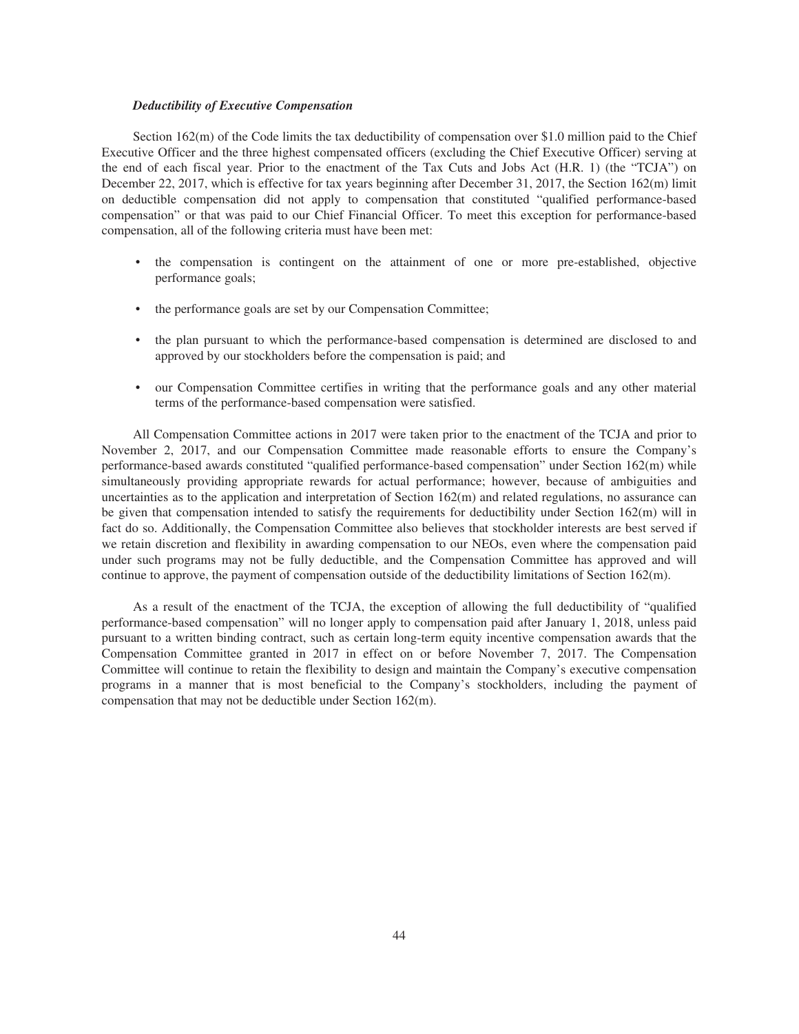***Deductibility of Executive Compensation***

Section 162(m) of the Code limits the tax deductibility of compensation over $1.0 million paid to the Chief Executive Officer and the three highest compensated officers (excluding the Chief Executive Officer) serving at the end of each fiscal year. Prior to the enactment of the Tax Cuts and Jobs Act (H.R. 1) (the "TCJA") on December 22, 2017, which is effective for tax years beginning after December 31, 2017, the Section 162(m) limit on deductible compensation did not apply to compensation that constituted "qualified performance-based compensation" or that was paid to our Chief Financial Officer. To meet this exception for performance-based compensation, all of the following criteria must have been met:

- the compensation is contingent on the attainment of one or more pre-established, objective performance goals;
- the performance goals are set by our Compensation Committee;
- the plan pursuant to which the performance-based compensation is determined are disclosed to and approved by our stockholders before the compensation is paid; and
- our Compensation Committee certifies in writing that the performance goals and any other material terms of the performance-based compensation were satisfied.

All Compensation Committee actions in 2017 were taken prior to the enactment of the TCJA and prior to November 2, 2017, and our Compensation Committee made reasonable efforts to ensure the Company's performance-based awards constituted "qualified performance-based compensation" under Section 162(m) while simultaneously providing appropriate rewards for actual performance; however, because of ambiguities and uncertainties as to the application and interpretation of Section 162(m) and related regulations, no assurance can be given that compensation intended to satisfy the requirements for deductibility under Section 162(m) will in fact do so. Additionally, the Compensation Committee also believes that stockholder interests are best served if we retain discretion and flexibility in awarding compensation to our NEOs, even where the compensation paid under such programs may not be fully deductible, and the Compensation Committee has approved and will continue to approve, the payment of compensation outside of the deductibility limitations of Section 162(m).

As a result of the enactment of the TCJA, the exception of allowing the full deductibility of "qualified performance-based compensation" will no longer apply to compensation paid after January 1, 2018, unless paid pursuant to a written binding contract, such as certain long-term equity incentive compensation awards that the Compensation Committee granted in 2017 in effect on or before November 7, 2017. The Compensation Committee will continue to retain the flexibility to design and maintain the Company's executive compensation programs in a manner that is most beneficial to the Company's stockholders, including the payment of compensation that may not be deductible under Section 162(m).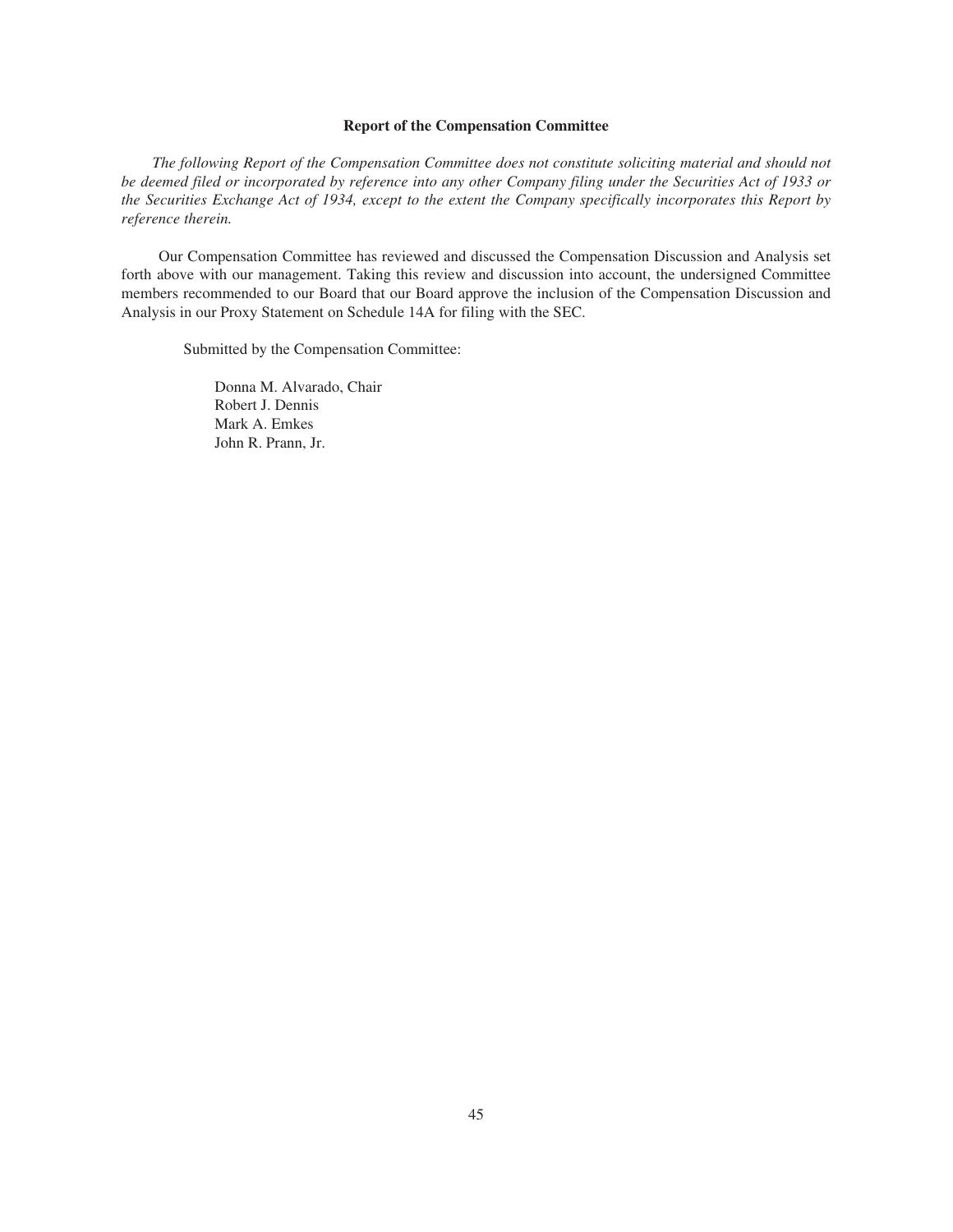## Report of the Compensation Committee

*The following Report of the Compensation Committee does not constitute soliciting material and should not be deemed filed or incorporated by reference into any other Company filing under the Securities Act of 1933 or the Securities Exchange Act of 1934, except to the extent the Company specifically incorporates this Report by reference therein.*

Our Compensation Committee has reviewed and discussed the Compensation Discussion and Analysis set forth above with our management. Taking this review and discussion into account, the undersigned Committee members recommended to our Board that our Board approve the inclusion of the Compensation Discussion and Analysis in our Proxy Statement on Schedule 14A for filing with the SEC.

Submitted by the Compensation Committee:

Donna M. Alvarado, Chair
Robert J. Dennis
Mark A. Emkes
John R. Prann, Jr.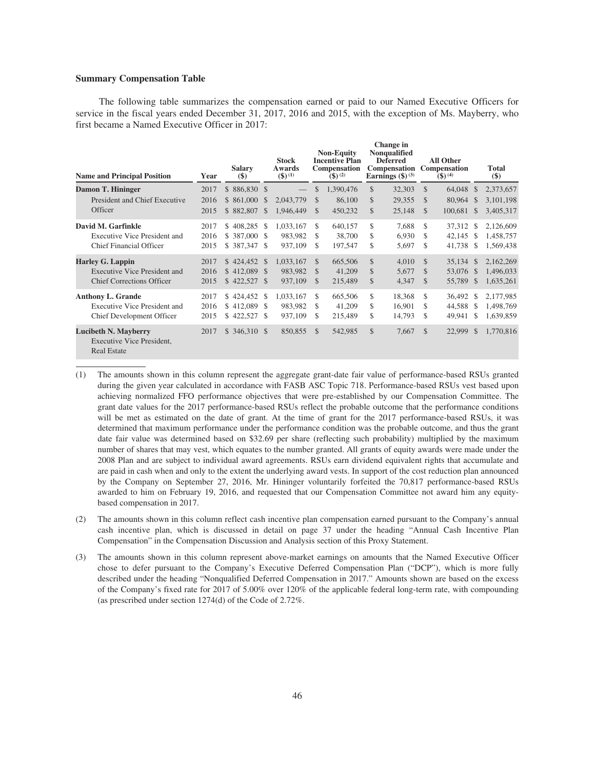### Summary Compensation Table

The following table summarizes the compensation earned or paid to our Named Executive Officers for service in the fiscal years ended December 31, 2017, 2016 and 2015, with the exception of Ms. Mayberry, who first became a Named Executive Officer in 2017:

| Name and Principal Position | Year | Salary ($) | Stock Awards ($) (1) | Non-Equity Incentive Plan Compensation ($) (2) | Change in Nonqualified Deferred Compensation Earnings ($) (3) | All Other Compensation ($) (4) | Total ($) |
|---|---|---|---|---|---|---|---|
| **Damon T. Hininger** | 2017 | $ 886,830 | $ — | $ 1,390,476 | $ 32,303 | $ 64,048 | $ 2,373,657 |
| President and Chief Executive | 2016 | $ 861,000 | $ 2,043,779 | $ 86,100 | $ 29,355 | $ 80,964 | $ 3,101,198 |
| Officer | 2015 | $ 882,807 | $ 1,946,449 | $ 450,232 | $ 25,148 | $ 100,681 | $ 3,405,317 |
| **David M. Garfinkle** | 2017 | $ 408,285 | $ 1,033,167 | $ 640,157 | $ 7,688 | $ 37,312 | $ 2,126,609 |
| Executive Vice President and | 2016 | $ 387,000 | $ 983,982 | $ 38,700 | $ 6,930 | $ 42,145 | $ 1,458,757 |
| Chief Financial Officer | 2015 | $ 387,347 | $ 937,109 | $ 197,547 | $ 5,697 | $ 41,738 | $ 1,569,438 |
| **Harley G. Lappin** | 2017 | $ 424,452 | $ 1,033,167 | $ 665,506 | $ 4,010 | $ 35,134 | $ 2,162,269 |
| Executive Vice President and | 2016 | $ 412,089 | $ 983,982 | $ 41,209 | $ 5,677 | $ 53,076 | $ 1,496,033 |
| Chief Corrections Officer | 2015 | $ 422,527 | $ 937,109 | $ 215,489 | $ 4,347 | $ 55,789 | $ 1,635,261 |
| **Anthony L. Grande** | 2017 | $ 424,452 | $ 1,033,167 | $ 665,506 | $ 18,368 | $ 36,492 | $ 2,177,985 |
| Executive Vice President and | 2016 | $ 412,089 | $ 983,982 | $ 41,209 | $ 16,901 | $ 44,588 | $ 1,498,769 |
| Chief Development Officer | 2015 | $ 422,527 | $ 937,109 | $ 215,489 | $ 14,793 | $ 49,941 | $ 1,639,859 |
| **Lucibeth N. Mayberry** Executive Vice President, Real Estate | 2017 | $ 346,310 | $ 850,855 | $ 542,985 | $ 7,667 | $ 22,999 | $ 1,770,816 |

(1) The amounts shown in this column represent the aggregate grant-date fair value of performance-based RSUs granted during the given year calculated in accordance with FASB ASC Topic 718. Performance-based RSUs vest based upon achieving normalized FFO performance objectives that were pre-established by our Compensation Committee. The grant date values for the 2017 performance-based RSUs reflect the probable outcome that the performance conditions will be met as estimated on the date of grant. At the time of grant for the 2017 performance-based RSUs, it was determined that maximum performance under the performance condition was the probable outcome, and thus the grant date fair value was determined based on $32.69 per share (reflecting such probability) multiplied by the maximum number of shares that may vest, which equates to the number granted. All grants of equity awards were made under the 2008 Plan and are subject to individual award agreements. RSUs earn dividend equivalent rights that accumulate and are paid in cash when and only to the extent the underlying award vests. In support of the cost reduction plan announced by the Company on September 27, 2016, Mr. Hininger voluntarily forfeited the 70,817 performance-based RSUs awarded to him on February 19, 2016, and requested that our Compensation Committee not award him any equity-based compensation in 2017.

(2) The amounts shown in this column reflect cash incentive plan compensation earned pursuant to the Company's annual cash incentive plan, which is discussed in detail on page 37 under the heading "Annual Cash Incentive Plan Compensation" in the Compensation Discussion and Analysis section of this Proxy Statement.

(3) The amounts shown in this column represent above-market earnings on amounts that the Named Executive Officer chose to defer pursuant to the Company's Executive Deferred Compensation Plan ("DCP"), which is more fully described under the heading "Nonqualified Deferred Compensation in 2017." Amounts shown are based on the excess of the Company's fixed rate for 2017 of 5.00% over 120% of the applicable federal long-term rate, with compounding (as prescribed under section 1274(d) of the Code of 2.72%.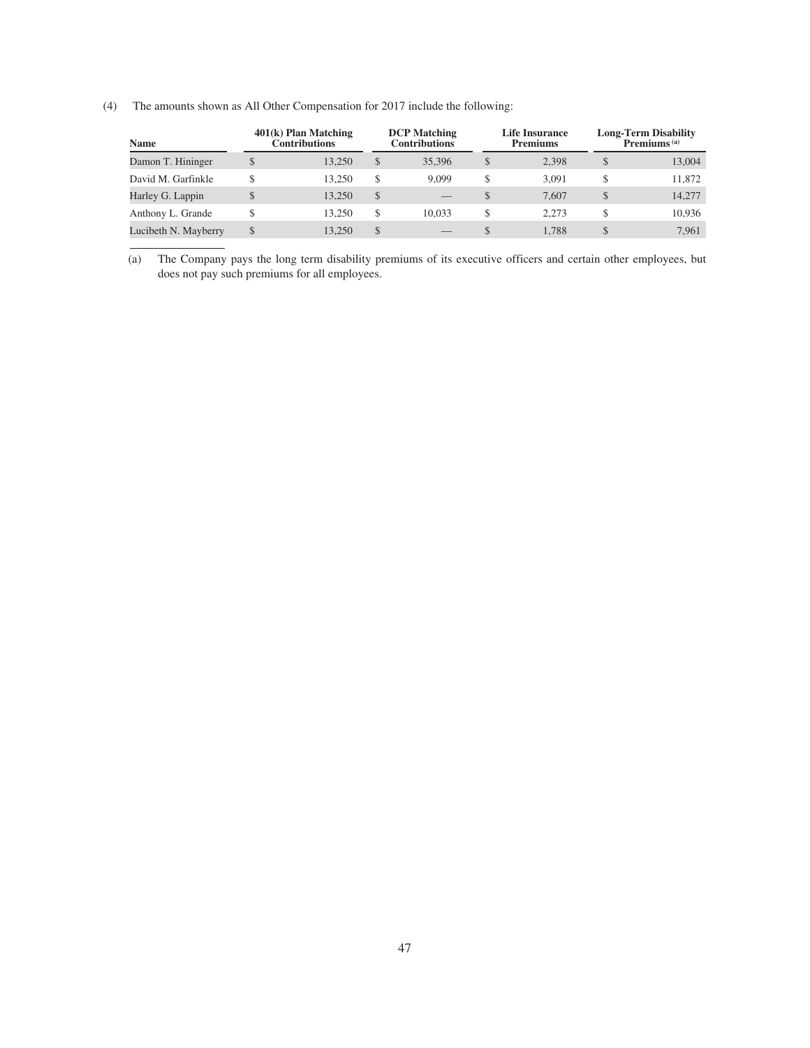(4) The amounts shown as All Other Compensation for 2017 include the following:

| Name | 401(k) Plan Matching Contributions | DCP Matching Contributions | Life Insurance Premiums | Long-Term Disability Premiums [(a)] |
|---|---|---|---|---|
| Damon T. Hininger | $ 13,250 | $ 35,396 | $ 2,398 | $ 13,004 |
| David M. Garfinkle | $ 13,250 | $ 9,099 | $ 3,091 | $ 11,872 |
| Harley G. Lappin | $ 13,250 | $ — | $ 7,607 | $ 14,277 |
| Anthony L. Grande | $ 13,250 | $ 10,033 | $ 2,273 | $ 10,936 |
| Lucibeth N. Mayberry | $ 13,250 | $ — | $ 1,788 | $ 7,961 |

(a) The Company pays the long term disability premiums of its executive officers and certain other employees, but does not pay such premiums for all employees.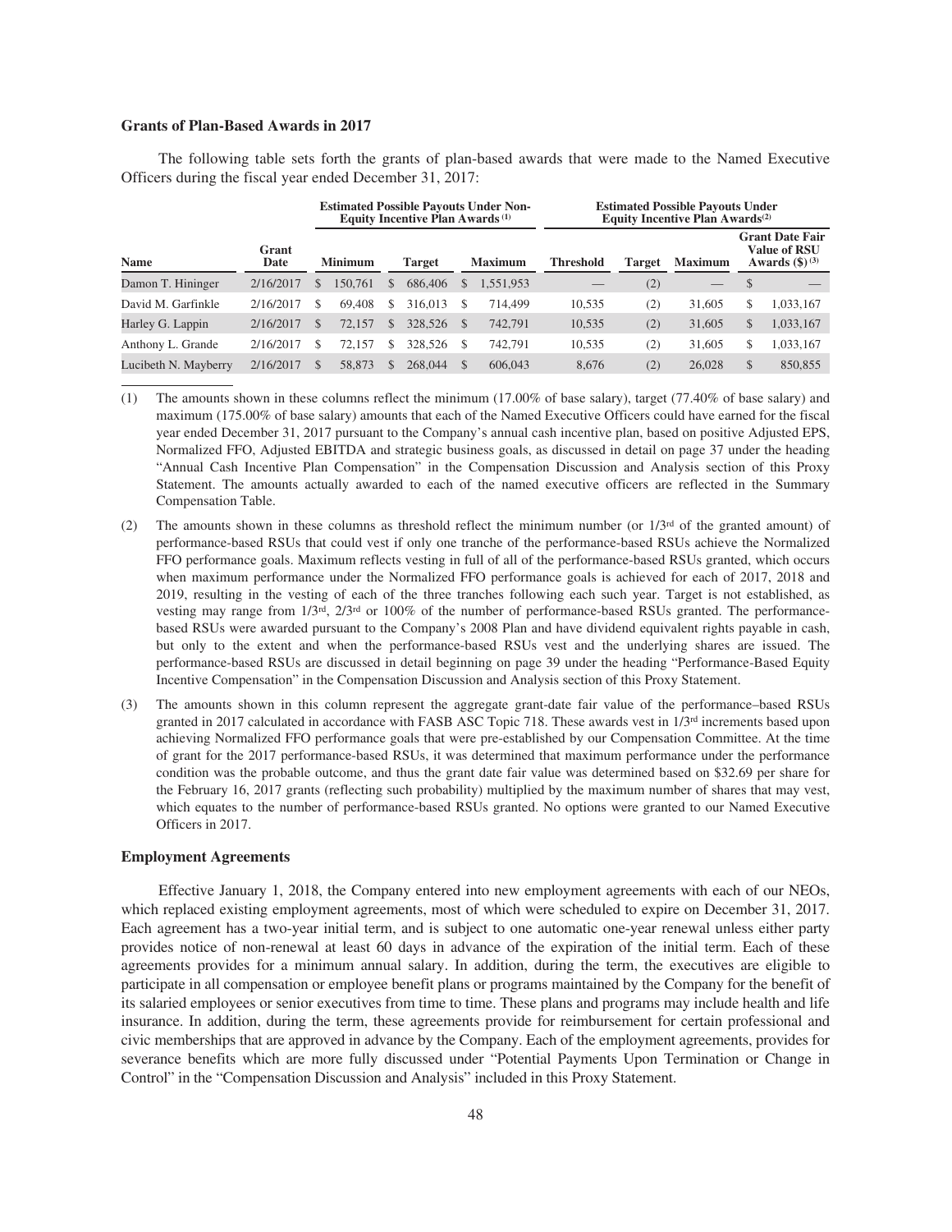### Grants of Plan-Based Awards in 2017

The following table sets forth the grants of plan-based awards that were made to the Named Executive Officers during the fiscal year ended December 31, 2017:

| | | Estimated Possible Payouts Under Non-Equity Incentive Plan Awards [(1)] | | | Estimated Possible Payouts Under Equity Incentive Plan Awards[(2)] | | | |
|---|---|---|---|---|---|---|---|---|
| **Name** | **Grant Date** | **Minimum** | **Target** | **Maximum** | **Threshold** | **Target** | **Maximum** | **Grant Date Fair Value of RSU Awards ($) [(3)]** |
| Damon T. Hininger | 2/16/2017 | $ 150,761 | $ 686,406 | $ 1,551,953 | — | (2) | — | $ — |
| David M. Garfinkle | 2/16/2017 | $ 69,408 | $ 316,013 | $ 714,499 | 10,535 | (2) | 31,605 | $ 1,033,167 |
| Harley G. Lappin | 2/16/2017 | $ 72,157 | $ 328,526 | $ 742,791 | 10,535 | (2) | 31,605 | $ 1,033,167 |
| Anthony L. Grande | 2/16/2017 | $ 72,157 | $ 328,526 | $ 742,791 | 10,535 | (2) | 31,605 | $ 1,033,167 |
| Lucibeth N. Mayberry | 2/16/2017 | $ 58,873 | $ 268,044 | $ 606,043 | 8,676 | (2) | 26,028 | $ 850,855 |

(1) The amounts shown in these columns reflect the minimum (17.00% of base salary), target (77.40% of base salary) and maximum (175.00% of base salary) amounts that each of the Named Executive Officers could have earned for the fiscal year ended December 31, 2017 pursuant to the Company's annual cash incentive plan, based on positive Adjusted EPS, Normalized FFO, Adjusted EBITDA and strategic business goals, as discussed in detail on page 37 under the heading "Annual Cash Incentive Plan Compensation" in the Compensation Discussion and Analysis section of this Proxy Statement. The amounts actually awarded to each of the named executive officers are reflected in the Summary Compensation Table.

(2) The amounts shown in these columns as threshold reflect the minimum number (or 1/3rd of the granted amount) of performance-based RSUs that could vest if only one tranche of the performance-based RSUs achieve the Normalized FFO performance goals. Maximum reflects vesting in full of all of the performance-based RSUs granted, which occurs when maximum performance under the Normalized FFO performance goals is achieved for each of 2017, 2018 and 2019, resulting in the vesting of each of the three tranches following each such year. Target is not established, as vesting may range from 1/3rd, 2/3rd or 100% of the number of performance-based RSUs granted. The performance-based RSUs were awarded pursuant to the Company's 2008 Plan and have dividend equivalent rights payable in cash, but only to the extent and when the performance-based RSUs vest and the underlying shares are issued. The performance-based RSUs are discussed in detail beginning on page 39 under the heading "Performance-Based Equity Incentive Compensation" in the Compensation Discussion and Analysis section of this Proxy Statement.

(3) The amounts shown in this column represent the aggregate grant-date fair value of the performance–based RSUs granted in 2017 calculated in accordance with FASB ASC Topic 718. These awards vest in 1/3rd increments based upon achieving Normalized FFO performance goals that were pre-established by our Compensation Committee. At the time of grant for the 2017 performance-based RSUs, it was determined that maximum performance under the performance condition was the probable outcome, and thus the grant date fair value was determined based on $32.69 per share for the February 16, 2017 grants (reflecting such probability) multiplied by the maximum number of shares that may vest, which equates to the number of performance-based RSUs granted. No options were granted to our Named Executive Officers in 2017.

### Employment Agreements

Effective January 1, 2018, the Company entered into new employment agreements with each of our NEOs, which replaced existing employment agreements, most of which were scheduled to expire on December 31, 2017. Each agreement has a two-year initial term, and is subject to one automatic one-year renewal unless either party provides notice of non-renewal at least 60 days in advance of the expiration of the initial term. Each of these agreements provides for a minimum annual salary. In addition, during the term, the executives are eligible to participate in all compensation or employee benefit plans or programs maintained by the Company for the benefit of its salaried employees or senior executives from time to time. These plans and programs may include health and life insurance. In addition, during the term, these agreements provide for reimbursement for certain professional and civic memberships that are approved in advance by the Company. Each of the employment agreements, provides for severance benefits which are more fully discussed under "Potential Payments Upon Termination or Change in Control" in the "Compensation Discussion and Analysis" included in this Proxy Statement.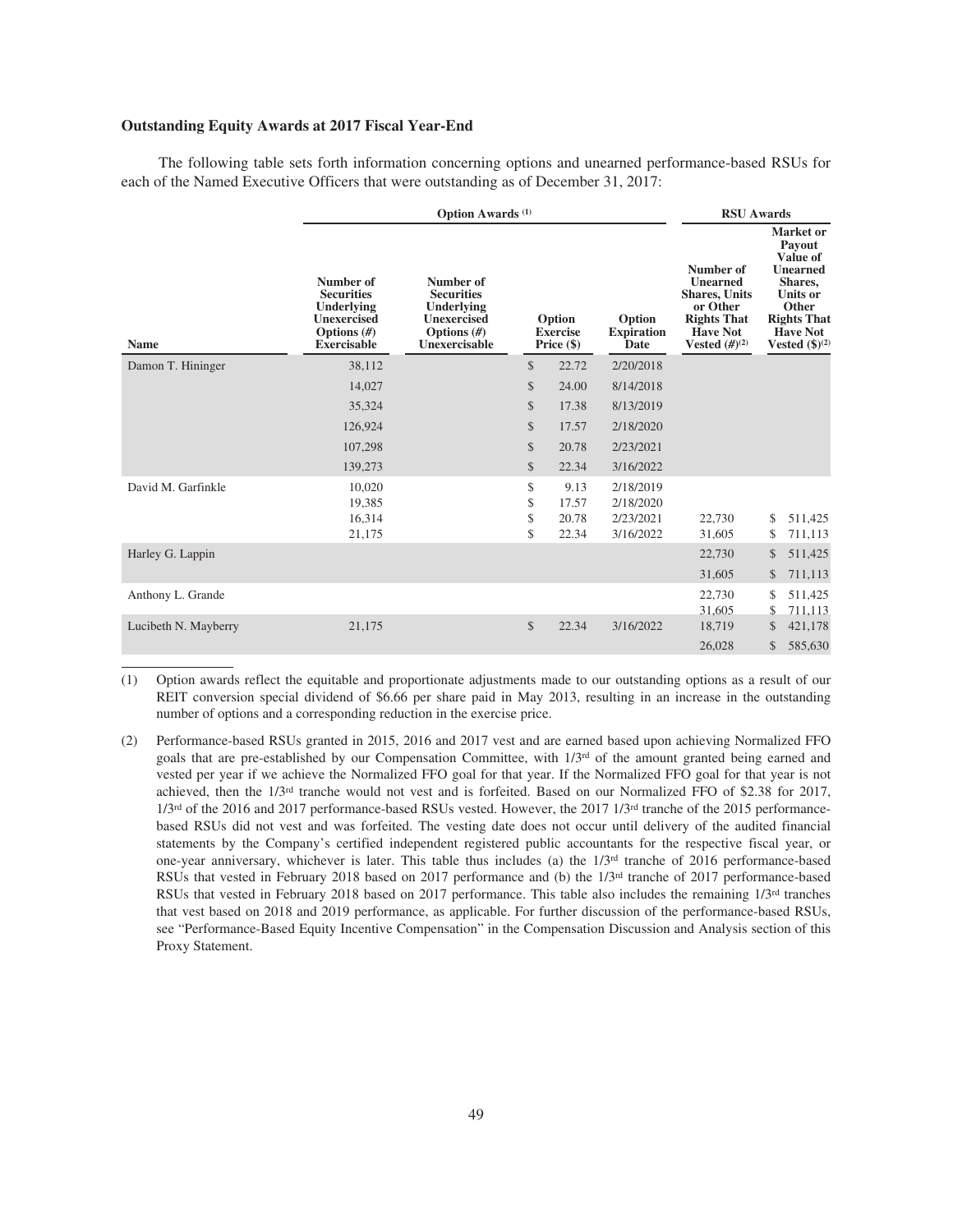### Outstanding Equity Awards at 2017 Fiscal Year-End

The following table sets forth information concerning options and unearned performance-based RSUs for each of the Named Executive Officers that were outstanding as of December 31, 2017:

| | Option Awards (1) | | | | RSU Awards | |
|---|---|---|---|---|---|---|
| Name | Number of Securities Underlying Unexercised Options (#) Exercisable | Number of Securities Underlying Unexercised Options (#) Unexercisable | Option Exercise Price ($) | Option Expiration Date | Number of Unearned Shares, Units or Other Rights That Have Not Vested (#)(2) | Market or Payout Value of Unearned Shares, Units or Other Rights That Have Not Vested ($)(2) |
| Damon T. Hininger | 38,112 | | $ 22.72 | 2/20/2018 | | |
| | 14,027 | | $ 24.00 | 8/14/2018 | | |
| | 35,324 | | $ 17.38 | 8/13/2019 | | |
| | 126,924 | | $ 17.57 | 2/18/2020 | | |
| | 107,298 | | $ 20.78 | 2/23/2021 | | |
| | 139,273 | | $ 22.34 | 3/16/2022 | | |
| David M. Garfinkle | 10,020 | | $ 9.13 | 2/18/2019 | | |
| | 19,385 | | $ 17.57 | 2/18/2020 | | |
| | 16,314 | | $ 20.78 | 2/23/2021 | 22,730 | $ 511,425 |
| | 21,175 | | $ 22.34 | 3/16/2022 | 31,605 | $ 711,113 |
| Harley G. Lappin | | | | | 22,730 | $ 511,425 |
| | | | | | 31,605 | $ 711,113 |
| Anthony L. Grande | | | | | 22,730 | $ 511,425 |
| | | | | | 31,605 | $ 711,113 |
| Lucibeth N. Mayberry | 21,175 | | $ 22.34 | 3/16/2022 | 18,719 | $ 421,178 |
| | | | | | 26,028 | $ 585,630 |

(1) Option awards reflect the equitable and proportionate adjustments made to our outstanding options as a result of our REIT conversion special dividend of $6.66 per share paid in May 2013, resulting in an increase in the outstanding number of options and a corresponding reduction in the exercise price.

(2) Performance-based RSUs granted in 2015, 2016 and 2017 vest and are earned based upon achieving Normalized FFO goals that are pre-established by our Compensation Committee, with 1/3rd of the amount granted being earned and vested per year if we achieve the Normalized FFO goal for that year. If the Normalized FFO goal for that year is not achieved, then the 1/3rd tranche would not vest and is forfeited. Based on our Normalized FFO of $2.38 for 2017, 1/3rd of the 2016 and 2017 performance-based RSUs vested. However, the 2017 1/3rd tranche of the 2015 performance-based RSUs did not vest and was forfeited. The vesting date does not occur until delivery of the audited financial statements by the Company's certified independent registered public accountants for the respective fiscal year, or one-year anniversary, whichever is later. This table thus includes (a) the 1/3rd tranche of 2016 performance-based RSUs that vested in February 2018 based on 2017 performance and (b) the 1/3rd tranche of 2017 performance-based RSUs that vested in February 2018 based on 2017 performance. This table also includes the remaining 1/3rd tranches that vest based on 2018 and 2019 performance, as applicable. For further discussion of the performance-based RSUs, see "Performance-Based Equity Incentive Compensation" in the Compensation Discussion and Analysis section of this Proxy Statement.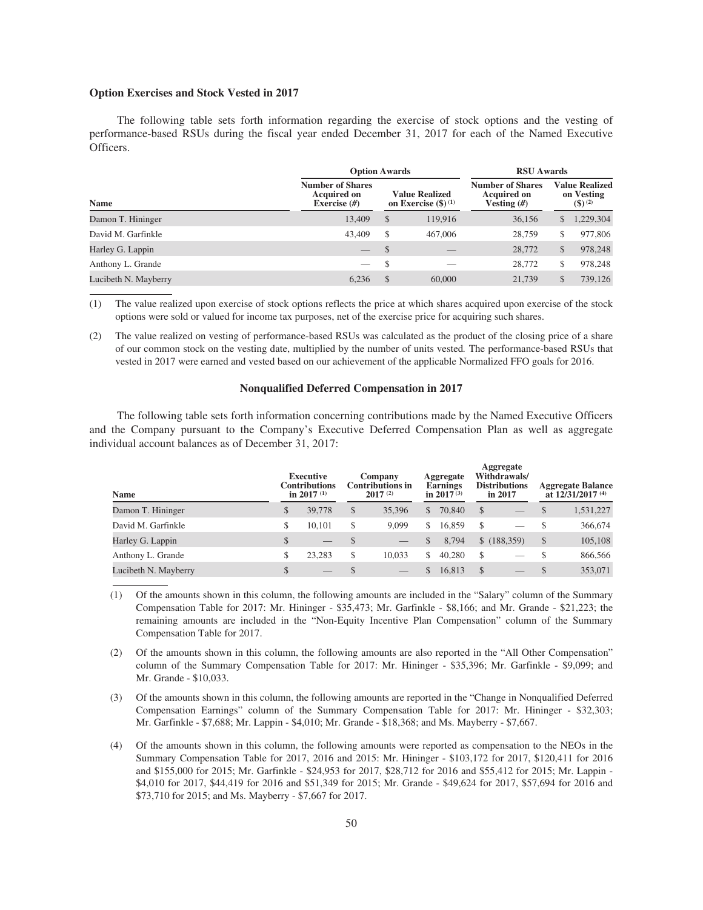### Option Exercises and Stock Vested in 2017

The following table sets forth information regarding the exercise of stock options and the vesting of performance-based RSUs during the fiscal year ended December 31, 2017 for each of the Named Executive Officers.

| | Option Awards | | RSU Awards | |
|---|---|---|---|---|
| Name | Number of Shares Acquired on Exercise (#) | Value Realized on Exercise ($) (1) | Number of Shares Acquired on Vesting (#) | Value Realized on Vesting ($) (2) |
| Damon T. Hininger | 13,409 | $ 119,916 | 36,156 | $ 1,229,304 |
| David M. Garfinkle | 43,409 | $ 467,006 | 28,759 | $ 977,806 |
| Harley G. Lappin | — | $ — | 28,772 | $ 978,248 |
| Anthony L. Grande | — | $ — | 28,772 | $ 978,248 |
| Lucibeth N. Mayberry | 6,236 | $ 60,000 | 21,739 | $ 739,126 |

(1) The value realized upon exercise of stock options reflects the price at which shares acquired upon exercise of the stock options were sold or valued for income tax purposes, net of the exercise price for acquiring such shares.

(2) The value realized on vesting of performance-based RSUs was calculated as the product of the closing price of a share of our common stock on the vesting date, multiplied by the number of units vested. The performance-based RSUs that vested in 2017 were earned and vested based on our achievement of the applicable Normalized FFO goals for 2016.

### Nonqualified Deferred Compensation in 2017

The following table sets forth information concerning contributions made by the Named Executive Officers and the Company pursuant to the Company's Executive Deferred Compensation Plan as well as aggregate individual account balances as of December 31, 2017:

| Name | Executive Contributions in 2017 (1) | Company Contributions in 2017 (2) | Aggregate Earnings in 2017 (3) | Aggregate Withdrawals/ Distributions in 2017 | Aggregate Balance at 12/31/2017 (4) |
|---|---|---|---|---|---|
| Damon T. Hininger | $ 39,778 | $ 35,396 | $ 70,840 | $ — | $ 1,531,227 |
| David M. Garfinkle | $ 10,101 | $ 9,099 | $ 16,859 | $ — | $ 366,674 |
| Harley G. Lappin | $ — | $ — | $ 8,794 | $ (188,359) | $ 105,108 |
| Anthony L. Grande | $ 23,283 | $ 10,033 | $ 40,280 | $ — | $ 866,566 |
| Lucibeth N. Mayberry | $ — | $ — | $ 16,813 | $ — | $ 353,071 |

(1) Of the amounts shown in this column, the following amounts are included in the "Salary" column of the Summary Compensation Table for 2017: Mr. Hininger - $35,473; Mr. Garfinkle - $8,166; and Mr. Grande - $21,223; the remaining amounts are included in the "Non-Equity Incentive Plan Compensation" column of the Summary Compensation Table for 2017.

(2) Of the amounts shown in this column, the following amounts are also reported in the "All Other Compensation" column of the Summary Compensation Table for 2017: Mr. Hininger - $35,396; Mr. Garfinkle - $9,099; and Mr. Grande - $10,033.

(3) Of the amounts shown in this column, the following amounts are reported in the "Change in Nonqualified Deferred Compensation Earnings" column of the Summary Compensation Table for 2017: Mr. Hininger - $32,303; Mr. Garfinkle - $7,688; Mr. Lappin - $4,010; Mr. Grande - $18,368; and Ms. Mayberry - $7,667.

(4) Of the amounts shown in this column, the following amounts were reported as compensation to the NEOs in the Summary Compensation Table for 2017, 2016 and 2015: Mr. Hininger - $103,172 for 2017, $120,411 for 2016 and $155,000 for 2015; Mr. Garfinkle - $24,953 for 2017, $28,712 for 2016 and $55,412 for 2015; Mr. Lappin - $4,010 for 2017, $44,419 for 2016 and $51,349 for 2015; Mr. Grande - $49,624 for 2017, $57,694 for 2016 and $73,710 for 2015; and Ms. Mayberry - $7,667 for 2017.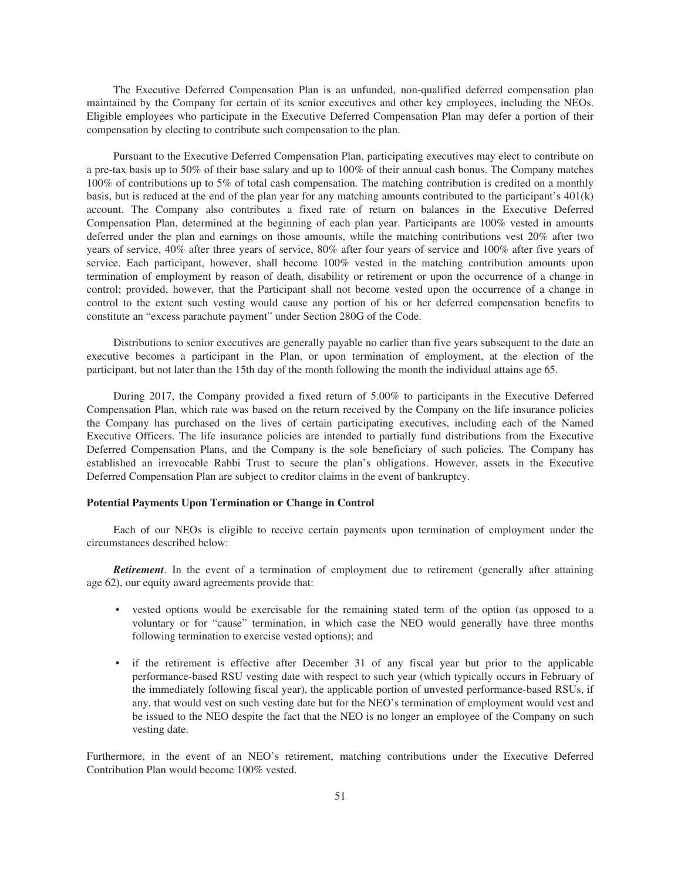The Executive Deferred Compensation Plan is an unfunded, non-qualified deferred compensation plan maintained by the Company for certain of its senior executives and other key employees, including the NEOs. Eligible employees who participate in the Executive Deferred Compensation Plan may defer a portion of their compensation by electing to contribute such compensation to the plan.

Pursuant to the Executive Deferred Compensation Plan, participating executives may elect to contribute on a pre-tax basis up to 50% of their base salary and up to 100% of their annual cash bonus. The Company matches 100% of contributions up to 5% of total cash compensation. The matching contribution is credited on a monthly basis, but is reduced at the end of the plan year for any matching amounts contributed to the participant's 401(k) account. The Company also contributes a fixed rate of return on balances in the Executive Deferred Compensation Plan, determined at the beginning of each plan year. Participants are 100% vested in amounts deferred under the plan and earnings on those amounts, while the matching contributions vest 20% after two years of service, 40% after three years of service, 80% after four years of service and 100% after five years of service. Each participant, however, shall become 100% vested in the matching contribution amounts upon termination of employment by reason of death, disability or retirement or upon the occurrence of a change in control; provided, however, that the Participant shall not become vested upon the occurrence of a change in control to the extent such vesting would cause any portion of his or her deferred compensation benefits to constitute an "excess parachute payment" under Section 280G of the Code.

Distributions to senior executives are generally payable no earlier than five years subsequent to the date an executive becomes a participant in the Plan, or upon termination of employment, at the election of the participant, but not later than the 15th day of the month following the month the individual attains age 65.

During 2017, the Company provided a fixed return of 5.00% to participants in the Executive Deferred Compensation Plan, which rate was based on the return received by the Company on the life insurance policies the Company has purchased on the lives of certain participating executives, including each of the Named Executive Officers. The life insurance policies are intended to partially fund distributions from the Executive Deferred Compensation Plans, and the Company is the sole beneficiary of such policies. The Company has established an irrevocable Rabbi Trust to secure the plan's obligations. However, assets in the Executive Deferred Compensation Plan are subject to creditor claims in the event of bankruptcy.

**Potential Payments Upon Termination or Change in Control**

Each of our NEOs is eligible to receive certain payments upon termination of employment under the circumstances described below:

***Retirement***. In the event of a termination of employment due to retirement (generally after attaining age 62), our equity award agreements provide that:

- vested options would be exercisable for the remaining stated term of the option (as opposed to a voluntary or for "cause" termination, in which case the NEO would generally have three months following termination to exercise vested options); and
- if the retirement is effective after December 31 of any fiscal year but prior to the applicable performance-based RSU vesting date with respect to such year (which typically occurs in February of the immediately following fiscal year), the applicable portion of unvested performance-based RSUs, if any, that would vest on such vesting date but for the NEO's termination of employment would vest and be issued to the NEO despite the fact that the NEO is no longer an employee of the Company on such vesting date.

Furthermore, in the event of an NEO's retirement, matching contributions under the Executive Deferred Contribution Plan would become 100% vested.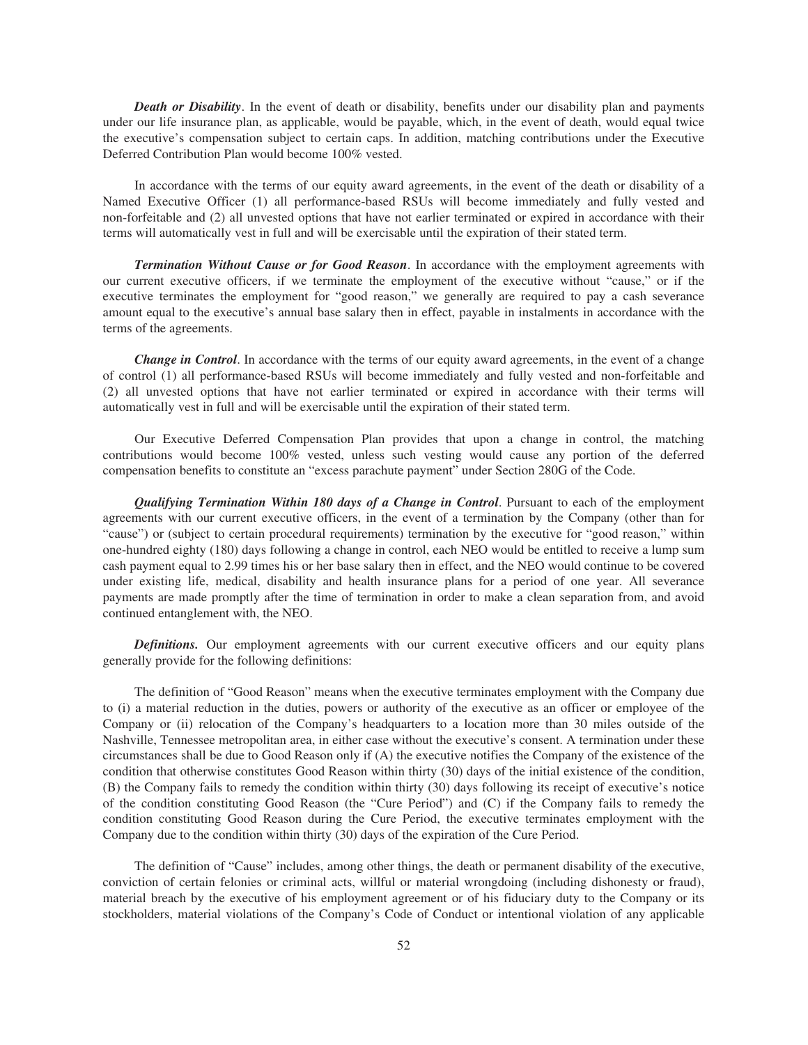***Death or Disability***. In the event of death or disability, benefits under our disability plan and payments under our life insurance plan, as applicable, would be payable, which, in the event of death, would equal twice the executive's compensation subject to certain caps. In addition, matching contributions under the Executive Deferred Contribution Plan would become 100% vested.

In accordance with the terms of our equity award agreements, in the event of the death or disability of a Named Executive Officer (1) all performance-based RSUs will become immediately and fully vested and non-forfeitable and (2) all unvested options that have not earlier terminated or expired in accordance with their terms will automatically vest in full and will be exercisable until the expiration of their stated term.

***Termination Without Cause or for Good Reason***. In accordance with the employment agreements with our current executive officers, if we terminate the employment of the executive without "cause," or if the executive terminates the employment for "good reason," we generally are required to pay a cash severance amount equal to the executive's annual base salary then in effect, payable in instalments in accordance with the terms of the agreements.

***Change in Control***. In accordance with the terms of our equity award agreements, in the event of a change of control (1) all performance-based RSUs will become immediately and fully vested and non-forfeitable and (2) all unvested options that have not earlier terminated or expired in accordance with their terms will automatically vest in full and will be exercisable until the expiration of their stated term.

Our Executive Deferred Compensation Plan provides that upon a change in control, the matching contributions would become 100% vested, unless such vesting would cause any portion of the deferred compensation benefits to constitute an "excess parachute payment" under Section 280G of the Code.

***Qualifying Termination Within 180 days of a Change in Control***. Pursuant to each of the employment agreements with our current executive officers, in the event of a termination by the Company (other than for "cause") or (subject to certain procedural requirements) termination by the executive for "good reason," within one-hundred eighty (180) days following a change in control, each NEO would be entitled to receive a lump sum cash payment equal to 2.99 times his or her base salary then in effect, and the NEO would continue to be covered under existing life, medical, disability and health insurance plans for a period of one year. All severance payments are made promptly after the time of termination in order to make a clean separation from, and avoid continued entanglement with, the NEO.

***Definitions.*** Our employment agreements with our current executive officers and our equity plans generally provide for the following definitions:

The definition of "Good Reason" means when the executive terminates employment with the Company due to (i) a material reduction in the duties, powers or authority of the executive as an officer or employee of the Company or (ii) relocation of the Company's headquarters to a location more than 30 miles outside of the Nashville, Tennessee metropolitan area, in either case without the executive's consent. A termination under these circumstances shall be due to Good Reason only if (A) the executive notifies the Company of the existence of the condition that otherwise constitutes Good Reason within thirty (30) days of the initial existence of the condition, (B) the Company fails to remedy the condition within thirty (30) days following its receipt of executive's notice of the condition constituting Good Reason (the "Cure Period") and (C) if the Company fails to remedy the condition constituting Good Reason during the Cure Period, the executive terminates employment with the Company due to the condition within thirty (30) days of the expiration of the Cure Period.

The definition of "Cause" includes, among other things, the death or permanent disability of the executive, conviction of certain felonies or criminal acts, willful or material wrongdoing (including dishonesty or fraud), material breach by the executive of his employment agreement or of his fiduciary duty to the Company or its stockholders, material violations of the Company's Code of Conduct or intentional violation of any applicable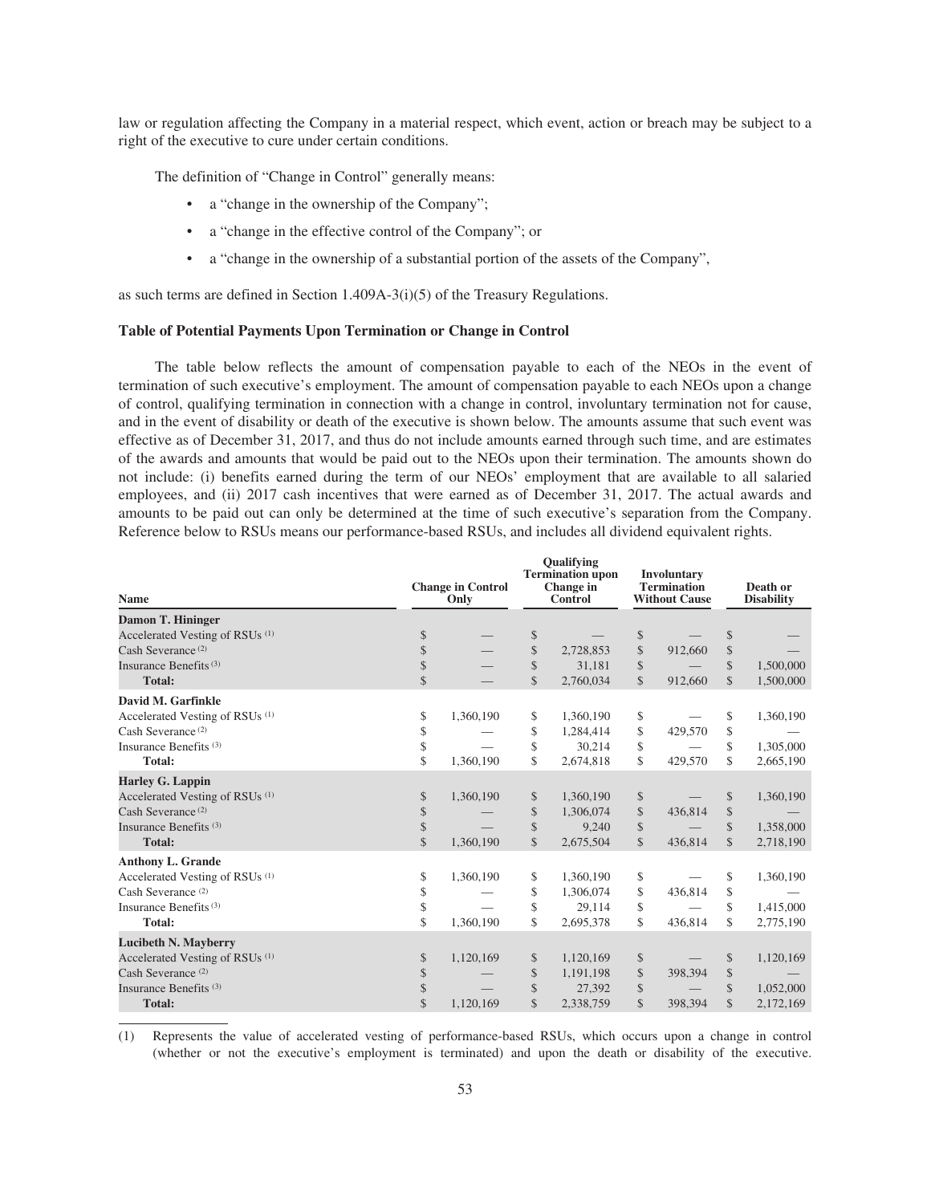law or regulation affecting the Company in a material respect, which event, action or breach may be subject to a right of the executive to cure under certain conditions.

The definition of "Change in Control" generally means:

- a "change in the ownership of the Company";
- a "change in the effective control of the Company"; or
- a "change in the ownership of a substantial portion of the assets of the Company",

as such terms are defined in Section 1.409A-3(i)(5) of the Treasury Regulations.

**Table of Potential Payments Upon Termination or Change in Control**

The table below reflects the amount of compensation payable to each of the NEOs in the event of termination of such executive's employment. The amount of compensation payable to each NEOs upon a change of control, qualifying termination in connection with a change in control, involuntary termination not for cause, and in the event of disability or death of the executive is shown below. The amounts assume that such event was effective as of December 31, 2017, and thus do not include amounts earned through such time, and are estimates of the awards and amounts that would be paid out to the NEOs upon their termination. The amounts shown do not include: (i) benefits earned during the term of our NEOs' employment that are available to all salaried employees, and (ii) 2017 cash incentives that were earned as of December 31, 2017. The actual awards and amounts to be paid out can only be determined at the time of such executive's separation from the Company. Reference below to RSUs means our performance-based RSUs, and includes all dividend equivalent rights.

| Name | Change in Control Only | Qualifying Termination upon Change in Control | Involuntary Termination Without Cause | Death or Disability |
|---|---|---|---|---|
| **Damon T. Hininger** | | | | |
| Accelerated Vesting of RSUs (1) | $ — | $ — | $ — | $ — |
| Cash Severance (2) | $ — | $ 2,728,853 | $ 912,660 | $ — |
| Insurance Benefits (3) | $ — | $ 31,181 | $ — | $ 1,500,000 |
| **Total:** | $ — | $ 2,760,034 | $ 912,660 | $ 1,500,000 |
| **David M. Garfinkle** | | | | |
| Accelerated Vesting of RSUs (1) | $ 1,360,190 | $ 1,360,190 | $ — | $ 1,360,190 |
| Cash Severance (2) | $ — | $ 1,284,414 | $ 429,570 | $ — |
| Insurance Benefits (3) | $ — | $ 30,214 | $ — | $ 1,305,000 |
| **Total:** | $ 1,360,190 | $ 2,674,818 | $ 429,570 | $ 2,665,190 |
| **Harley G. Lappin** | | | | |
| Accelerated Vesting of RSUs (1) | $ 1,360,190 | $ 1,360,190 | $ — | $ 1,360,190 |
| Cash Severance (2) | $ — | $ 1,306,074 | $ 436,814 | $ — |
| Insurance Benefits (3) | $ — | $ 9,240 | $ — | $ 1,358,000 |
| **Total:** | $ 1,360,190 | $ 2,675,504 | $ 436,814 | $ 2,718,190 |
| **Anthony L. Grande** | | | | |
| Accelerated Vesting of RSUs (1) | $ 1,360,190 | $ 1,360,190 | $ — | $ 1,360,190 |
| Cash Severance (2) | $ — | $ 1,306,074 | $ 436,814 | $ — |
| Insurance Benefits (3) | $ — | $ 29,114 | $ — | $ 1,415,000 |
| **Total:** | $ 1,360,190 | $ 2,695,378 | $ 436,814 | $ 2,775,190 |
| **Lucibeth N. Mayberry** | | | | |
| Accelerated Vesting of RSUs (1) | $ 1,120,169 | $ 1,120,169 | $ — | $ 1,120,169 |
| Cash Severance (2) | $ — | $ 1,191,198 | $ 398,394 | $ — |
| Insurance Benefits (3) | $ — | $ 27,392 | $ — | $ 1,052,000 |
| **Total:** | $ 1,120,169 | $ 2,338,759 | $ 398,394 | $ 2,172,169 |

(1) Represents the value of accelerated vesting of performance-based RSUs, which occurs upon a change in control (whether or not the executive's employment is terminated) and upon the death or disability of the executive.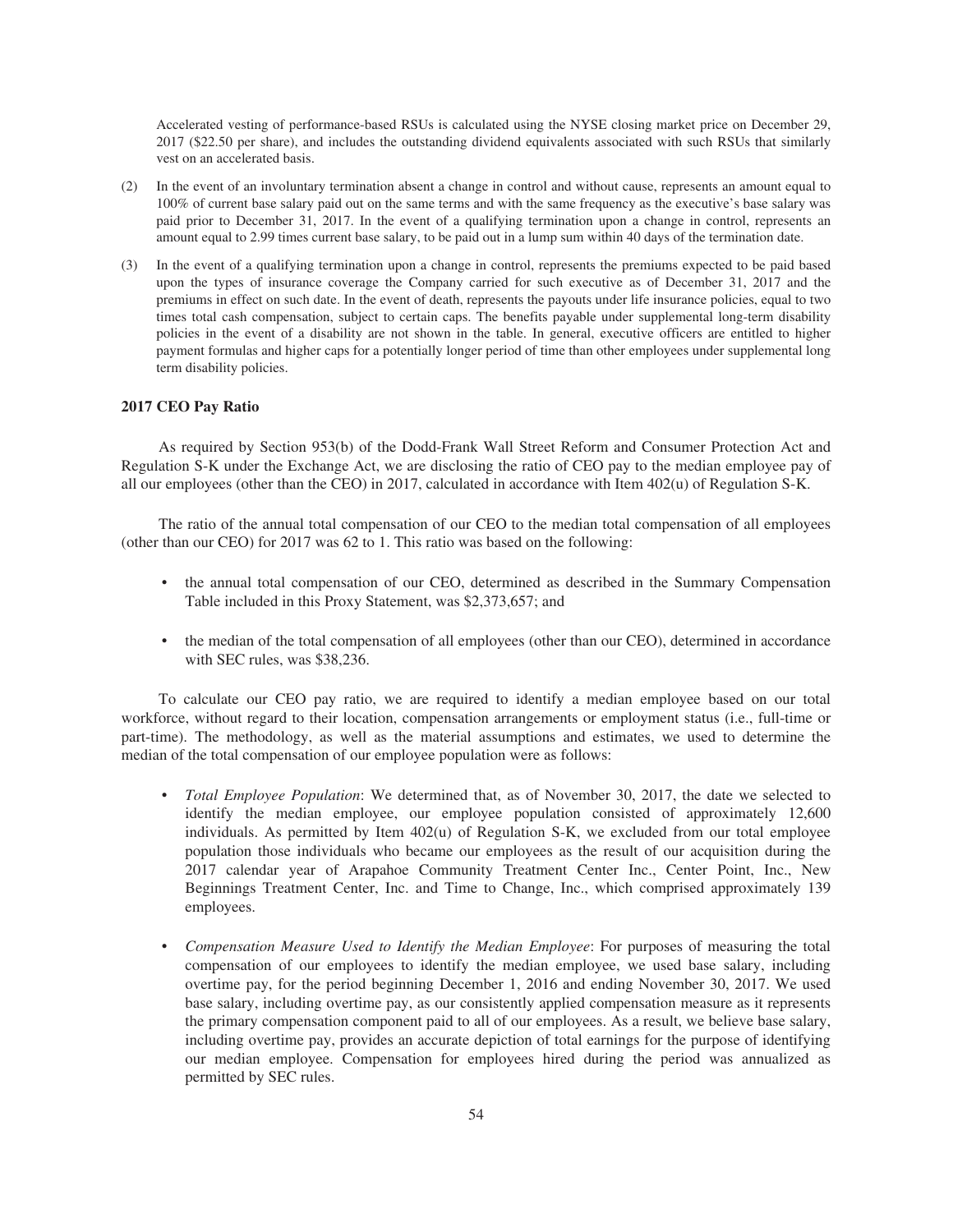Accelerated vesting of performance-based RSUs is calculated using the NYSE closing market price on December 29, 2017 ($22.50 per share), and includes the outstanding dividend equivalents associated with such RSUs that similarly vest on an accelerated basis.

(2) In the event of an involuntary termination absent a change in control and without cause, represents an amount equal to 100% of current base salary paid out on the same terms and with the same frequency as the executive's base salary was paid prior to December 31, 2017. In the event of a qualifying termination upon a change in control, represents an amount equal to 2.99 times current base salary, to be paid out in a lump sum within 40 days of the termination date.

(3) In the event of a qualifying termination upon a change in control, represents the premiums expected to be paid based upon the types of insurance coverage the Company carried for such executive as of December 31, 2017 and the premiums in effect on such date. In the event of death, represents the payouts under life insurance policies, equal to two times total cash compensation, subject to certain caps. The benefits payable under supplemental long-term disability policies in the event of a disability are not shown in the table. In general, executive officers are entitled to higher payment formulas and higher caps for a potentially longer period of time than other employees under supplemental long term disability policies.

**2017 CEO Pay Ratio**

As required by Section 953(b) of the Dodd-Frank Wall Street Reform and Consumer Protection Act and Regulation S-K under the Exchange Act, we are disclosing the ratio of CEO pay to the median employee pay of all our employees (other than the CEO) in 2017, calculated in accordance with Item 402(u) of Regulation S-K.

The ratio of the annual total compensation of our CEO to the median total compensation of all employees (other than our CEO) for 2017 was 62 to 1. This ratio was based on the following:

- the annual total compensation of our CEO, determined as described in the Summary Compensation Table included in this Proxy Statement, was $2,373,657; and
- the median of the total compensation of all employees (other than our CEO), determined in accordance with SEC rules, was $38,236.

To calculate our CEO pay ratio, we are required to identify a median employee based on our total workforce, without regard to their location, compensation arrangements or employment status (i.e., full-time or part-time). The methodology, as well as the material assumptions and estimates, we used to determine the median of the total compensation of our employee population were as follows:

- *Total Employee Population*: We determined that, as of November 30, 2017, the date we selected to identify the median employee, our employee population consisted of approximately 12,600 individuals. As permitted by Item 402(u) of Regulation S-K, we excluded from our total employee population those individuals who became our employees as the result of our acquisition during the 2017 calendar year of Arapahoe Community Treatment Center Inc., Center Point, Inc., New Beginnings Treatment Center, Inc. and Time to Change, Inc., which comprised approximately 139 employees.
- *Compensation Measure Used to Identify the Median Employee*: For purposes of measuring the total compensation of our employees to identify the median employee, we used base salary, including overtime pay, for the period beginning December 1, 2016 and ending November 30, 2017. We used base salary, including overtime pay, as our consistently applied compensation measure as it represents the primary compensation component paid to all of our employees. As a result, we believe base salary, including overtime pay, provides an accurate depiction of total earnings for the purpose of identifying our median employee. Compensation for employees hired during the period was annualized as permitted by SEC rules.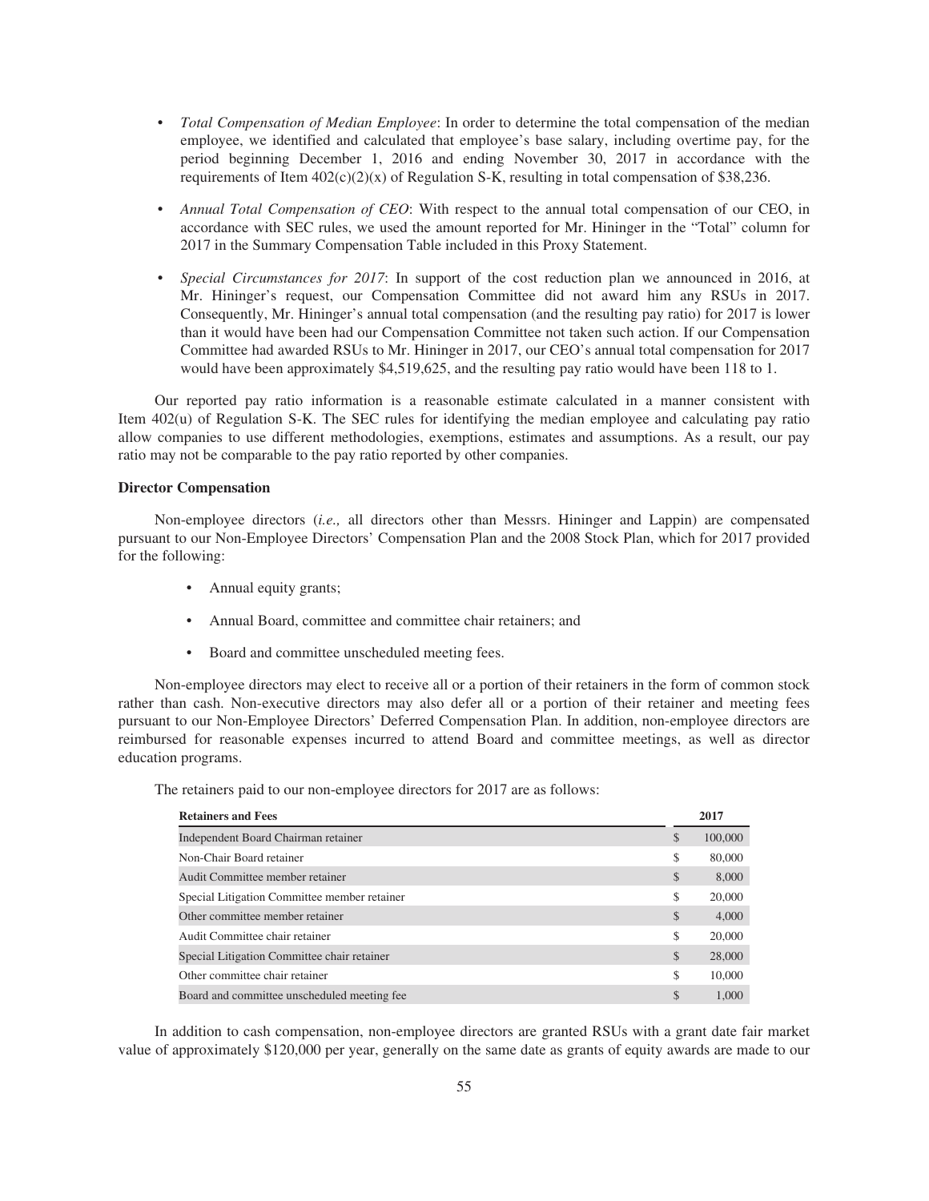- *Total Compensation of Median Employee*: In order to determine the total compensation of the median employee, we identified and calculated that employee's base salary, including overtime pay, for the period beginning December 1, 2016 and ending November 30, 2017 in accordance with the requirements of Item 402(c)(2)(x) of Regulation S-K, resulting in total compensation of $38,236.

- *Annual Total Compensation of CEO*: With respect to the annual total compensation of our CEO, in accordance with SEC rules, we used the amount reported for Mr. Hininger in the "Total" column for 2017 in the Summary Compensation Table included in this Proxy Statement.

- *Special Circumstances for 2017*: In support of the cost reduction plan we announced in 2016, at Mr. Hininger's request, our Compensation Committee did not award him any RSUs in 2017. Consequently, Mr. Hininger's annual total compensation (and the resulting pay ratio) for 2017 is lower than it would have been had our Compensation Committee not taken such action. If our Compensation Committee had awarded RSUs to Mr. Hininger in 2017, our CEO's annual total compensation for 2017 would have been approximately $4,519,625, and the resulting pay ratio would have been 118 to 1.

Our reported pay ratio information is a reasonable estimate calculated in a manner consistent with Item 402(u) of Regulation S-K. The SEC rules for identifying the median employee and calculating pay ratio allow companies to use different methodologies, exemptions, estimates and assumptions. As a result, our pay ratio may not be comparable to the pay ratio reported by other companies.

**Director Compensation**

Non-employee directors (*i.e.,* all directors other than Messrs. Hininger and Lappin) are compensated pursuant to our Non-Employee Directors' Compensation Plan and the 2008 Stock Plan, which for 2017 provided for the following:

- Annual equity grants;
- Annual Board, committee and committee chair retainers; and
- Board and committee unscheduled meeting fees.

Non-employee directors may elect to receive all or a portion of their retainers in the form of common stock rather than cash. Non-executive directors may also defer all or a portion of their retainer and meeting fees pursuant to our Non-Employee Directors' Deferred Compensation Plan. In addition, non-employee directors are reimbursed for reasonable expenses incurred to attend Board and committee meetings, as well as director education programs.

The retainers paid to our non-employee directors for 2017 are as follows:

| Retainers and Fees | 2017 |
|---|---|
| Independent Board Chairman retainer | $ 100,000 |
| Non-Chair Board retainer | $ 80,000 |
| Audit Committee member retainer | $ 8,000 |
| Special Litigation Committee member retainer | $ 20,000 |
| Other committee member retainer | $ 4,000 |
| Audit Committee chair retainer | $ 20,000 |
| Special Litigation Committee chair retainer | $ 28,000 |
| Other committee chair retainer | $ 10,000 |
| Board and committee unscheduled meeting fee | $ 1,000 |

In addition to cash compensation, non-employee directors are granted RSUs with a grant date fair market value of approximately $120,000 per year, generally on the same date as grants of equity awards are made to our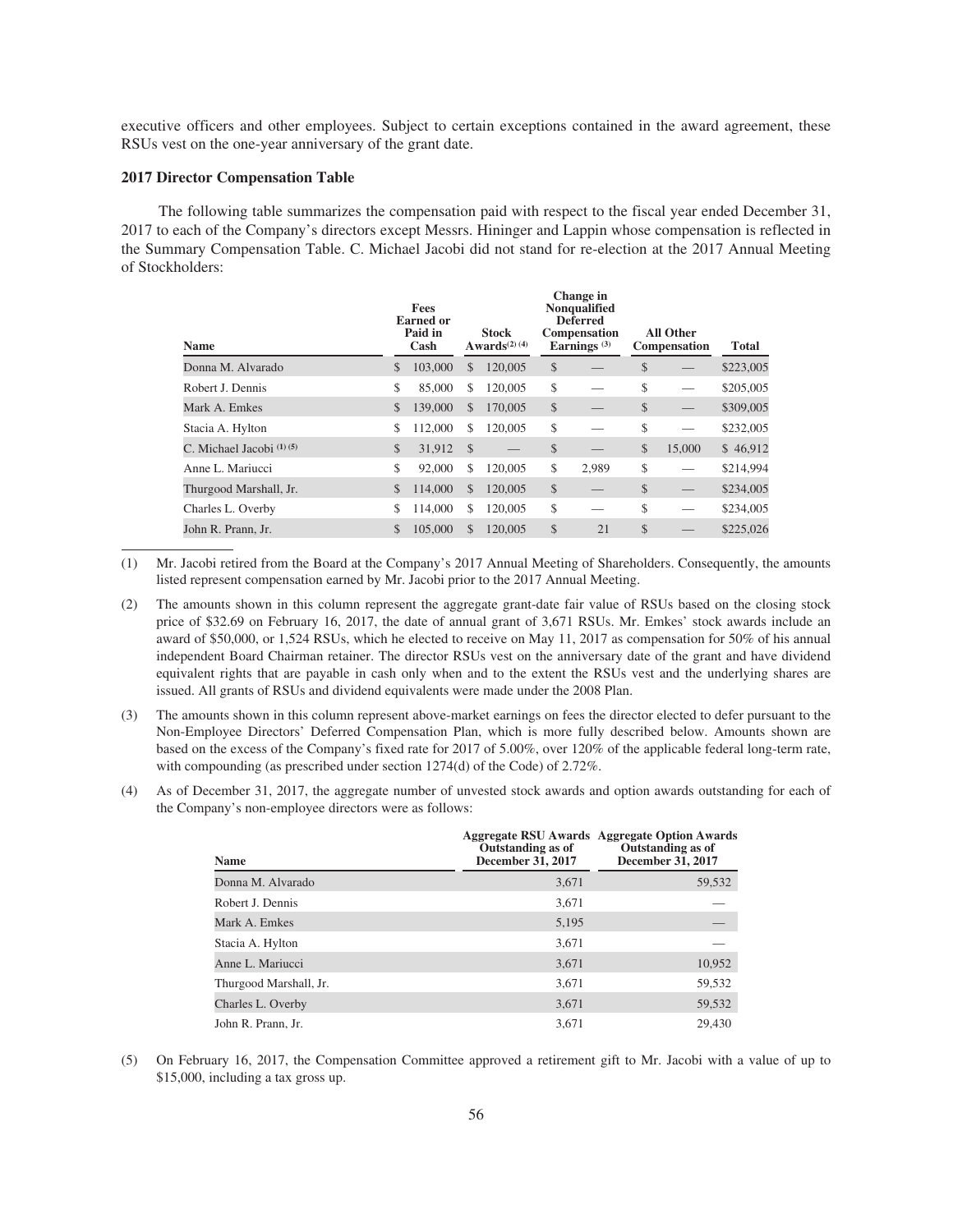executive officers and other employees. Subject to certain exceptions contained in the award agreement, these RSUs vest on the one-year anniversary of the grant date.

**2017 Director Compensation Table**

The following table summarizes the compensation paid with respect to the fiscal year ended December 31, 2017 to each of the Company's directors except Messrs. Hininger and Lappin whose compensation is reflected in the Summary Compensation Table. C. Michael Jacobi did not stand for re-election at the 2017 Annual Meeting of Stockholders:

| Name | Fees Earned or Paid in Cash | Stock Awards[(2) (4)] | Change in Nonqualified Deferred Compensation Earnings [(3)] | All Other Compensation | Total |
|---|---|---|---|---|---|
| Donna M. Alvarado | $ 103,000 | $ 120,005 | $ — | $ — | $223,005 |
| Robert J. Dennis | $ 85,000 | $ 120,005 | $ — | $ — | $205,005 |
| Mark A. Emkes | $ 139,000 | $ 170,005 | $ — | $ — | $309,005 |
| Stacia A. Hylton | $ 112,000 | $ 120,005 | $ — | $ — | $232,005 |
| C. Michael Jacobi [(1) (5)] | $ 31,912 | $ — | $ — | $ 15,000 | $ 46,912 |
| Anne L. Mariucci | $ 92,000 | $ 120,005 | $ 2,989 | $ — | $214,994 |
| Thurgood Marshall, Jr. | $ 114,000 | $ 120,005 | $ — | $ — | $234,005 |
| Charles L. Overby | $ 114,000 | $ 120,005 | $ — | $ — | $234,005 |
| John R. Prann, Jr. | $ 105,000 | $ 120,005 | $ 21 | $ — | $225,026 |

(1) Mr. Jacobi retired from the Board at the Company's 2017 Annual Meeting of Shareholders. Consequently, the amounts listed represent compensation earned by Mr. Jacobi prior to the 2017 Annual Meeting.

(2) The amounts shown in this column represent the aggregate grant-date fair value of RSUs based on the closing stock price of $32.69 on February 16, 2017, the date of annual grant of 3,671 RSUs. Mr. Emkes' stock awards include an award of $50,000, or 1,524 RSUs, which he elected to receive on May 11, 2017 as compensation for 50% of his annual independent Board Chairman retainer. The director RSUs vest on the anniversary date of the grant and have dividend equivalent rights that are payable in cash only when and to the extent the RSUs vest and the underlying shares are issued. All grants of RSUs and dividend equivalents were made under the 2008 Plan.

(3) The amounts shown in this column represent above-market earnings on fees the director elected to defer pursuant to the Non-Employee Directors' Deferred Compensation Plan, which is more fully described below. Amounts shown are based on the excess of the Company's fixed rate for 2017 of 5.00%, over 120% of the applicable federal long-term rate, with compounding (as prescribed under section 1274(d) of the Code) of 2.72%.

(4) As of December 31, 2017, the aggregate number of unvested stock awards and option awards outstanding for each of the Company's non-employee directors were as follows:

| Name | Aggregate RSU Awards Outstanding as of December 31, 2017 | Aggregate Option Awards Outstanding as of December 31, 2017 |
|---|---|---|
| Donna M. Alvarado | 3,671 | 59,532 |
| Robert J. Dennis | 3,671 | — |
| Mark A. Emkes | 5,195 | — |
| Stacia A. Hylton | 3,671 | — |
| Anne L. Mariucci | 3,671 | 10,952 |
| Thurgood Marshall, Jr. | 3,671 | 59,532 |
| Charles L. Overby | 3,671 | 59,532 |
| John R. Prann, Jr. | 3,671 | 29,430 |

(5) On February 16, 2017, the Compensation Committee approved a retirement gift to Mr. Jacobi with a value of up to $15,000, including a tax gross up.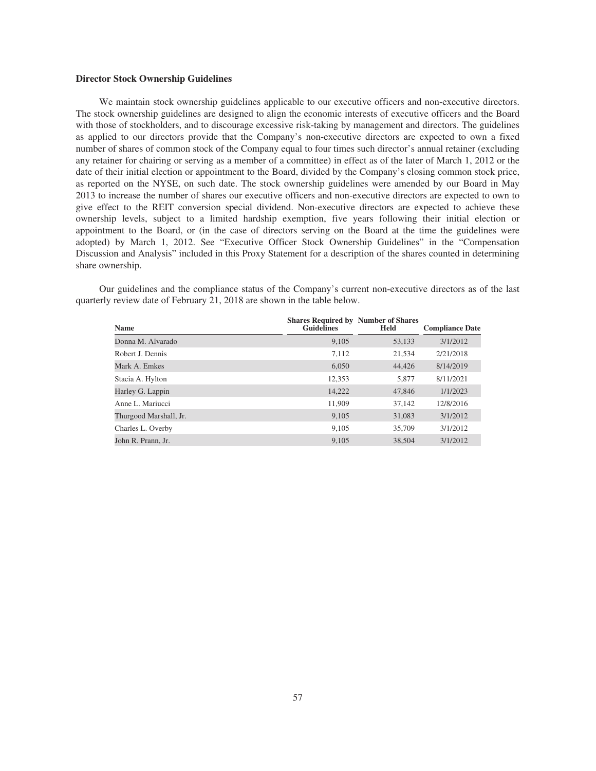### Director Stock Ownership Guidelines

We maintain stock ownership guidelines applicable to our executive officers and non-executive directors. The stock ownership guidelines are designed to align the economic interests of executive officers and the Board with those of stockholders, and to discourage excessive risk-taking by management and directors. The guidelines as applied to our directors provide that the Company's non-executive directors are expected to own a fixed number of shares of common stock of the Company equal to four times such director's annual retainer (excluding any retainer for chairing or serving as a member of a committee) in effect as of the later of March 1, 2012 or the date of their initial election or appointment to the Board, divided by the Company's closing common stock price, as reported on the NYSE, on such date. The stock ownership guidelines were amended by our Board in May 2013 to increase the number of shares our executive officers and non-executive directors are expected to own to give effect to the REIT conversion special dividend. Non-executive directors are expected to achieve these ownership levels, subject to a limited hardship exemption, five years following their initial election or appointment to the Board, or (in the case of directors serving on the Board at the time the guidelines were adopted) by March 1, 2012. See "Executive Officer Stock Ownership Guidelines" in the "Compensation Discussion and Analysis" included in this Proxy Statement for a description of the shares counted in determining share ownership.

Our guidelines and the compliance status of the Company's current non-executive directors as of the last quarterly review date of February 21, 2018 are shown in the table below.

| Name | Shares Required by Guidelines | Number of Shares Held | Compliance Date |
|---|---|---|---|
| Donna M. Alvarado | 9,105 | 53,133 | 3/1/2012 |
| Robert J. Dennis | 7,112 | 21,534 | 2/21/2018 |
| Mark A. Emkes | 6,050 | 44,426 | 8/14/2019 |
| Stacia A. Hylton | 12,353 | 5,877 | 8/11/2021 |
| Harley G. Lappin | 14,222 | 47,846 | 1/1/2023 |
| Anne L. Mariucci | 11,909 | 37,142 | 12/8/2016 |
| Thurgood Marshall, Jr. | 9,105 | 31,083 | 3/1/2012 |
| Charles L. Overby | 9,105 | 35,709 | 3/1/2012 |
| John R. Prann, Jr. | 9,105 | 38,504 | 3/1/2012 |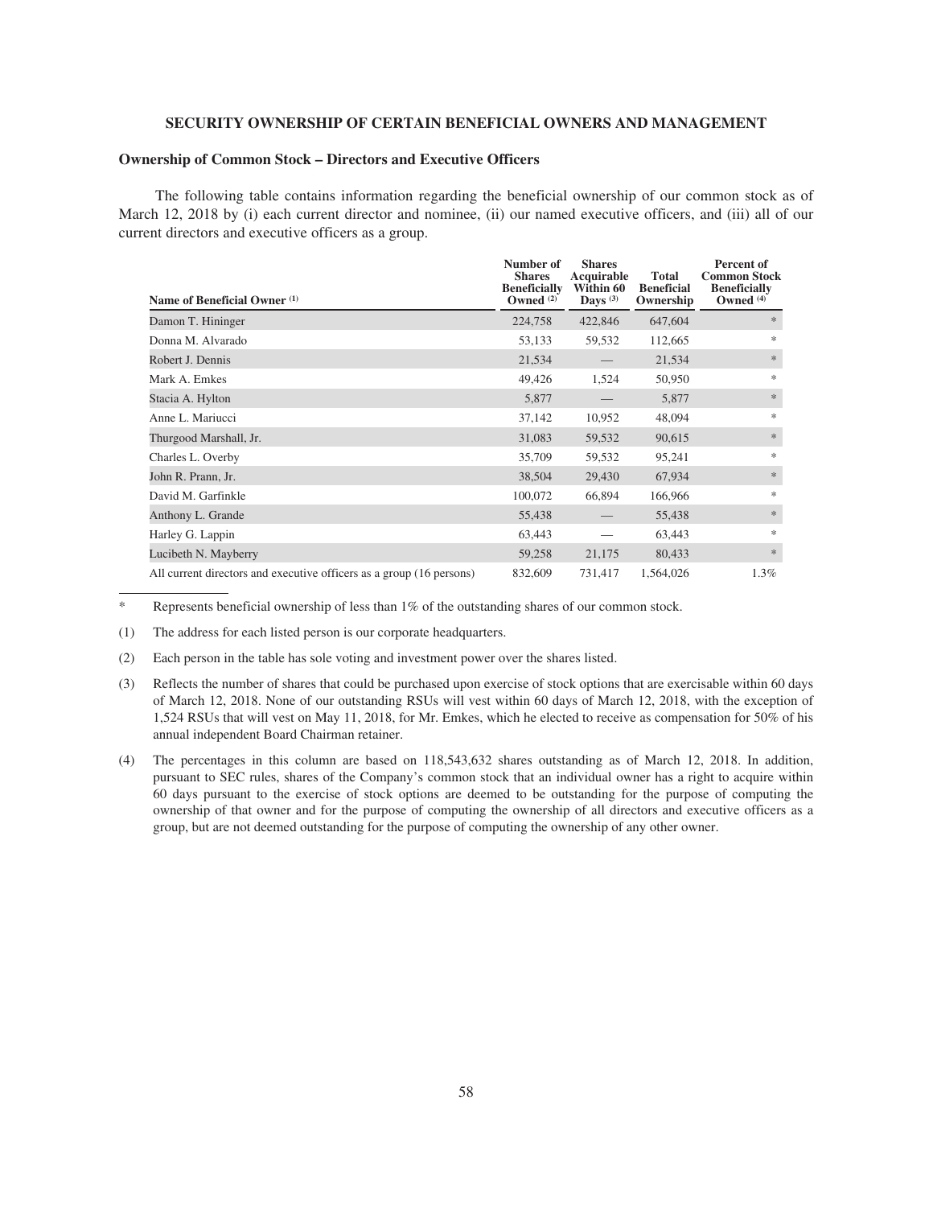## SECURITY OWNERSHIP OF CERTAIN BENEFICIAL OWNERS AND MANAGEMENT

### Ownership of Common Stock – Directors and Executive Officers

The following table contains information regarding the beneficial ownership of our common stock as of March 12, 2018 by (i) each current director and nominee, (ii) our named executive officers, and (iii) all of our current directors and executive officers as a group.

| Name of Beneficial Owner (1) | Number of Shares Beneficially Owned (2) | Shares Acquirable Within 60 Days (3) | Total Beneficial Ownership | Percent of Common Stock Beneficially Owned (4) |
|---|---|---|---|---|
| Damon T. Hininger | 224,758 | 422,846 | 647,604 | * |
| Donna M. Alvarado | 53,133 | 59,532 | 112,665 | * |
| Robert J. Dennis | 21,534 | — | 21,534 | * |
| Mark A. Emkes | 49,426 | 1,524 | 50,950 | * |
| Stacia A. Hylton | 5,877 | — | 5,877 | * |
| Anne L. Mariucci | 37,142 | 10,952 | 48,094 | * |
| Thurgood Marshall, Jr. | 31,083 | 59,532 | 90,615 | * |
| Charles L. Overby | 35,709 | 59,532 | 95,241 | * |
| John R. Prann, Jr. | 38,504 | 29,430 | 67,934 | * |
| David M. Garfinkle | 100,072 | 66,894 | 166,966 | * |
| Anthony L. Grande | 55,438 | — | 55,438 | * |
| Harley G. Lappin | 63,443 | — | 63,443 | * |
| Lucibeth N. Mayberry | 59,258 | 21,175 | 80,433 | * |
| All current directors and executive officers as a group (16 persons) | 832,609 | 731,417 | 1,564,026 | 1.3% |

\* Represents beneficial ownership of less than 1% of the outstanding shares of our common stock.

(1) The address for each listed person is our corporate headquarters.

(2) Each person in the table has sole voting and investment power over the shares listed.

(3) Reflects the number of shares that could be purchased upon exercise of stock options that are exercisable within 60 days of March 12, 2018. None of our outstanding RSUs will vest within 60 days of March 12, 2018, with the exception of 1,524 RSUs that will vest on May 11, 2018, for Mr. Emkes, which he elected to receive as compensation for 50% of his annual independent Board Chairman retainer.

(4) The percentages in this column are based on 118,543,632 shares outstanding as of March 12, 2018. In addition, pursuant to SEC rules, shares of the Company's common stock that an individual owner has a right to acquire within 60 days pursuant to the exercise of stock options are deemed to be outstanding for the purpose of computing the ownership of that owner and for the purpose of computing the ownership of all directors and executive officers as a group, but are not deemed outstanding for the purpose of computing the ownership of any other owner.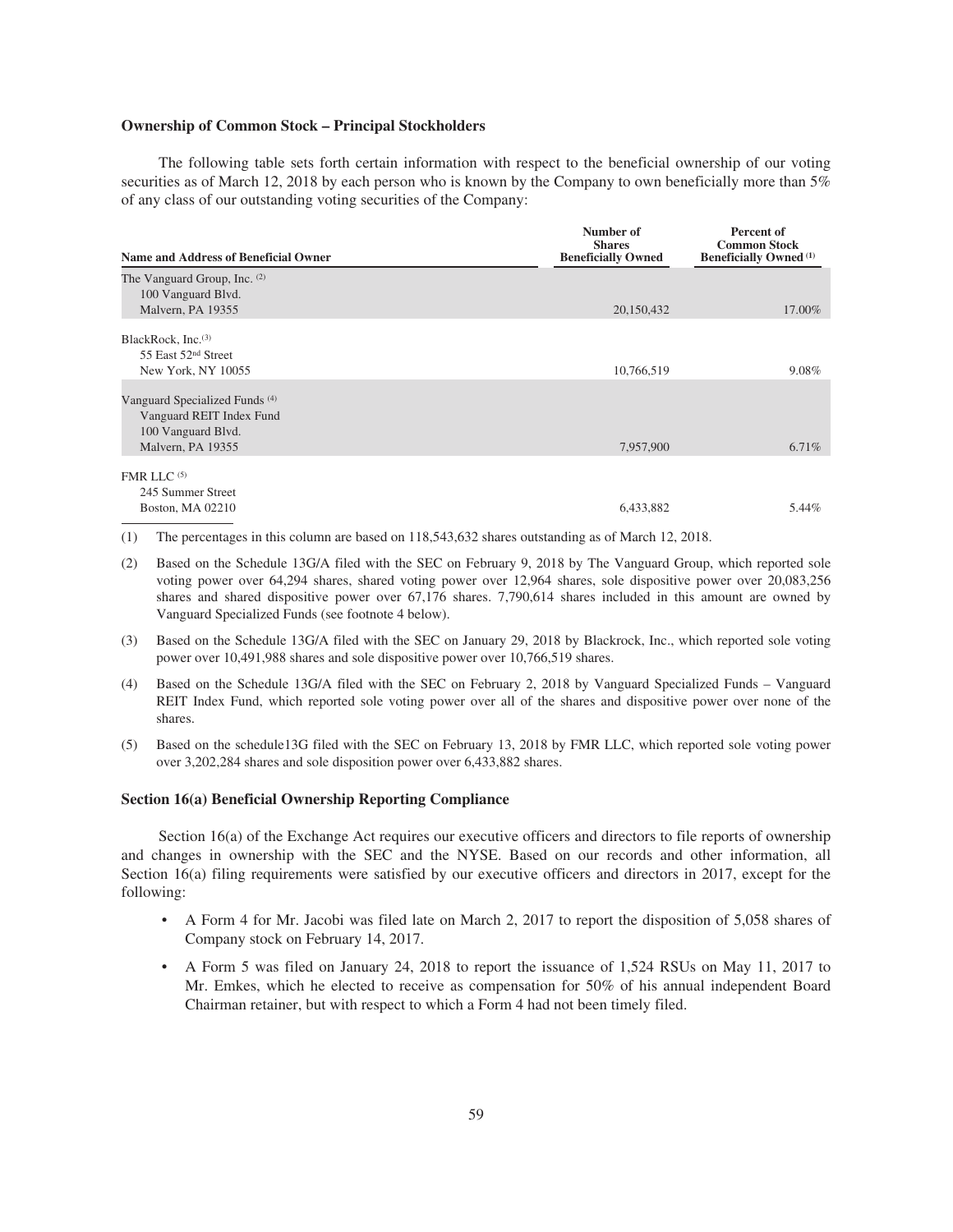### Ownership of Common Stock – Principal Stockholders

The following table sets forth certain information with respect to the beneficial ownership of our voting securities as of March 12, 2018 by each person who is known by the Company to own beneficially more than 5% of any class of our outstanding voting securities of the Company:

| Name and Address of Beneficial Owner | Number of Shares Beneficially Owned | Percent of Common Stock Beneficially Owned [(1)] |
|---|---|---|
| The Vanguard Group, Inc. [(2)]<br>100 Vanguard Blvd.<br>Malvern, PA 19355 | 20,150,432 | 17.00% |
| BlackRock, Inc.[(3)]<br>55 East 52nd Street<br>New York, NY 10055 | 10,766,519 | 9.08% |
| Vanguard Specialized Funds [(4)]<br>Vanguard REIT Index Fund<br>100 Vanguard Blvd.<br>Malvern, PA 19355 | 7,957,900 | 6.71% |
| FMR LLC [(5)]<br>245 Summer Street<br>Boston, MA 02210 | 6,433,882 | 5.44% |

(1) The percentages in this column are based on 118,543,632 shares outstanding as of March 12, 2018.

(2) Based on the Schedule 13G/A filed with the SEC on February 9, 2018 by The Vanguard Group, which reported sole voting power over 64,294 shares, shared voting power over 12,964 shares, sole dispositive power over 20,083,256 shares and shared dispositive power over 67,176 shares. 7,790,614 shares included in this amount are owned by Vanguard Specialized Funds (see footnote 4 below).

(3) Based on the Schedule 13G/A filed with the SEC on January 29, 2018 by Blackrock, Inc., which reported sole voting power over 10,491,988 shares and sole dispositive power over 10,766,519 shares.

(4) Based on the Schedule 13G/A filed with the SEC on February 2, 2018 by Vanguard Specialized Funds – Vanguard REIT Index Fund, which reported sole voting power over all of the shares and dispositive power over none of the shares.

(5) Based on the schedule13G filed with the SEC on February 13, 2018 by FMR LLC, which reported sole voting power over 3,202,284 shares and sole disposition power over 6,433,882 shares.

### Section 16(a) Beneficial Ownership Reporting Compliance

Section 16(a) of the Exchange Act requires our executive officers and directors to file reports of ownership and changes in ownership with the SEC and the NYSE. Based on our records and other information, all Section 16(a) filing requirements were satisfied by our executive officers and directors in 2017, except for the following:

- A Form 4 for Mr. Jacobi was filed late on March 2, 2017 to report the disposition of 5,058 shares of Company stock on February 14, 2017.
- A Form 5 was filed on January 24, 2018 to report the issuance of 1,524 RSUs on May 11, 2017 to Mr. Emkes, which he elected to receive as compensation for 50% of his annual independent Board Chairman retainer, but with respect to which a Form 4 had not been timely filed.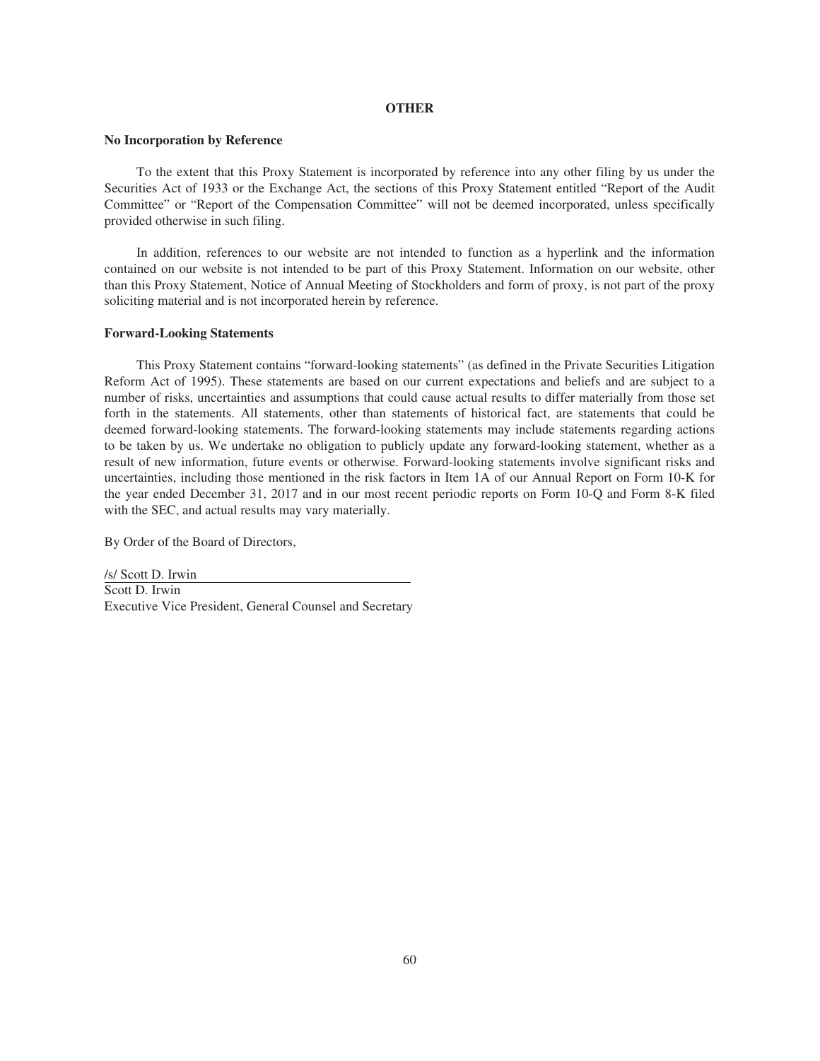## OTHER

### No Incorporation by Reference

To the extent that this Proxy Statement is incorporated by reference into any other filing by us under the Securities Act of 1933 or the Exchange Act, the sections of this Proxy Statement entitled "Report of the Audit Committee" or "Report of the Compensation Committee" will not be deemed incorporated, unless specifically provided otherwise in such filing.

In addition, references to our website are not intended to function as a hyperlink and the information contained on our website is not intended to be part of this Proxy Statement. Information on our website, other than this Proxy Statement, Notice of Annual Meeting of Stockholders and form of proxy, is not part of the proxy soliciting material and is not incorporated herein by reference.

### Forward-Looking Statements

This Proxy Statement contains "forward-looking statements" (as defined in the Private Securities Litigation Reform Act of 1995). These statements are based on our current expectations and beliefs and are subject to a number of risks, uncertainties and assumptions that could cause actual results to differ materially from those set forth in the statements. All statements, other than statements of historical fact, are statements that could be deemed forward-looking statements. The forward-looking statements may include statements regarding actions to be taken by us. We undertake no obligation to publicly update any forward-looking statement, whether as a result of new information, future events or otherwise. Forward-looking statements involve significant risks and uncertainties, including those mentioned in the risk factors in Item 1A of our Annual Report on Form 10-K for the year ended December 31, 2017 and in our most recent periodic reports on Form 10-Q and Form 8-K filed with the SEC, and actual results may vary materially.

By Order of the Board of Directors,

/s/ Scott D. Irwin

Scott D. Irwin
Executive Vice President, General Counsel and Secretary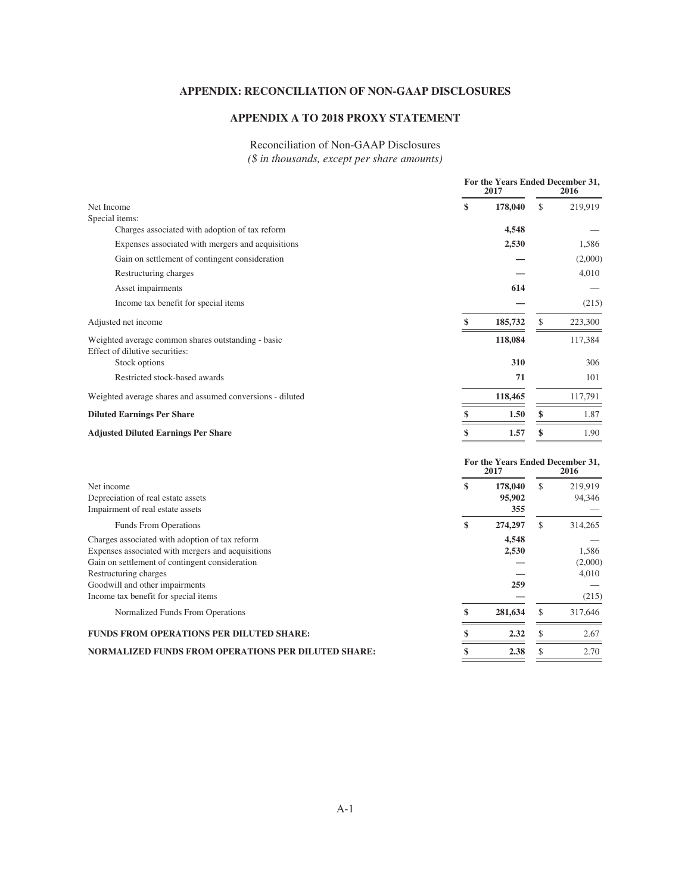**APPENDIX: RECONCILIATION OF NON-GAAP DISCLOSURES**

**APPENDIX A TO 2018 PROXY STATEMENT**

Reconciliation of Non-GAAP Disclosures

*($ in thousands, except per share amounts)*

| | For the Years Ended December 31, 2017 | 2016 |
|---|---|---|
| Net Income | **$ 178,040** | $ 219,919 |
| Special items: | | |
| Charges associated with adoption of tax reform | **4,548** | — |
| Expenses associated with mergers and acquisitions | **2,530** | 1,586 |
| Gain on settlement of contingent consideration | **—** | (2,000) |
| Restructuring charges | **—** | 4,010 |
| Asset impairments | **614** | — |
| Income tax benefit for special items | **—** | (215) |
| Adjusted net income | **$ 185,732** | $ 223,300 |
| Weighted average common shares outstanding - basic | **118,084** | 117,384 |
| Effect of dilutive securities: | | |
| Stock options | **310** | 306 |
| Restricted stock-based awards | **71** | 101 |
| Weighted average shares and assumed conversions - diluted | **118,465** | 117,791 |
| **Diluted Earnings Per Share** | **$ 1.50** | **$** 1.87 |
| **Adjusted Diluted Earnings Per Share** | **$ 1.57** | **$** 1.90 |

| | For the Years Ended December 31, 2017 | 2016 |
|---|---|---|
| Net income | **$ 178,040** | $ 219,919 |
| Depreciation of real estate assets | **95,902** | 94,346 |
| Impairment of real estate assets | **355** | — |
| Funds From Operations | **$ 274,297** | $ 314,265 |
| Charges associated with adoption of tax reform | **4,548** | — |
| Expenses associated with mergers and acquisitions | **2,530** | 1,586 |
| Gain on settlement of contingent consideration | **—** | (2,000) |
| Restructuring charges | **—** | 4,010 |
| Goodwill and other impairments | **259** | — |
| Income tax benefit for special items | **—** | (215) |
| Normalized Funds From Operations | **$ 281,634** | $ 317,646 |
| **FUNDS FROM OPERATIONS PER DILUTED SHARE:** | **$ 2.32** | $ 2.67 |
| **NORMALIZED FUNDS FROM OPERATIONS PER DILUTED SHARE:** | **$ 2.38** | $ 2.70 |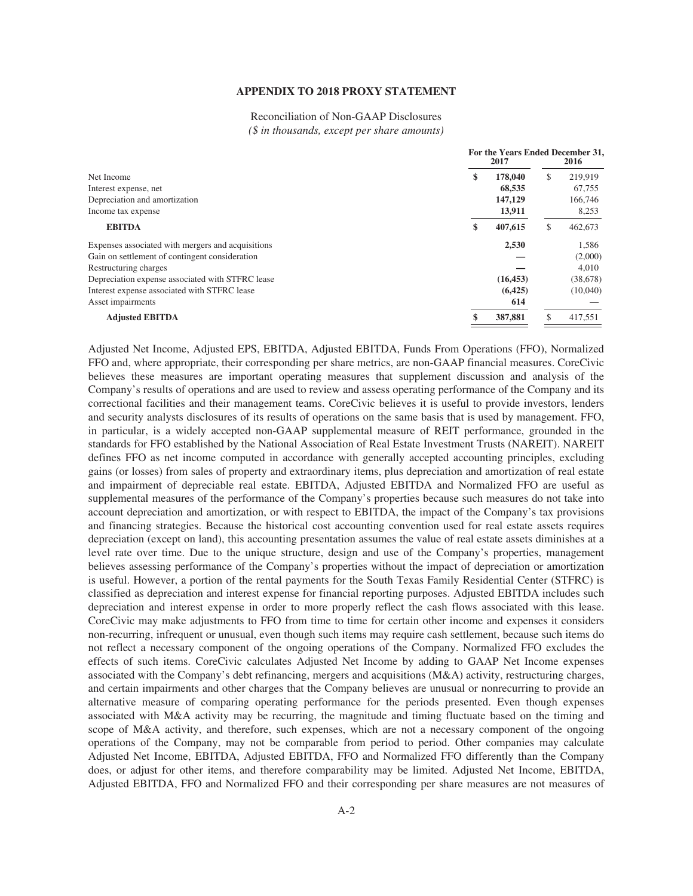**APPENDIX TO 2018 PROXY STATEMENT**

Reconciliation of Non-GAAP Disclosures
*($ in thousands, except per share amounts)*

| | For the Years Ended December 31, 2017 | 2016 |
|---|---|---|
| Net Income | **$ 178,040** | $ 219,919 |
| Interest expense, net | **68,535** | 67,755 |
| Depreciation and amortization | **147,129** | 166,746 |
| Income tax expense | **13,911** | 8,253 |
| **EBITDA** | **$ 407,615** | $ 462,673 |
| Expenses associated with mergers and acquisitions | **2,530** | 1,586 |
| Gain on settlement of contingent consideration | **—** | (2,000) |
| Restructuring charges | **—** | 4,010 |
| Depreciation expense associated with STFRC lease | **(16,453)** | (38,678) |
| Interest expense associated with STFRC lease | **(6,425)** | (10,040) |
| Asset impairments | **614** | — |
| **Adjusted EBITDA** | **$ 387,881** | $ 417,551 |

Adjusted Net Income, Adjusted EPS, EBITDA, Adjusted EBITDA, Funds From Operations (FFO), Normalized FFO and, where appropriate, their corresponding per share metrics, are non-GAAP financial measures. CoreCivic believes these measures are important operating measures that supplement discussion and analysis of the Company's results of operations and are used to review and assess operating performance of the Company and its correctional facilities and their management teams. CoreCivic believes it is useful to provide investors, lenders and security analysts disclosures of its results of operations on the same basis that is used by management. FFO, in particular, is a widely accepted non-GAAP supplemental measure of REIT performance, grounded in the standards for FFO established by the National Association of Real Estate Investment Trusts (NAREIT). NAREIT defines FFO as net income computed in accordance with generally accepted accounting principles, excluding gains (or losses) from sales of property and extraordinary items, plus depreciation and amortization of real estate and impairment of depreciable real estate. EBITDA, Adjusted EBITDA and Normalized FFO are useful as supplemental measures of the performance of the Company's properties because such measures do not take into account depreciation and amortization, or with respect to EBITDA, the impact of the Company's tax provisions and financing strategies. Because the historical cost accounting convention used for real estate assets requires depreciation (except on land), this accounting presentation assumes the value of real estate assets diminishes at a level rate over time. Due to the unique structure, design and use of the Company's properties, management believes assessing performance of the Company's properties without the impact of depreciation or amortization is useful. However, a portion of the rental payments for the South Texas Family Residential Center (STFRC) is classified as depreciation and interest expense for financial reporting purposes. Adjusted EBITDA includes such depreciation and interest expense in order to more properly reflect the cash flows associated with this lease. CoreCivic may make adjustments to FFO from time to time for certain other income and expenses it considers non-recurring, infrequent or unusual, even though such items may require cash settlement, because such items do not reflect a necessary component of the ongoing operations of the Company. Normalized FFO excludes the effects of such items. CoreCivic calculates Adjusted Net Income by adding to GAAP Net Income expenses associated with the Company's debt refinancing, mergers and acquisitions (M&A) activity, restructuring charges, and certain impairments and other charges that the Company believes are unusual or nonrecurring to provide an alternative measure of comparing operating performance for the periods presented. Even though expenses associated with M&A activity may be recurring, the magnitude and timing fluctuate based on the timing and scope of M&A activity, and therefore, such expenses, which are not a necessary component of the ongoing operations of the Company, may not be comparable from period to period. Other companies may calculate Adjusted Net Income, EBITDA, Adjusted EBITDA, FFO and Normalized FFO differently than the Company does, or adjust for other items, and therefore comparability may be limited. Adjusted Net Income, EBITDA, Adjusted EBITDA, FFO and Normalized FFO and their corresponding per share measures are not measures of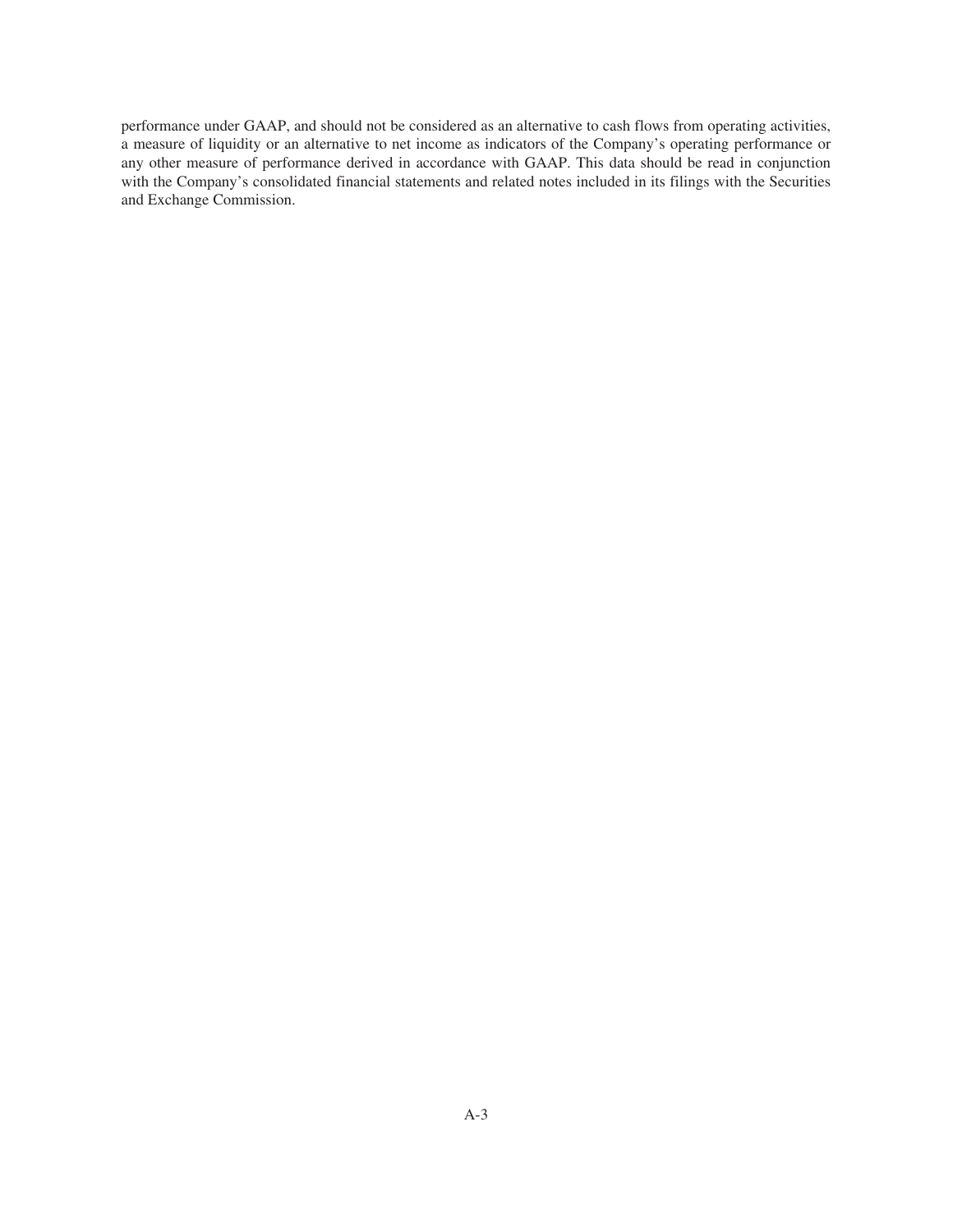performance under GAAP, and should not be considered as an alternative to cash flows from operating activities, a measure of liquidity or an alternative to net income as indicators of the Company's operating performance or any other measure of performance derived in accordance with GAAP. This data should be read in conjunction with the Company's consolidated financial statements and related notes included in its filings with the Securities and Exchange Commission.